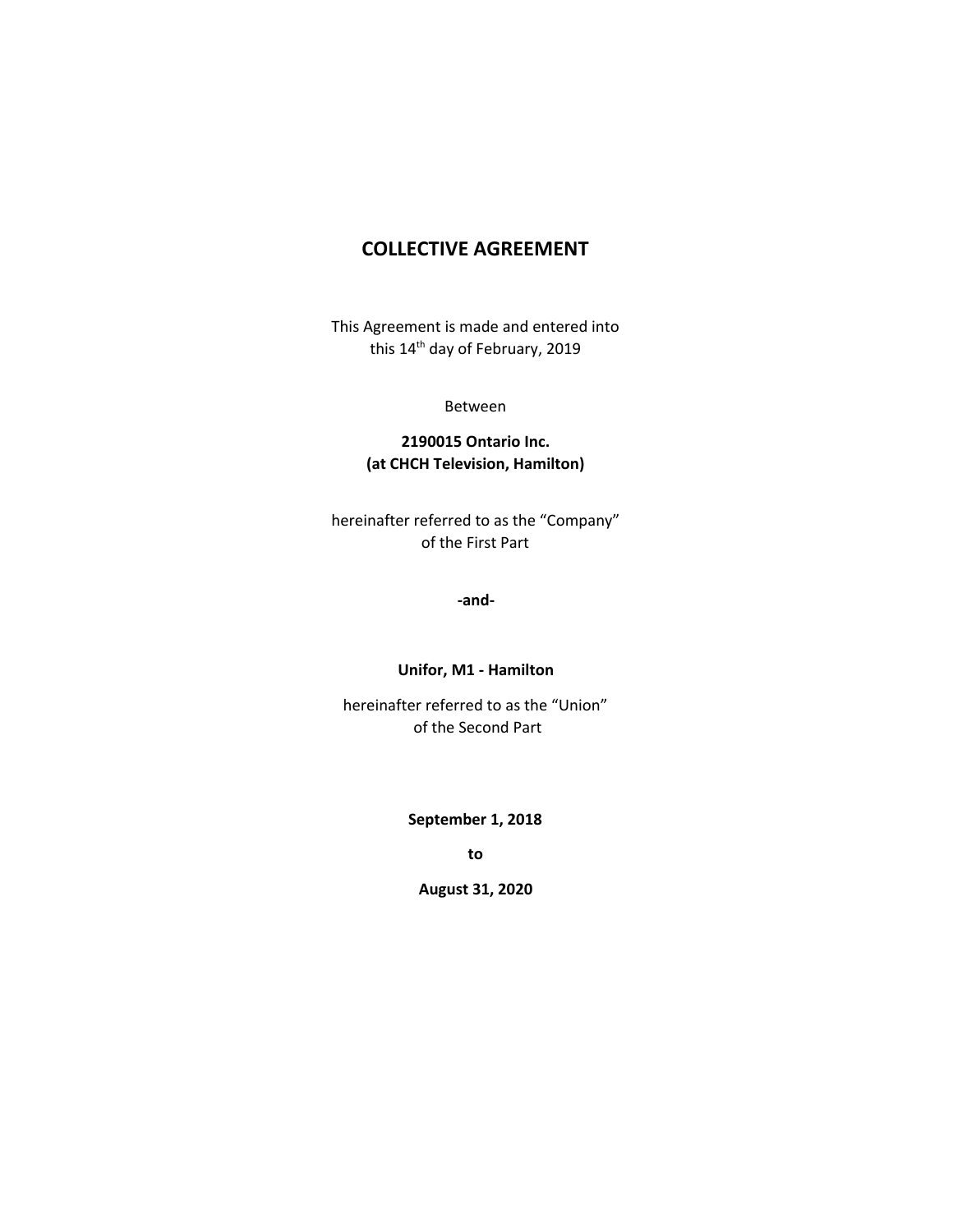# COLLECTIVE AGREEMENT

This Agreement is made and entered into
this 14th day of February, 2019

Between

**2190015 Ontario Inc.**
**(at CHCH Television, Hamilton)**

hereinafter referred to as the "Company"
of the First Part

**-and-**

**Unifor, M1 - Hamilton**

hereinafter referred to as the "Union"
of the Second Part

**September 1, 2018**

**to**

**August 31, 2020**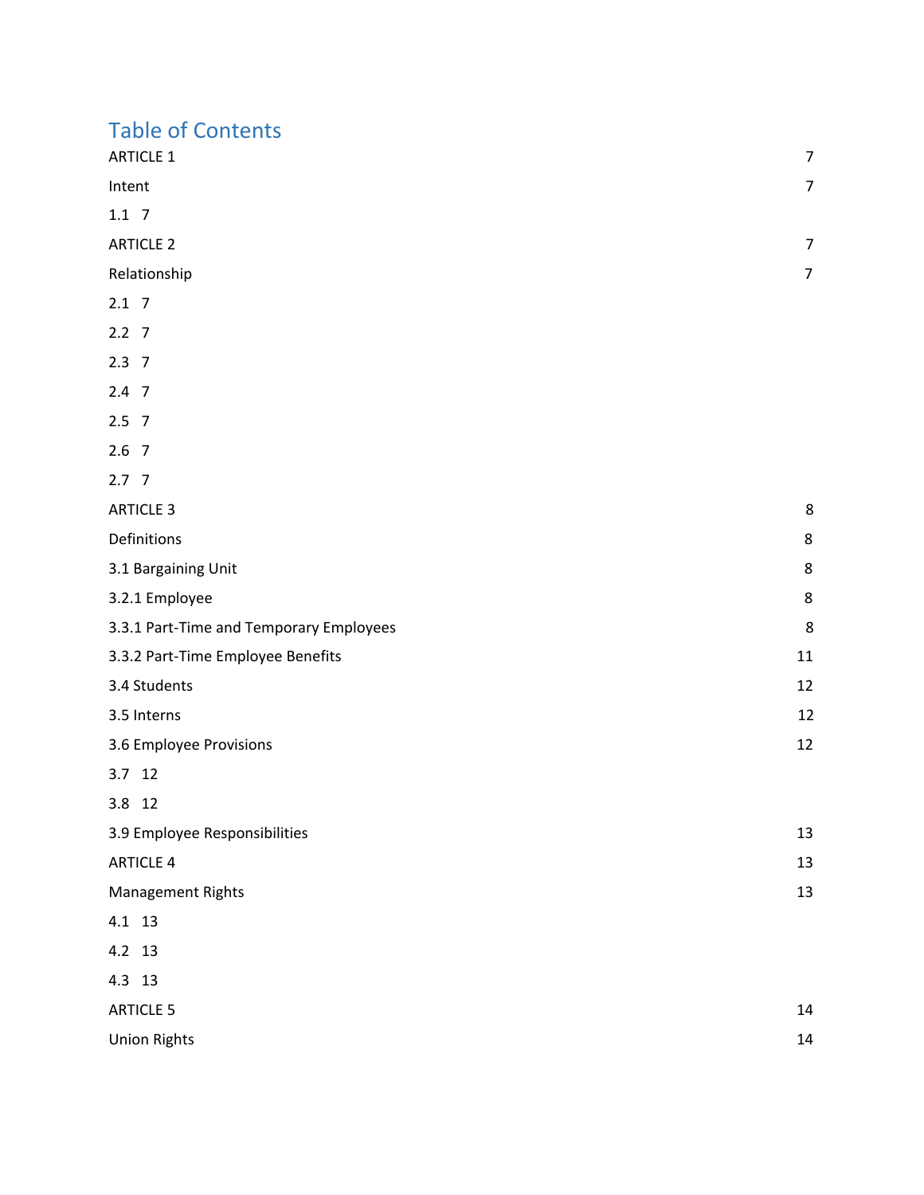# Table of Contents

| | |
|---|---|
| ARTICLE 1 | 7 |
| Intent | 7 |
| 1.1 7 | |
| ARTICLE 2 | 7 |
| Relationship | 7 |
| 2.1 7 | |
| 2.2 7 | |
| 2.3 7 | |
| 2.4 7 | |
| 2.5 7 | |
| 2.6 7 | |
| 2.7 7 | |
| ARTICLE 3 | 8 |
| Definitions | 8 |
| 3.1 Bargaining Unit | 8 |
| 3.2.1 Employee | 8 |
| 3.3.1 Part-Time and Temporary Employees | 8 |
| 3.3.2 Part-Time Employee Benefits | 11 |
| 3.4 Students | 12 |
| 3.5 Interns | 12 |
| 3.6 Employee Provisions | 12 |
| 3.7 12 | |
| 3.8 12 | |
| 3.9 Employee Responsibilities | 13 |
| ARTICLE 4 | 13 |
| Management Rights | 13 |
| 4.1 13 | |
| 4.2 13 | |
| 4.3 13 | |
| ARTICLE 5 | 14 |
| Union Rights | 14 |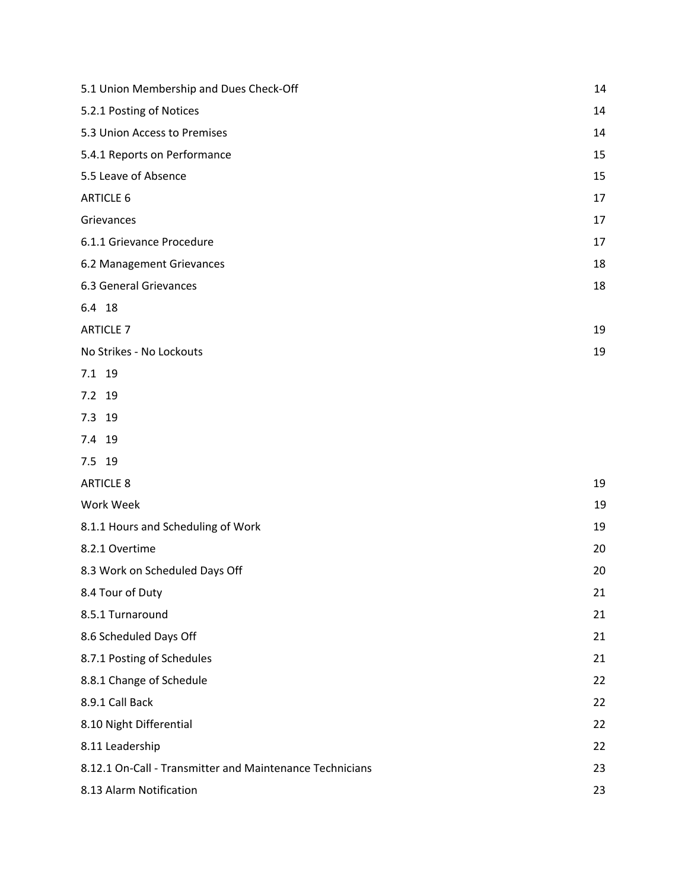| | |
|---|---|
| 5.1 Union Membership and Dues Check-Off | 14 |
| 5.2.1 Posting of Notices | 14 |
| 5.3 Union Access to Premises | 14 |
| 5.4.1 Reports on Performance | 15 |
| 5.5 Leave of Absence | 15 |
| ARTICLE 6 | 17 |
| Grievances | 17 |
| 6.1.1 Grievance Procedure | 17 |
| 6.2 Management Grievances | 18 |
| 6.3 General Grievances | 18 |
| 6.4 18 | |
| ARTICLE 7 | 19 |
| No Strikes - No Lockouts | 19 |
| 7.1 19 | |
| 7.2 19 | |
| 7.3 19 | |
| 7.4 19 | |
| 7.5 19 | |
| ARTICLE 8 | 19 |
| Work Week | 19 |
| 8.1.1 Hours and Scheduling of Work | 19 |
| 8.2.1 Overtime | 20 |
| 8.3 Work on Scheduled Days Off | 20 |
| 8.4 Tour of Duty | 21 |
| 8.5.1 Turnaround | 21 |
| 8.6 Scheduled Days Off | 21 |
| 8.7.1 Posting of Schedules | 21 |
| 8.8.1 Change of Schedule | 22 |
| 8.9.1 Call Back | 22 |
| 8.10 Night Differential | 22 |
| 8.11 Leadership | 22 |
| 8.12.1 On-Call - Transmitter and Maintenance Technicians | 23 |
| 8.13 Alarm Notification | 23 |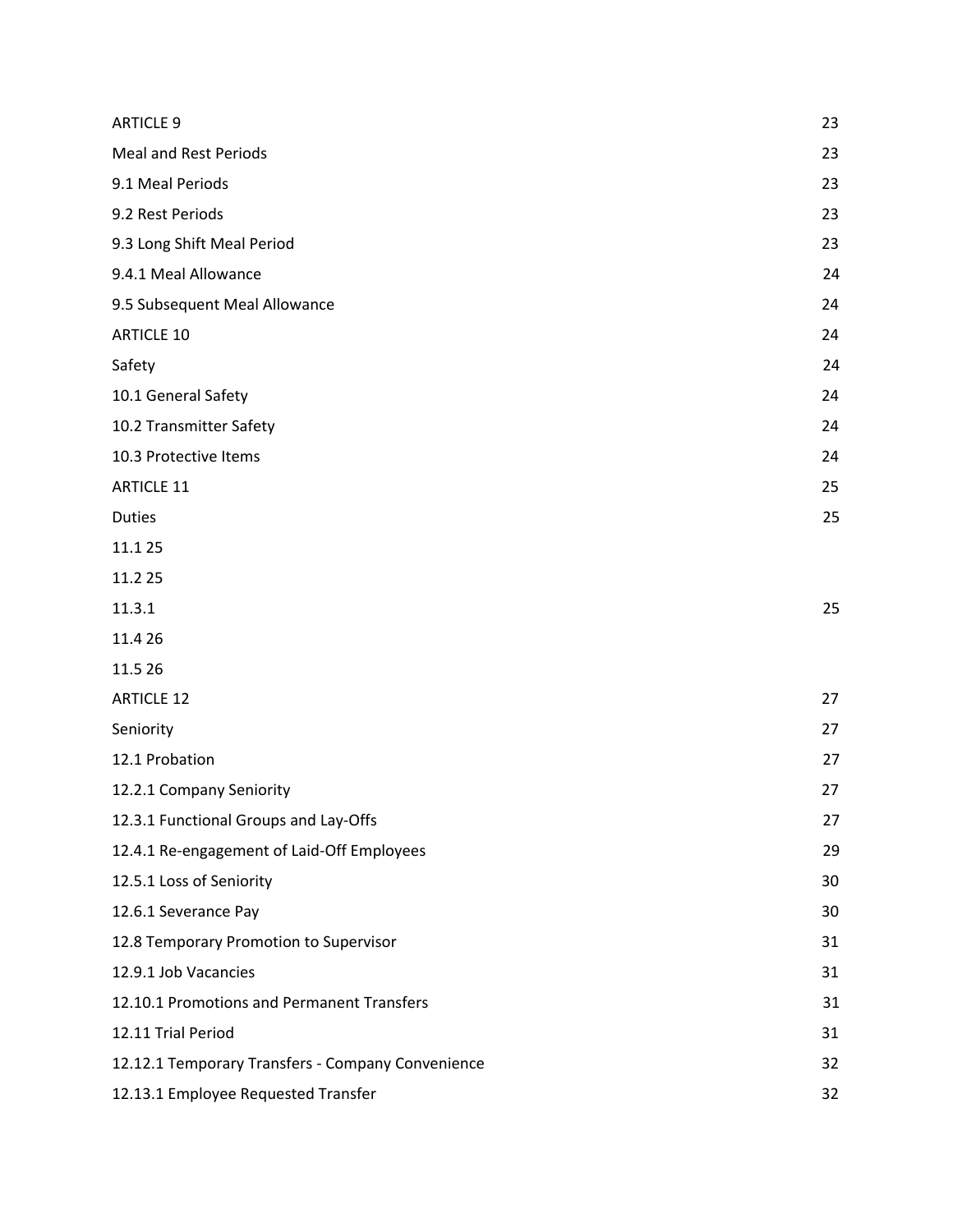| | |
|---|---|
| ARTICLE 9 | 23 |
| Meal and Rest Periods | 23 |
| 9.1 Meal Periods | 23 |
| 9.2 Rest Periods | 23 |
| 9.3 Long Shift Meal Period | 23 |
| 9.4.1 Meal Allowance | 24 |
| 9.5 Subsequent Meal Allowance | 24 |
| ARTICLE 10 | 24 |
| Safety | 24 |
| 10.1 General Safety | 24 |
| 10.2 Transmitter Safety | 24 |
| 10.3 Protective Items | 24 |
| ARTICLE 11 | 25 |
| Duties | 25 |
| 11.1 25 | |
| 11.2 25 | |
| 11.3.1 | 25 |
| 11.4 26 | |
| 11.5 26 | |
| ARTICLE 12 | 27 |
| Seniority | 27 |
| 12.1 Probation | 27 |
| 12.2.1 Company Seniority | 27 |
| 12.3.1 Functional Groups and Lay-Offs | 27 |
| 12.4.1 Re-engagement of Laid-Off Employees | 29 |
| 12.5.1 Loss of Seniority | 30 |
| 12.6.1 Severance Pay | 30 |
| 12.8 Temporary Promotion to Supervisor | 31 |
| 12.9.1 Job Vacancies | 31 |
| 12.10.1 Promotions and Permanent Transfers | 31 |
| 12.11 Trial Period | 31 |
| 12.12.1 Temporary Transfers - Company Convenience | 32 |
| 12.13.1 Employee Requested Transfer | 32 |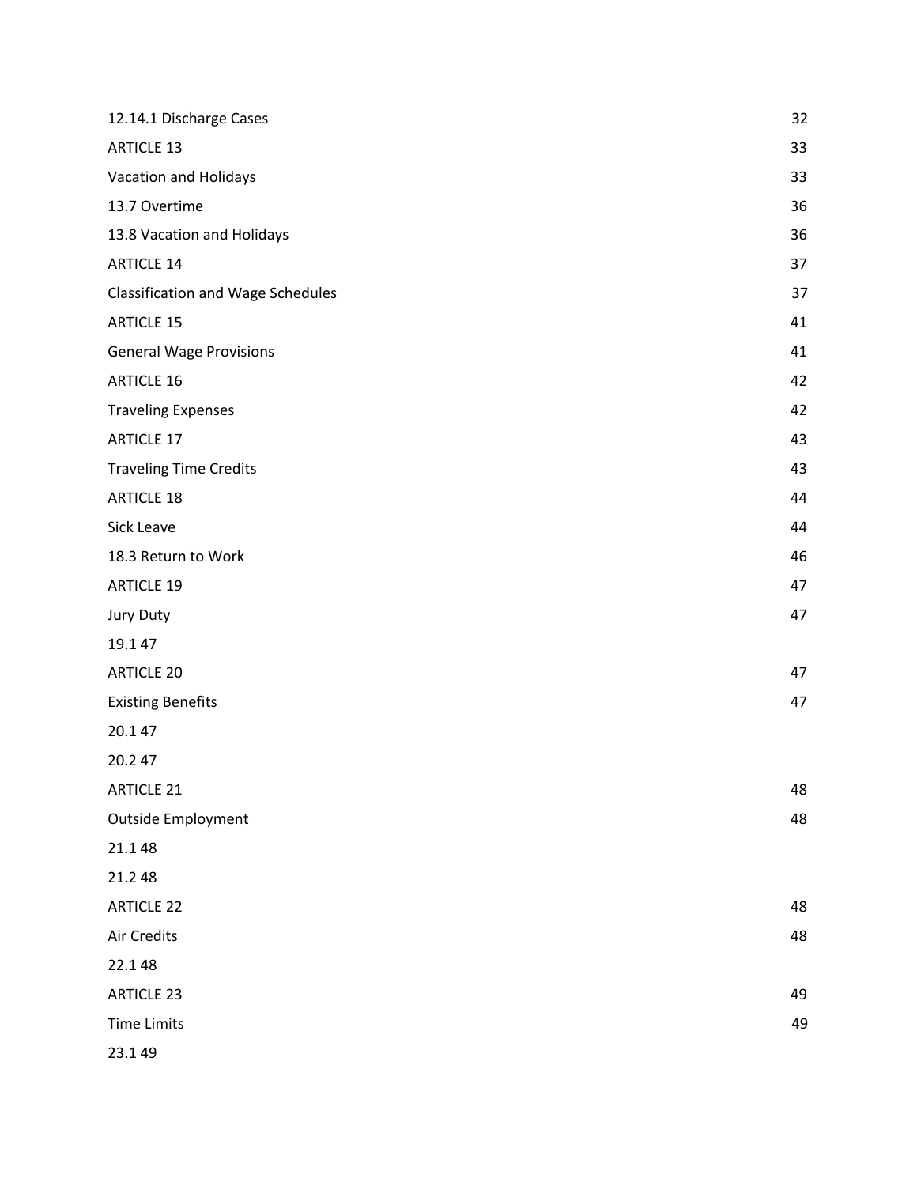| | |
|---|---|
| 12.14.1 Discharge Cases | 32 |
| ARTICLE 13 | 33 |
| Vacation and Holidays | 33 |
| 13.7 Overtime | 36 |
| 13.8 Vacation and Holidays | 36 |
| ARTICLE 14 | 37 |
| Classification and Wage Schedules | 37 |
| ARTICLE 15 | 41 |
| General Wage Provisions | 41 |
| ARTICLE 16 | 42 |
| Traveling Expenses | 42 |
| ARTICLE 17 | 43 |
| Traveling Time Credits | 43 |
| ARTICLE 18 | 44 |
| Sick Leave | 44 |
| 18.3 Return to Work | 46 |
| ARTICLE 19 | 47 |
| Jury Duty | 47 |
| 19.1 47 | |
| ARTICLE 20 | 47 |
| Existing Benefits | 47 |
| 20.1 47 | |
| 20.2 47 | |
| ARTICLE 21 | 48 |
| Outside Employment | 48 |
| 21.1 48 | |
| 21.2 48 | |
| ARTICLE 22 | 48 |
| Air Credits | 48 |
| 22.1 48 | |
| ARTICLE 23 | 49 |
| Time Limits | 49 |
| 23.1 49 | |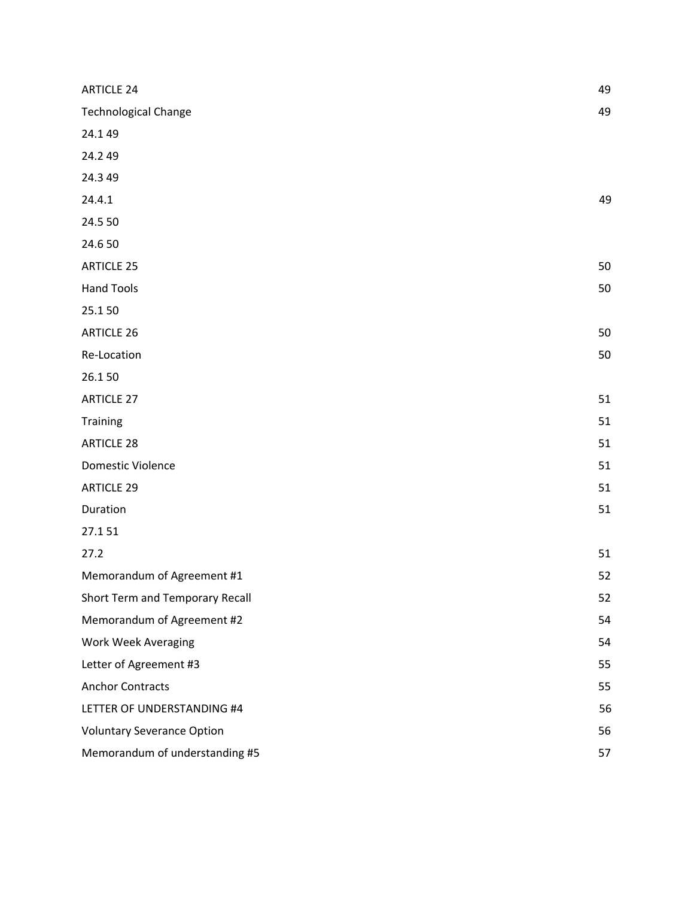| | |
|---|---|
| ARTICLE 24 | 49 |
| Technological Change | 49 |
| 24.1 49 | |
| 24.2 49 | |
| 24.3 49 | |
| 24.4.1 | 49 |
| 24.5 50 | |
| 24.6 50 | |
| ARTICLE 25 | 50 |
| Hand Tools | 50 |
| 25.1 50 | |
| ARTICLE 26 | 50 |
| Re-Location | 50 |
| 26.1 50 | |
| ARTICLE 27 | 51 |
| Training | 51 |
| ARTICLE 28 | 51 |
| Domestic Violence | 51 |
| ARTICLE 29 | 51 |
| Duration | 51 |
| 27.1 51 | |
| 27.2 | 51 |
| Memorandum of Agreement #1 | 52 |
| Short Term and Temporary Recall | 52 |
| Memorandum of Agreement #2 | 54 |
| Work Week Averaging | 54 |
| Letter of Agreement #3 | 55 |
| Anchor Contracts | 55 |
| LETTER OF UNDERSTANDING #4 | 56 |
| Voluntary Severance Option | 56 |
| Memorandum of understanding #5 | 57 |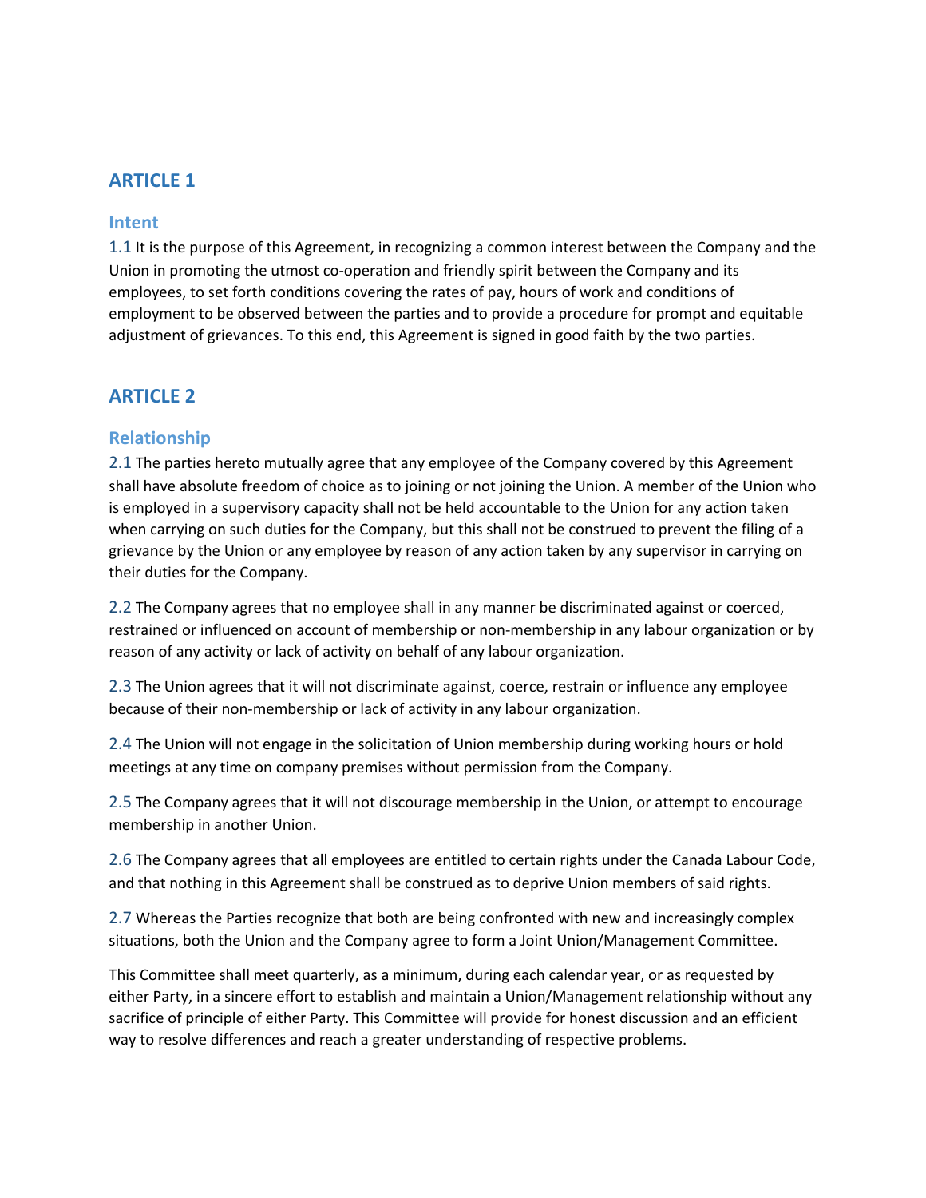## ARTICLE 1

### Intent

1.1 It is the purpose of this Agreement, in recognizing a common interest between the Company and the Union in promoting the utmost co-operation and friendly spirit between the Company and its employees, to set forth conditions covering the rates of pay, hours of work and conditions of employment to be observed between the parties and to provide a procedure for prompt and equitable adjustment of grievances. To this end, this Agreement is signed in good faith by the two parties.

## ARTICLE 2

### Relationship

2.1 The parties hereto mutually agree that any employee of the Company covered by this Agreement shall have absolute freedom of choice as to joining or not joining the Union. A member of the Union who is employed in a supervisory capacity shall not be held accountable to the Union for any action taken when carrying on such duties for the Company, but this shall not be construed to prevent the filing of a grievance by the Union or any employee by reason of any action taken by any supervisor in carrying on their duties for the Company.

2.2 The Company agrees that no employee shall in any manner be discriminated against or coerced, restrained or influenced on account of membership or non-membership in any labour organization or by reason of any activity or lack of activity on behalf of any labour organization.

2.3 The Union agrees that it will not discriminate against, coerce, restrain or influence any employee because of their non-membership or lack of activity in any labour organization.

2.4 The Union will not engage in the solicitation of Union membership during working hours or hold meetings at any time on company premises without permission from the Company.

2.5 The Company agrees that it will not discourage membership in the Union, or attempt to encourage membership in another Union.

2.6 The Company agrees that all employees are entitled to certain rights under the Canada Labour Code, and that nothing in this Agreement shall be construed as to deprive Union members of said rights.

2.7 Whereas the Parties recognize that both are being confronted with new and increasingly complex situations, both the Union and the Company agree to form a Joint Union/Management Committee.

This Committee shall meet quarterly, as a minimum, during each calendar year, or as requested by either Party, in a sincere effort to establish and maintain a Union/Management relationship without any sacrifice of principle of either Party. This Committee will provide for honest discussion and an efficient way to resolve differences and reach a greater understanding of respective problems.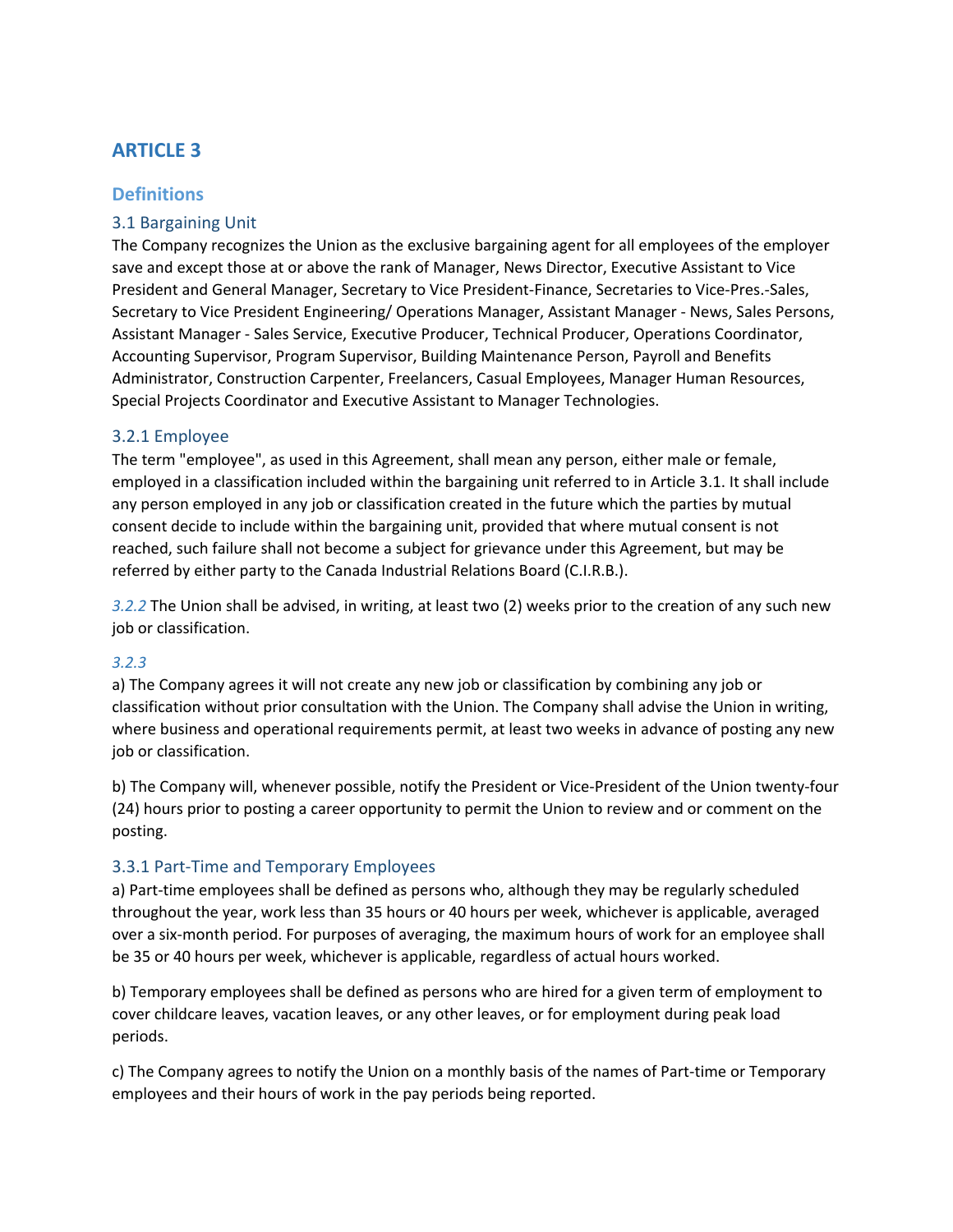# ARTICLE 3

## Definitions

### 3.1 Bargaining Unit

The Company recognizes the Union as the exclusive bargaining agent for all employees of the employer save and except those at or above the rank of Manager, News Director, Executive Assistant to Vice President and General Manager, Secretary to Vice President-Finance, Secretaries to Vice-Pres.-Sales, Secretary to Vice President Engineering/ Operations Manager, Assistant Manager - News, Sales Persons, Assistant Manager - Sales Service, Executive Producer, Technical Producer, Operations Coordinator, Accounting Supervisor, Program Supervisor, Building Maintenance Person, Payroll and Benefits Administrator, Construction Carpenter, Freelancers, Casual Employees, Manager Human Resources, Special Projects Coordinator and Executive Assistant to Manager Technologies.

### 3.2.1 Employee

The term "employee", as used in this Agreement, shall mean any person, either male or female, employed in a classification included within the bargaining unit referred to in Article 3.1. It shall include any person employed in any job or classification created in the future which the parties by mutual consent decide to include within the bargaining unit, provided that where mutual consent is not reached, such failure shall not become a subject for grievance under this Agreement, but may be referred by either party to the Canada Industrial Relations Board (C.I.R.B.).

*3.2.2* The Union shall be advised, in writing, at least two (2) weeks prior to the creation of any such new job or classification.

*3.2.3*

a) The Company agrees it will not create any new job or classification by combining any job or classification without prior consultation with the Union. The Company shall advise the Union in writing, where business and operational requirements permit, at least two weeks in advance of posting any new job or classification.

b) The Company will, whenever possible, notify the President or Vice-President of the Union twenty-four (24) hours prior to posting a career opportunity to permit the Union to review and or comment on the posting.

### 3.3.1 Part-Time and Temporary Employees

a) Part-time employees shall be defined as persons who, although they may be regularly scheduled throughout the year, work less than 35 hours or 40 hours per week, whichever is applicable, averaged over a six-month period. For purposes of averaging, the maximum hours of work for an employee shall be 35 or 40 hours per week, whichever is applicable, regardless of actual hours worked.

b) Temporary employees shall be defined as persons who are hired for a given term of employment to cover childcare leaves, vacation leaves, or any other leaves, or for employment during peak load periods.

c) The Company agrees to notify the Union on a monthly basis of the names of Part-time or Temporary employees and their hours of work in the pay periods being reported.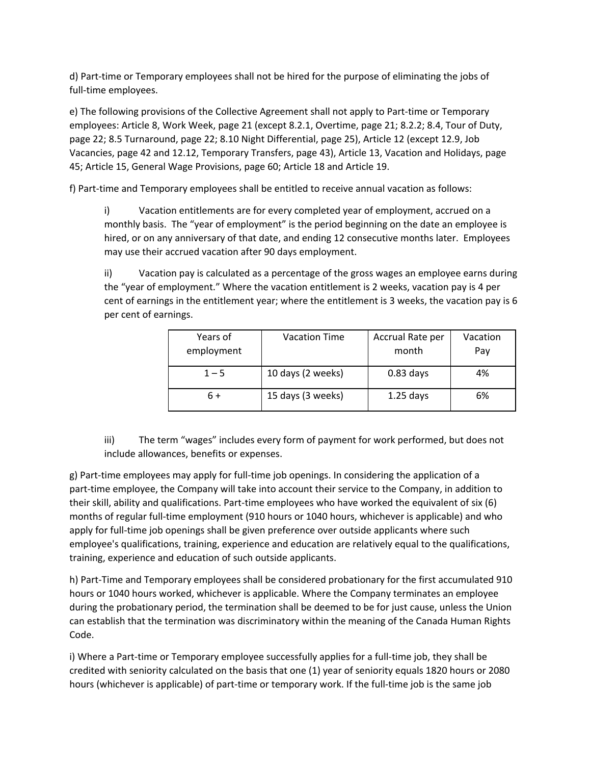d) Part-time or Temporary employees shall not be hired for the purpose of eliminating the jobs of full-time employees.

e) The following provisions of the Collective Agreement shall not apply to Part-time or Temporary employees: Article 8, Work Week, page 21 (except 8.2.1, Overtime, page 21; 8.2.2; 8.4, Tour of Duty, page 22; 8.5 Turnaround, page 22; 8.10 Night Differential, page 25), Article 12 (except 12.9, Job Vacancies, page 42 and 12.12, Temporary Transfers, page 43), Article 13, Vacation and Holidays, page 45; Article 15, General Wage Provisions, page 60; Article 18 and Article 19.

f) Part-time and Temporary employees shall be entitled to receive annual vacation as follows:

i) Vacation entitlements are for every completed year of employment, accrued on a monthly basis. The "year of employment" is the period beginning on the date an employee is hired, or on any anniversary of that date, and ending 12 consecutive months later. Employees may use their accrued vacation after 90 days employment.

ii) Vacation pay is calculated as a percentage of the gross wages an employee earns during the "year of employment." Where the vacation entitlement is 2 weeks, vacation pay is 4 per cent of earnings in the entitlement year; where the entitlement is 3 weeks, the vacation pay is 6 per cent of earnings.

| Years of employment | Vacation Time | Accrual Rate per month | Vacation Pay |
|---|---|---|---|
| 1 – 5 | 10 days (2 weeks) | 0.83 days | 4% |
| 6 + | 15 days (3 weeks) | 1.25 days | 6% |

iii) The term "wages" includes every form of payment for work performed, but does not include allowances, benefits or expenses.

g) Part-time employees may apply for full-time job openings. In considering the application of a part-time employee, the Company will take into account their service to the Company, in addition to their skill, ability and qualifications. Part-time employees who have worked the equivalent of six (6) months of regular full-time employment (910 hours or 1040 hours, whichever is applicable) and who apply for full-time job openings shall be given preference over outside applicants where such employee's qualifications, training, experience and education are relatively equal to the qualifications, training, experience and education of such outside applicants.

h) Part-Time and Temporary employees shall be considered probationary for the first accumulated 910 hours or 1040 hours worked, whichever is applicable. Where the Company terminates an employee during the probationary period, the termination shall be deemed to be for just cause, unless the Union can establish that the termination was discriminatory within the meaning of the Canada Human Rights Code.

i) Where a Part-time or Temporary employee successfully applies for a full-time job, they shall be credited with seniority calculated on the basis that one (1) year of seniority equals 1820 hours or 2080 hours (whichever is applicable) of part-time or temporary work. If the full-time job is the same job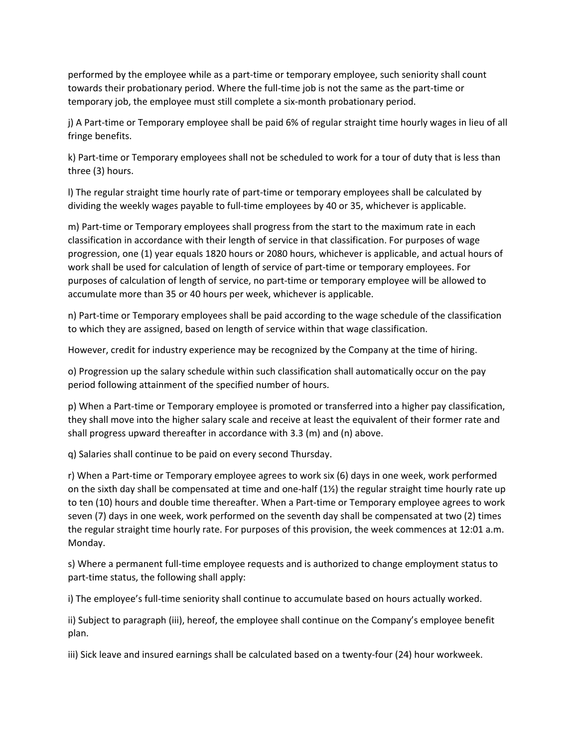performed by the employee while as a part-time or temporary employee, such seniority shall count towards their probationary period. Where the full-time job is not the same as the part-time or temporary job, the employee must still complete a six-month probationary period.

j) A Part-time or Temporary employee shall be paid 6% of regular straight time hourly wages in lieu of all fringe benefits.

k) Part-time or Temporary employees shall not be scheduled to work for a tour of duty that is less than three (3) hours.

l) The regular straight time hourly rate of part-time or temporary employees shall be calculated by dividing the weekly wages payable to full-time employees by 40 or 35, whichever is applicable.

m) Part-time or Temporary employees shall progress from the start to the maximum rate in each classification in accordance with their length of service in that classification. For purposes of wage progression, one (1) year equals 1820 hours or 2080 hours, whichever is applicable, and actual hours of work shall be used for calculation of length of service of part-time or temporary employees. For purposes of calculation of length of service, no part-time or temporary employee will be allowed to accumulate more than 35 or 40 hours per week, whichever is applicable.

n) Part-time or Temporary employees shall be paid according to the wage schedule of the classification to which they are assigned, based on length of service within that wage classification.

However, credit for industry experience may be recognized by the Company at the time of hiring.

o) Progression up the salary schedule within such classification shall automatically occur on the pay period following attainment of the specified number of hours.

p) When a Part-time or Temporary employee is promoted or transferred into a higher pay classification, they shall move into the higher salary scale and receive at least the equivalent of their former rate and shall progress upward thereafter in accordance with 3.3 (m) and (n) above.

q) Salaries shall continue to be paid on every second Thursday.

r) When a Part-time or Temporary employee agrees to work six (6) days in one week, work performed on the sixth day shall be compensated at time and one-half (1½) the regular straight time hourly rate up to ten (10) hours and double time thereafter. When a Part-time or Temporary employee agrees to work seven (7) days in one week, work performed on the seventh day shall be compensated at two (2) times the regular straight time hourly rate. For purposes of this provision, the week commences at 12:01 a.m. Monday.

s) Where a permanent full-time employee requests and is authorized to change employment status to part-time status, the following shall apply:

i) The employee's full-time seniority shall continue to accumulate based on hours actually worked.

ii) Subject to paragraph (iii), hereof, the employee shall continue on the Company's employee benefit plan.

iii) Sick leave and insured earnings shall be calculated based on a twenty-four (24) hour workweek.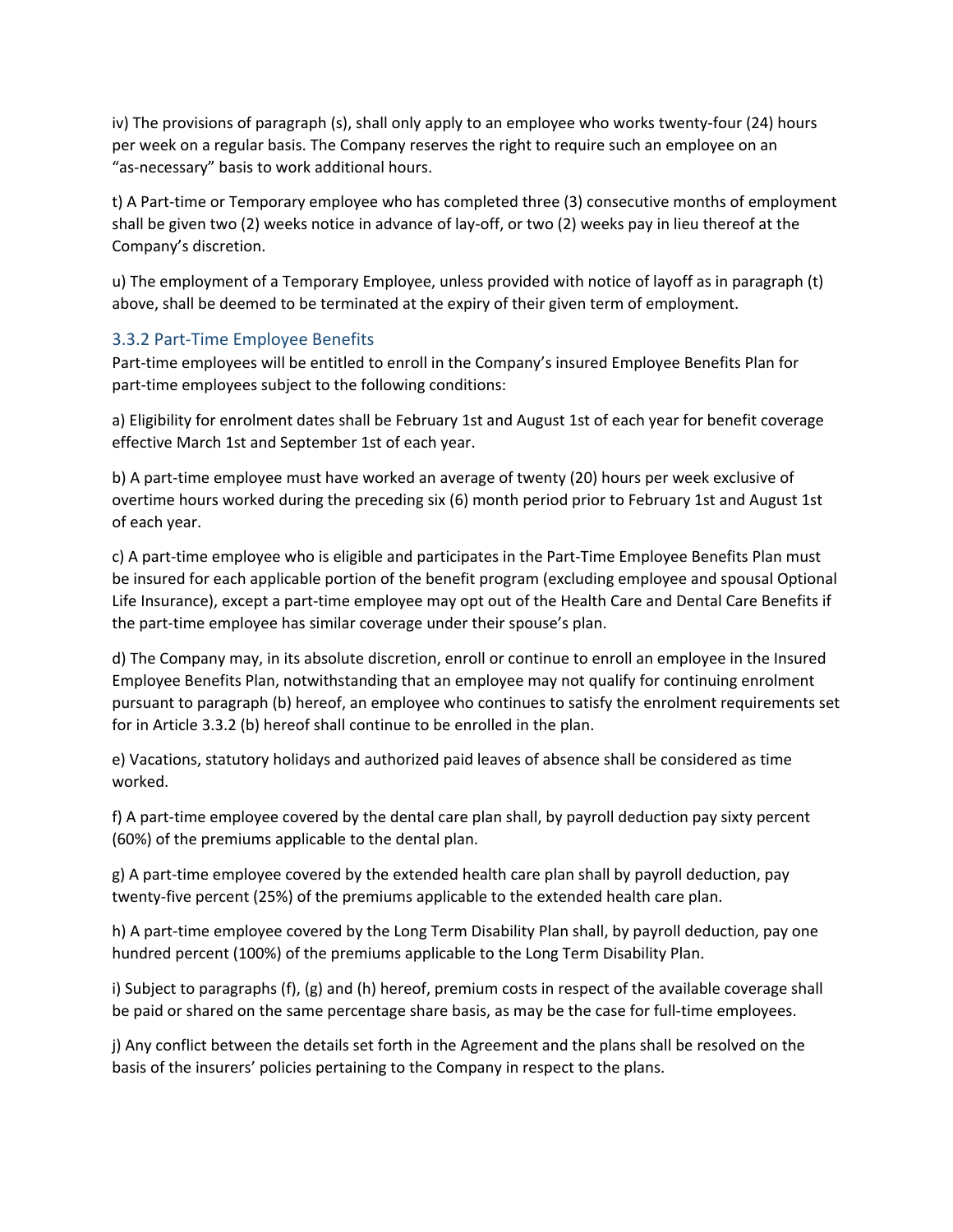iv) The provisions of paragraph (s), shall only apply to an employee who works twenty-four (24) hours per week on a regular basis. The Company reserves the right to require such an employee on an "as-necessary" basis to work additional hours.

t) A Part-time or Temporary employee who has completed three (3) consecutive months of employment shall be given two (2) weeks notice in advance of lay-off, or two (2) weeks pay in lieu thereof at the Company's discretion.

u) The employment of a Temporary Employee, unless provided with notice of layoff as in paragraph (t) above, shall be deemed to be terminated at the expiry of their given term of employment.

### 3.3.2 Part-Time Employee Benefits

Part-time employees will be entitled to enroll in the Company's insured Employee Benefits Plan for part-time employees subject to the following conditions:

a) Eligibility for enrolment dates shall be February 1st and August 1st of each year for benefit coverage effective March 1st and September 1st of each year.

b) A part-time employee must have worked an average of twenty (20) hours per week exclusive of overtime hours worked during the preceding six (6) month period prior to February 1st and August 1st of each year.

c) A part-time employee who is eligible and participates in the Part-Time Employee Benefits Plan must be insured for each applicable portion of the benefit program (excluding employee and spousal Optional Life Insurance), except a part-time employee may opt out of the Health Care and Dental Care Benefits if the part-time employee has similar coverage under their spouse's plan.

d) The Company may, in its absolute discretion, enroll or continue to enroll an employee in the Insured Employee Benefits Plan, notwithstanding that an employee may not qualify for continuing enrolment pursuant to paragraph (b) hereof, an employee who continues to satisfy the enrolment requirements set for in Article 3.3.2 (b) hereof shall continue to be enrolled in the plan.

e) Vacations, statutory holidays and authorized paid leaves of absence shall be considered as time worked.

f) A part-time employee covered by the dental care plan shall, by payroll deduction pay sixty percent (60%) of the premiums applicable to the dental plan.

g) A part-time employee covered by the extended health care plan shall by payroll deduction, pay twenty-five percent (25%) of the premiums applicable to the extended health care plan.

h) A part-time employee covered by the Long Term Disability Plan shall, by payroll deduction, pay one hundred percent (100%) of the premiums applicable to the Long Term Disability Plan.

i) Subject to paragraphs (f), (g) and (h) hereof, premium costs in respect of the available coverage shall be paid or shared on the same percentage share basis, as may be the case for full-time employees.

j) Any conflict between the details set forth in the Agreement and the plans shall be resolved on the basis of the insurers' policies pertaining to the Company in respect to the plans.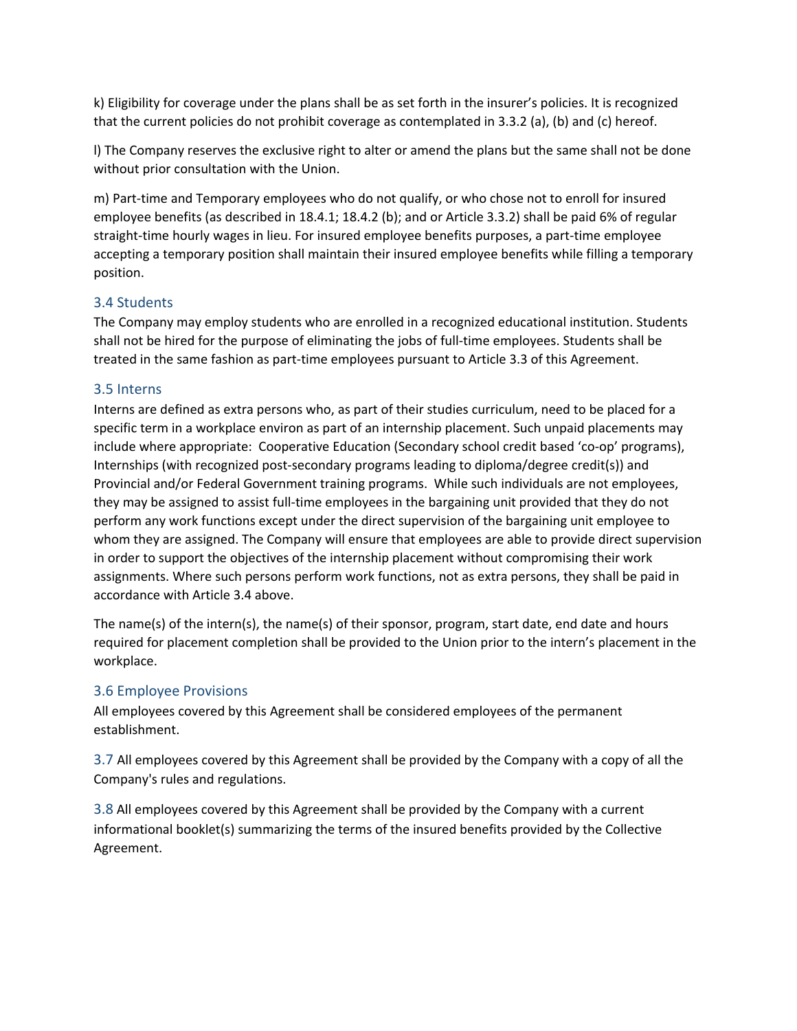k) Eligibility for coverage under the plans shall be as set forth in the insurer's policies. It is recognized that the current policies do not prohibit coverage as contemplated in 3.3.2 (a), (b) and (c) hereof.

l) The Company reserves the exclusive right to alter or amend the plans but the same shall not be done without prior consultation with the Union.

m) Part-time and Temporary employees who do not qualify, or who chose not to enroll for insured employee benefits (as described in 18.4.1; 18.4.2 (b); and or Article 3.3.2) shall be paid 6% of regular straight-time hourly wages in lieu. For insured employee benefits purposes, a part-time employee accepting a temporary position shall maintain their insured employee benefits while filling a temporary position.

### 3.4 Students

The Company may employ students who are enrolled in a recognized educational institution. Students shall not be hired for the purpose of eliminating the jobs of full-time employees. Students shall be treated in the same fashion as part-time employees pursuant to Article 3.3 of this Agreement.

### 3.5 Interns

Interns are defined as extra persons who, as part of their studies curriculum, need to be placed for a specific term in a workplace environ as part of an internship placement. Such unpaid placements may include where appropriate: Cooperative Education (Secondary school credit based 'co-op' programs), Internships (with recognized post-secondary programs leading to diploma/degree credit(s)) and Provincial and/or Federal Government training programs. While such individuals are not employees, they may be assigned to assist full-time employees in the bargaining unit provided that they do not perform any work functions except under the direct supervision of the bargaining unit employee to whom they are assigned. The Company will ensure that employees are able to provide direct supervision in order to support the objectives of the internship placement without compromising their work assignments. Where such persons perform work functions, not as extra persons, they shall be paid in accordance with Article 3.4 above.

The name(s) of the intern(s), the name(s) of their sponsor, program, start date, end date and hours required for placement completion shall be provided to the Union prior to the intern's placement in the workplace.

### 3.6 Employee Provisions

All employees covered by this Agreement shall be considered employees of the permanent establishment.

3.7 All employees covered by this Agreement shall be provided by the Company with a copy of all the Company's rules and regulations.

3.8 All employees covered by this Agreement shall be provided by the Company with a current informational booklet(s) summarizing the terms of the insured benefits provided by the Collective Agreement.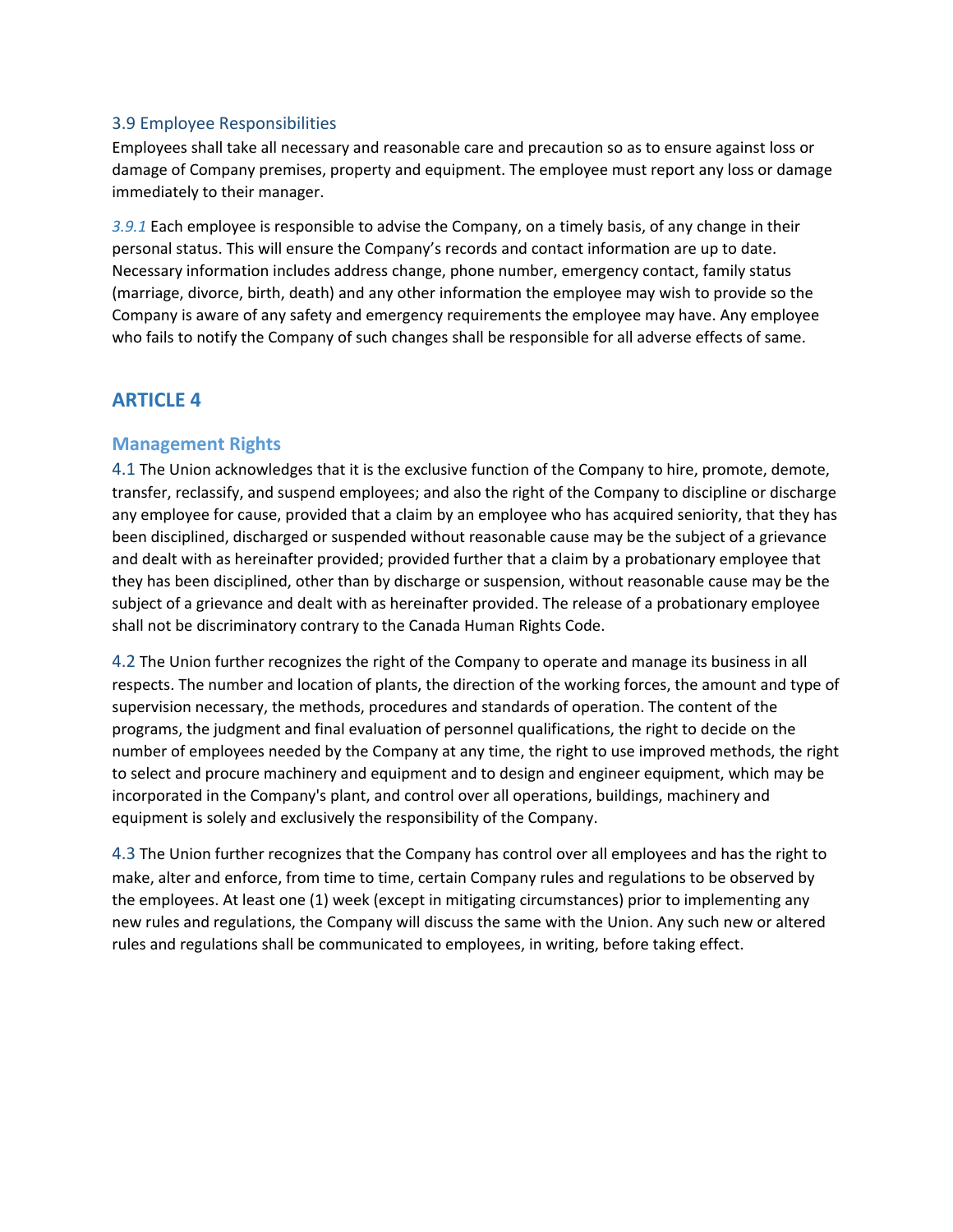### 3.9 Employee Responsibilities

Employees shall take all necessary and reasonable care and precaution so as to ensure against loss or damage of Company premises, property and equipment. The employee must report any loss or damage immediately to their manager.

*3.9.1* Each employee is responsible to advise the Company, on a timely basis, of any change in their personal status. This will ensure the Company's records and contact information are up to date. Necessary information includes address change, phone number, emergency contact, family status (marriage, divorce, birth, death) and any other information the employee may wish to provide so the Company is aware of any safety and emergency requirements the employee may have. Any employee who fails to notify the Company of such changes shall be responsible for all adverse effects of same.

## ARTICLE 4

### Management Rights

4.1 The Union acknowledges that it is the exclusive function of the Company to hire, promote, demote, transfer, reclassify, and suspend employees; and also the right of the Company to discipline or discharge any employee for cause, provided that a claim by an employee who has acquired seniority, that they has been disciplined, discharged or suspended without reasonable cause may be the subject of a grievance and dealt with as hereinafter provided; provided further that a claim by a probationary employee that they has been disciplined, other than by discharge or suspension, without reasonable cause may be the subject of a grievance and dealt with as hereinafter provided. The release of a probationary employee shall not be discriminatory contrary to the Canada Human Rights Code.

4.2 The Union further recognizes the right of the Company to operate and manage its business in all respects. The number and location of plants, the direction of the working forces, the amount and type of supervision necessary, the methods, procedures and standards of operation. The content of the programs, the judgment and final evaluation of personnel qualifications, the right to decide on the number of employees needed by the Company at any time, the right to use improved methods, the right to select and procure machinery and equipment and to design and engineer equipment, which may be incorporated in the Company's plant, and control over all operations, buildings, machinery and equipment is solely and exclusively the responsibility of the Company.

4.3 The Union further recognizes that the Company has control over all employees and has the right to make, alter and enforce, from time to time, certain Company rules and regulations to be observed by the employees. At least one (1) week (except in mitigating circumstances) prior to implementing any new rules and regulations, the Company will discuss the same with the Union. Any such new or altered rules and regulations shall be communicated to employees, in writing, before taking effect.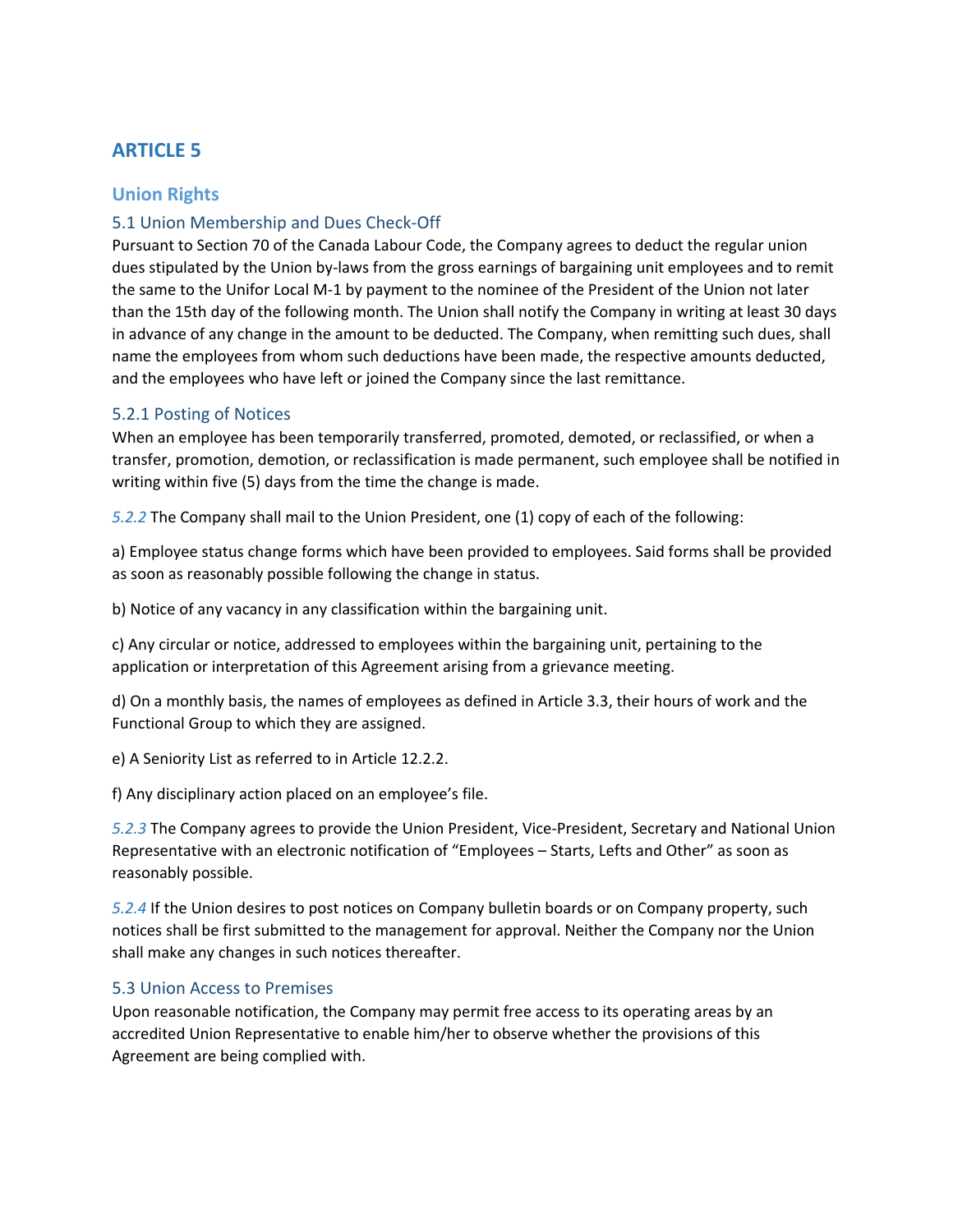# ARTICLE 5

## Union Rights

### 5.1 Union Membership and Dues Check-Off

Pursuant to Section 70 of the Canada Labour Code, the Company agrees to deduct the regular union dues stipulated by the Union by-laws from the gross earnings of bargaining unit employees and to remit the same to the Unifor Local M-1 by payment to the nominee of the President of the Union not later than the 15th day of the following month. The Union shall notify the Company in writing at least 30 days in advance of any change in the amount to be deducted. The Company, when remitting such dues, shall name the employees from whom such deductions have been made, the respective amounts deducted, and the employees who have left or joined the Company since the last remittance.

### 5.2.1 Posting of Notices

When an employee has been temporarily transferred, promoted, demoted, or reclassified, or when a transfer, promotion, demotion, or reclassification is made permanent, such employee shall be notified in writing within five (5) days from the time the change is made.

*5.2.2* The Company shall mail to the Union President, one (1) copy of each of the following:

a) Employee status change forms which have been provided to employees. Said forms shall be provided as soon as reasonably possible following the change in status.

b) Notice of any vacancy in any classification within the bargaining unit.

c) Any circular or notice, addressed to employees within the bargaining unit, pertaining to the application or interpretation of this Agreement arising from a grievance meeting.

d) On a monthly basis, the names of employees as defined in Article 3.3, their hours of work and the Functional Group to which they are assigned.

e) A Seniority List as referred to in Article 12.2.2.

f) Any disciplinary action placed on an employee's file.

*5.2.3* The Company agrees to provide the Union President, Vice-President, Secretary and National Union Representative with an electronic notification of "Employees – Starts, Lefts and Other" as soon as reasonably possible.

*5.2.4* If the Union desires to post notices on Company bulletin boards or on Company property, such notices shall be first submitted to the management for approval. Neither the Company nor the Union shall make any changes in such notices thereafter.

### 5.3 Union Access to Premises

Upon reasonable notification, the Company may permit free access to its operating areas by an accredited Union Representative to enable him/her to observe whether the provisions of this Agreement are being complied with.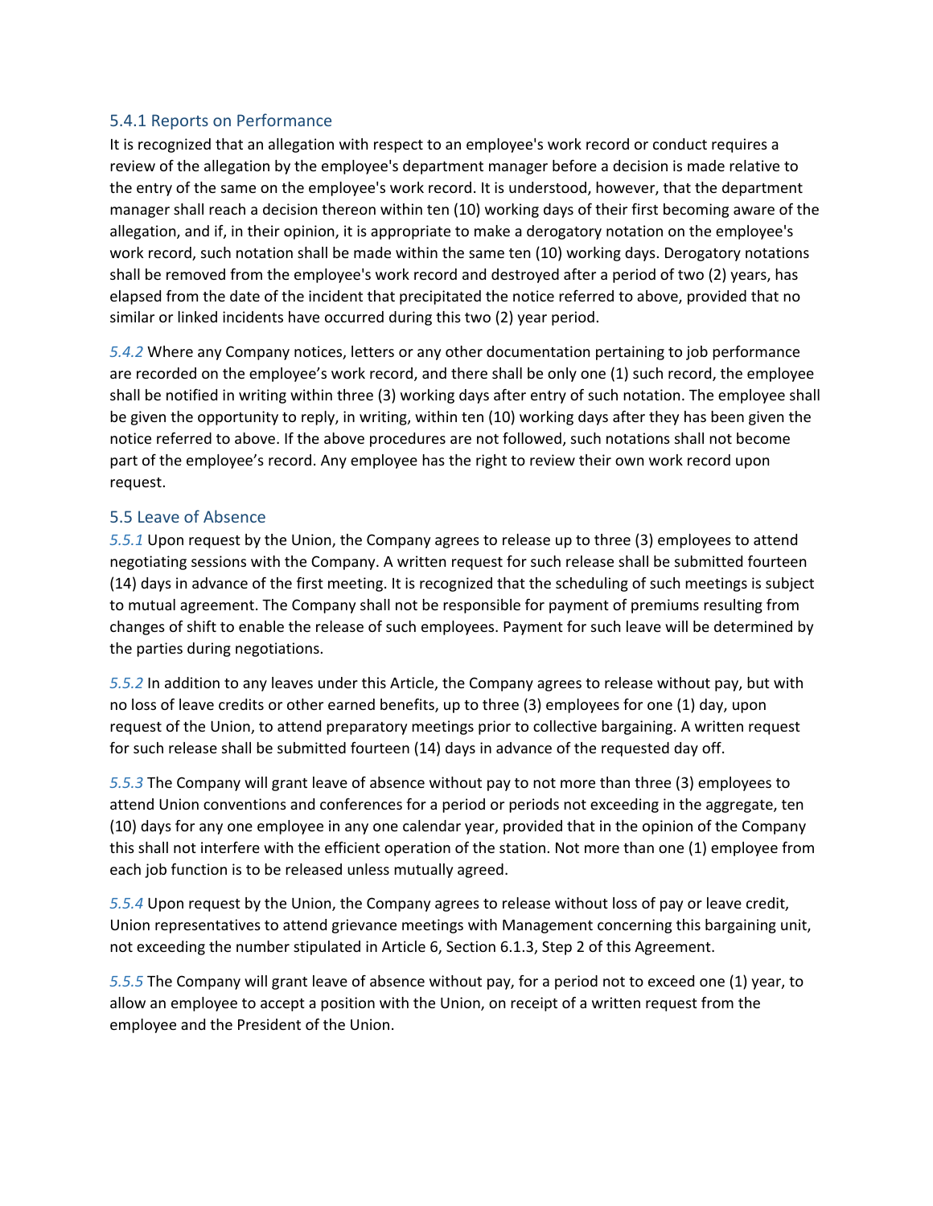### 5.4.1 Reports on Performance

It is recognized that an allegation with respect to an employee's work record or conduct requires a review of the allegation by the employee's department manager before a decision is made relative to the entry of the same on the employee's work record. It is understood, however, that the department manager shall reach a decision thereon within ten (10) working days of their first becoming aware of the allegation, and if, in their opinion, it is appropriate to make a derogatory notation on the employee's work record, such notation shall be made within the same ten (10) working days. Derogatory notations shall be removed from the employee's work record and destroyed after a period of two (2) years, has elapsed from the date of the incident that precipitated the notice referred to above, provided that no similar or linked incidents have occurred during this two (2) year period.

*5.4.2* Where any Company notices, letters or any other documentation pertaining to job performance are recorded on the employee's work record, and there shall be only one (1) such record, the employee shall be notified in writing within three (3) working days after entry of such notation. The employee shall be given the opportunity to reply, in writing, within ten (10) working days after they has been given the notice referred to above. If the above procedures are not followed, such notations shall not become part of the employee's record. Any employee has the right to review their own work record upon request.

### 5.5 Leave of Absence

*5.5.1* Upon request by the Union, the Company agrees to release up to three (3) employees to attend negotiating sessions with the Company. A written request for such release shall be submitted fourteen (14) days in advance of the first meeting. It is recognized that the scheduling of such meetings is subject to mutual agreement. The Company shall not be responsible for payment of premiums resulting from changes of shift to enable the release of such employees. Payment for such leave will be determined by the parties during negotiations.

*5.5.2* In addition to any leaves under this Article, the Company agrees to release without pay, but with no loss of leave credits or other earned benefits, up to three (3) employees for one (1) day, upon request of the Union, to attend preparatory meetings prior to collective bargaining. A written request for such release shall be submitted fourteen (14) days in advance of the requested day off.

*5.5.3* The Company will grant leave of absence without pay to not more than three (3) employees to attend Union conventions and conferences for a period or periods not exceeding in the aggregate, ten (10) days for any one employee in any one calendar year, provided that in the opinion of the Company this shall not interfere with the efficient operation of the station. Not more than one (1) employee from each job function is to be released unless mutually agreed.

*5.5.4* Upon request by the Union, the Company agrees to release without loss of pay or leave credit, Union representatives to attend grievance meetings with Management concerning this bargaining unit, not exceeding the number stipulated in Article 6, Section 6.1.3, Step 2 of this Agreement.

*5.5.5* The Company will grant leave of absence without pay, for a period not to exceed one (1) year, to allow an employee to accept a position with the Union, on receipt of a written request from the employee and the President of the Union.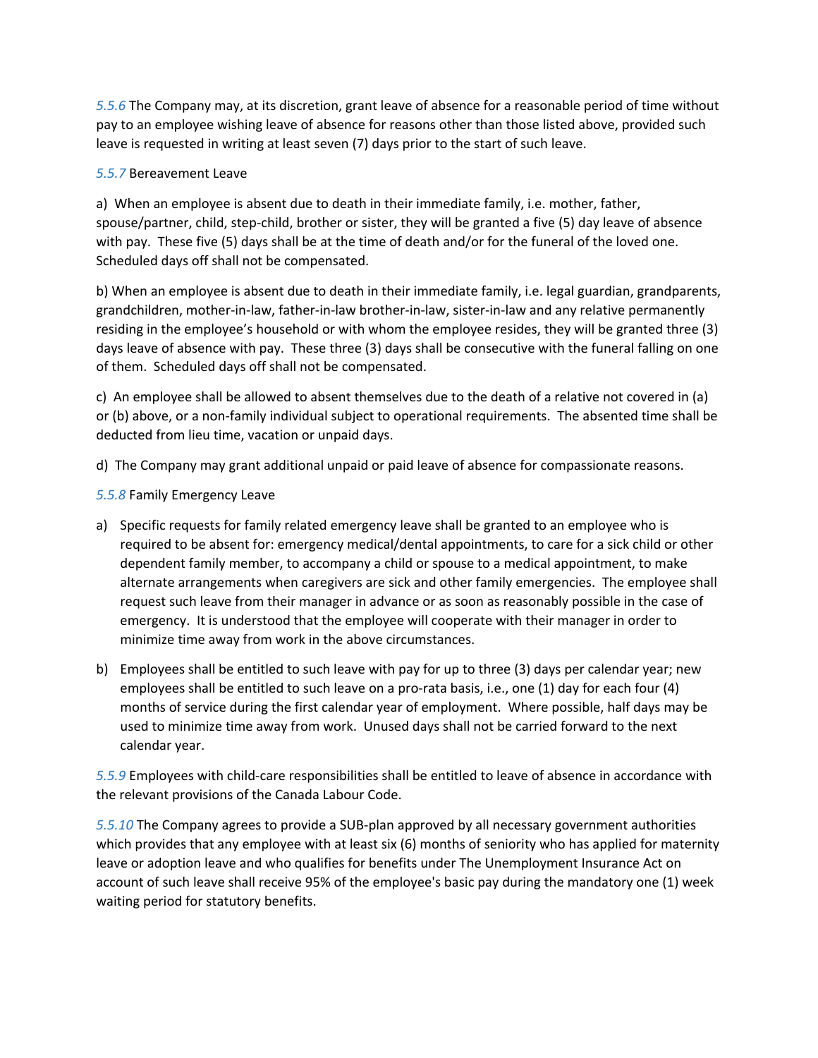5.5.6 The Company may, at its discretion, grant leave of absence for a reasonable period of time without pay to an employee wishing leave of absence for reasons other than those listed above, provided such leave is requested in writing at least seven (7) days prior to the start of such leave.

5.5.7 Bereavement Leave

a) When an employee is absent due to death in their immediate family, i.e. mother, father, spouse/partner, child, step-child, brother or sister, they will be granted a five (5) day leave of absence with pay. These five (5) days shall be at the time of death and/or for the funeral of the loved one. Scheduled days off shall not be compensated.

b) When an employee is absent due to death in their immediate family, i.e. legal guardian, grandparents, grandchildren, mother-in-law, father-in-law brother-in-law, sister-in-law and any relative permanently residing in the employee's household or with whom the employee resides, they will be granted three (3) days leave of absence with pay. These three (3) days shall be consecutive with the funeral falling on one of them. Scheduled days off shall not be compensated.

c) An employee shall be allowed to absent themselves due to the death of a relative not covered in (a) or (b) above, or a non-family individual subject to operational requirements. The absented time shall be deducted from lieu time, vacation or unpaid days.

d) The Company may grant additional unpaid or paid leave of absence for compassionate reasons.

5.5.8 Family Emergency Leave

a) Specific requests for family related emergency leave shall be granted to an employee who is required to be absent for: emergency medical/dental appointments, to care for a sick child or other dependent family member, to accompany a child or spouse to a medical appointment, to make alternate arrangements when caregivers are sick and other family emergencies. The employee shall request such leave from their manager in advance or as soon as reasonably possible in the case of emergency. It is understood that the employee will cooperate with their manager in order to minimize time away from work in the above circumstances.

b) Employees shall be entitled to such leave with pay for up to three (3) days per calendar year; new employees shall be entitled to such leave on a pro-rata basis, i.e., one (1) day for each four (4) months of service during the first calendar year of employment. Where possible, half days may be used to minimize time away from work. Unused days shall not be carried forward to the next calendar year.

5.5.9 Employees with child-care responsibilities shall be entitled to leave of absence in accordance with the relevant provisions of the Canada Labour Code.

5.5.10 The Company agrees to provide a SUB-plan approved by all necessary government authorities which provides that any employee with at least six (6) months of seniority who has applied for maternity leave or adoption leave and who qualifies for benefits under The Unemployment Insurance Act on account of such leave shall receive 95% of the employee's basic pay during the mandatory one (1) week waiting period for statutory benefits.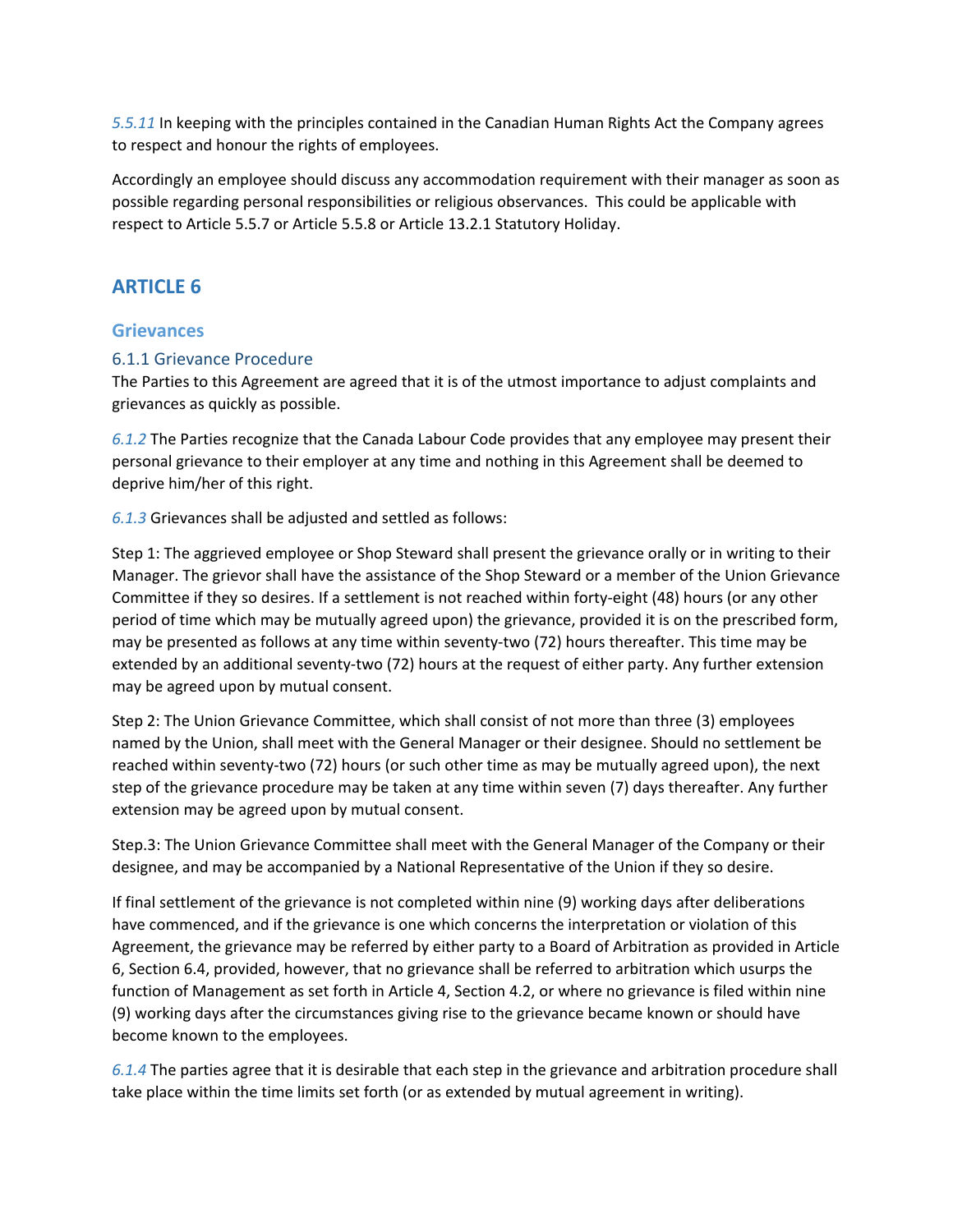*5.5.11* In keeping with the principles contained in the Canadian Human Rights Act the Company agrees to respect and honour the rights of employees.

Accordingly an employee should discuss any accommodation requirement with their manager as soon as possible regarding personal responsibilities or religious observances. This could be applicable with respect to Article 5.5.7 or Article 5.5.8 or Article 13.2.1 Statutory Holiday.

# ARTICLE 6

## Grievances

### 6.1.1 Grievance Procedure

The Parties to this Agreement are agreed that it is of the utmost importance to adjust complaints and grievances as quickly as possible.

*6.1.2* The Parties recognize that the Canada Labour Code provides that any employee may present their personal grievance to their employer at any time and nothing in this Agreement shall be deemed to deprive him/her of this right.

*6.1.3* Grievances shall be adjusted and settled as follows:

Step 1: The aggrieved employee or Shop Steward shall present the grievance orally or in writing to their Manager. The grievor shall have the assistance of the Shop Steward or a member of the Union Grievance Committee if they so desires. If a settlement is not reached within forty-eight (48) hours (or any other period of time which may be mutually agreed upon) the grievance, provided it is on the prescribed form, may be presented as follows at any time within seventy-two (72) hours thereafter. This time may be extended by an additional seventy-two (72) hours at the request of either party. Any further extension may be agreed upon by mutual consent.

Step 2: The Union Grievance Committee, which shall consist of not more than three (3) employees named by the Union, shall meet with the General Manager or their designee. Should no settlement be reached within seventy-two (72) hours (or such other time as may be mutually agreed upon), the next step of the grievance procedure may be taken at any time within seven (7) days thereafter. Any further extension may be agreed upon by mutual consent.

Step.3: The Union Grievance Committee shall meet with the General Manager of the Company or their designee, and may be accompanied by a National Representative of the Union if they so desire.

If final settlement of the grievance is not completed within nine (9) working days after deliberations have commenced, and if the grievance is one which concerns the interpretation or violation of this Agreement, the grievance may be referred by either party to a Board of Arbitration as provided in Article 6, Section 6.4, provided, however, that no grievance shall be referred to arbitration which usurps the function of Management as set forth in Article 4, Section 4.2, or where no grievance is filed within nine (9) working days after the circumstances giving rise to the grievance became known or should have become known to the employees.

*6.1.4* The parties agree that it is desirable that each step in the grievance and arbitration procedure shall take place within the time limits set forth (or as extended by mutual agreement in writing).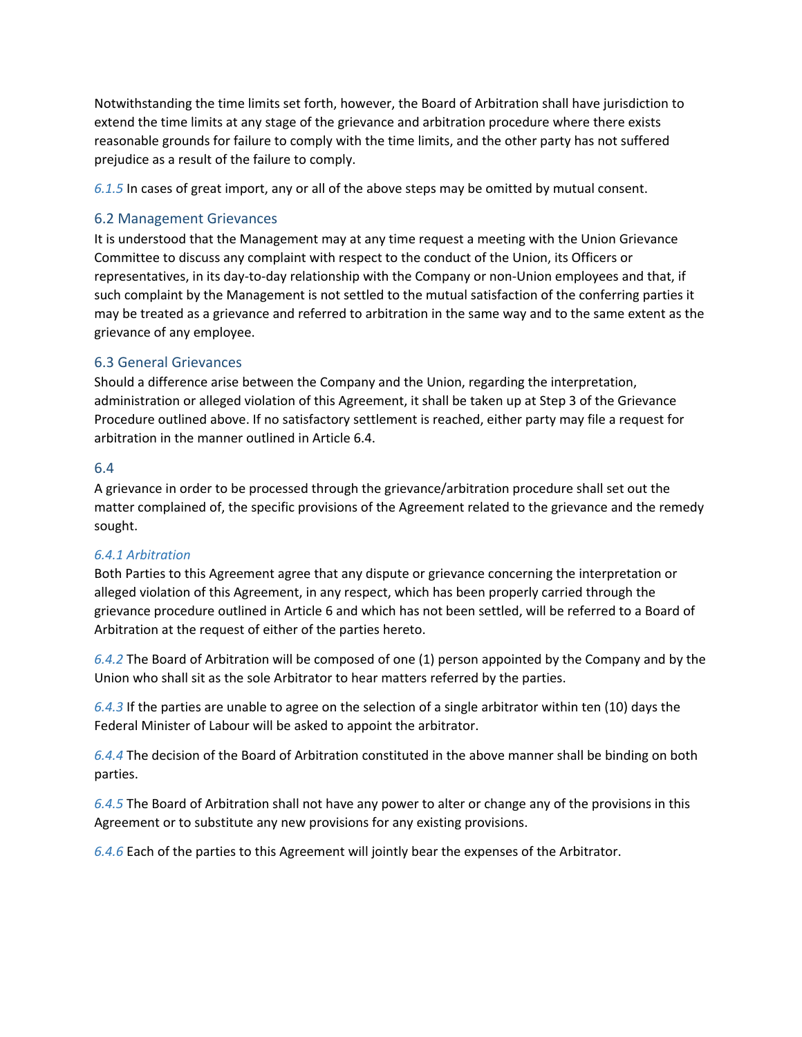Notwithstanding the time limits set forth, however, the Board of Arbitration shall have jurisdiction to extend the time limits at any stage of the grievance and arbitration procedure where there exists reasonable grounds for failure to comply with the time limits, and the other party has not suffered prejudice as a result of the failure to comply.

*6.1.5* In cases of great import, any or all of the above steps may be omitted by mutual consent.

## 6.2 Management Grievances

It is understood that the Management may at any time request a meeting with the Union Grievance Committee to discuss any complaint with respect to the conduct of the Union, its Officers or representatives, in its day-to-day relationship with the Company or non-Union employees and that, if such complaint by the Management is not settled to the mutual satisfaction of the conferring parties it may be treated as a grievance and referred to arbitration in the same way and to the same extent as the grievance of any employee.

## 6.3 General Grievances

Should a difference arise between the Company and the Union, regarding the interpretation, administration or alleged violation of this Agreement, it shall be taken up at Step 3 of the Grievance Procedure outlined above. If no satisfactory settlement is reached, either party may file a request for arbitration in the manner outlined in Article 6.4.

## 6.4

A grievance in order to be processed through the grievance/arbitration procedure shall set out the matter complained of, the specific provisions of the Agreement related to the grievance and the remedy sought.

### *6.4.1 Arbitration*

Both Parties to this Agreement agree that any dispute or grievance concerning the interpretation or alleged violation of this Agreement, in any respect, which has been properly carried through the grievance procedure outlined in Article 6 and which has not been settled, will be referred to a Board of Arbitration at the request of either of the parties hereto.

*6.4.2* The Board of Arbitration will be composed of one (1) person appointed by the Company and by the Union who shall sit as the sole Arbitrator to hear matters referred by the parties.

*6.4.3* If the parties are unable to agree on the selection of a single arbitrator within ten (10) days the Federal Minister of Labour will be asked to appoint the arbitrator.

*6.4.4* The decision of the Board of Arbitration constituted in the above manner shall be binding on both parties.

*6.4.5* The Board of Arbitration shall not have any power to alter or change any of the provisions in this Agreement or to substitute any new provisions for any existing provisions.

*6.4.6* Each of the parties to this Agreement will jointly bear the expenses of the Arbitrator.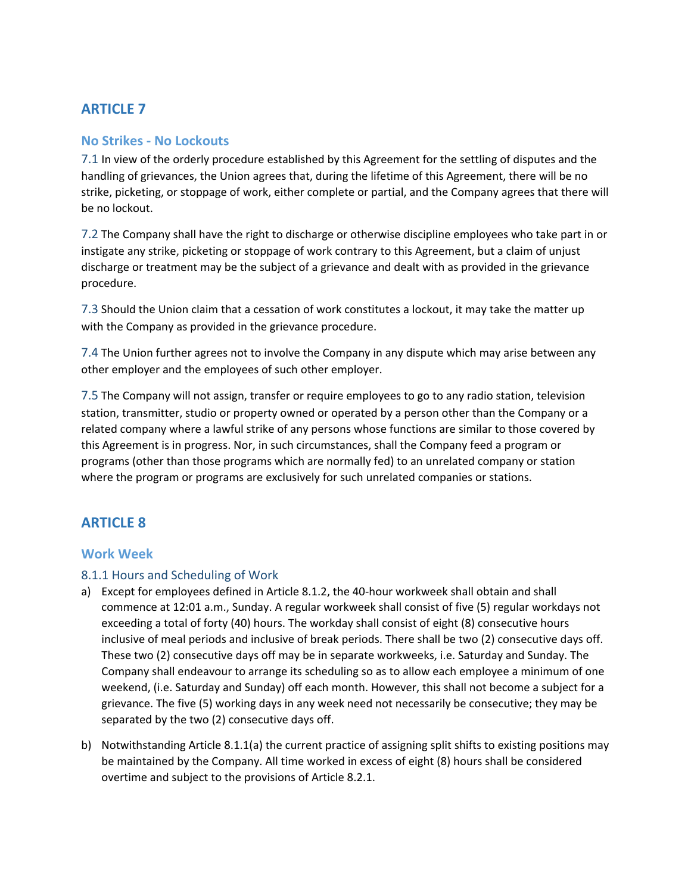## ARTICLE 7

### No Strikes - No Lockouts

7.1 In view of the orderly procedure established by this Agreement for the settling of disputes and the handling of grievances, the Union agrees that, during the lifetime of this Agreement, there will be no strike, picketing, or stoppage of work, either complete or partial, and the Company agrees that there will be no lockout.

7.2 The Company shall have the right to discharge or otherwise discipline employees who take part in or instigate any strike, picketing or stoppage of work contrary to this Agreement, but a claim of unjust discharge or treatment may be the subject of a grievance and dealt with as provided in the grievance procedure.

7.3 Should the Union claim that a cessation of work constitutes a lockout, it may take the matter up with the Company as provided in the grievance procedure.

7.4 The Union further agrees not to involve the Company in any dispute which may arise between any other employer and the employees of such other employer.

7.5 The Company will not assign, transfer or require employees to go to any radio station, television station, transmitter, studio or property owned or operated by a person other than the Company or a related company where a lawful strike of any persons whose functions are similar to those covered by this Agreement is in progress. Nor, in such circumstances, shall the Company feed a program or programs (other than those programs which are normally fed) to an unrelated company or station where the program or programs are exclusively for such unrelated companies or stations.

## ARTICLE 8

### Work Week

#### 8.1.1 Hours and Scheduling of Work

a) Except for employees defined in Article 8.1.2, the 40-hour workweek shall obtain and shall commence at 12:01 a.m., Sunday. A regular workweek shall consist of five (5) regular workdays not exceeding a total of forty (40) hours. The workday shall consist of eight (8) consecutive hours inclusive of meal periods and inclusive of break periods. There shall be two (2) consecutive days off. These two (2) consecutive days off may be in separate workweeks, i.e. Saturday and Sunday. The Company shall endeavour to arrange its scheduling so as to allow each employee a minimum of one weekend, (i.e. Saturday and Sunday) off each month. However, this shall not become a subject for a grievance. The five (5) working days in any week need not necessarily be consecutive; they may be separated by the two (2) consecutive days off.

b) Notwithstanding Article 8.1.1(a) the current practice of assigning split shifts to existing positions may be maintained by the Company. All time worked in excess of eight (8) hours shall be considered overtime and subject to the provisions of Article 8.2.1.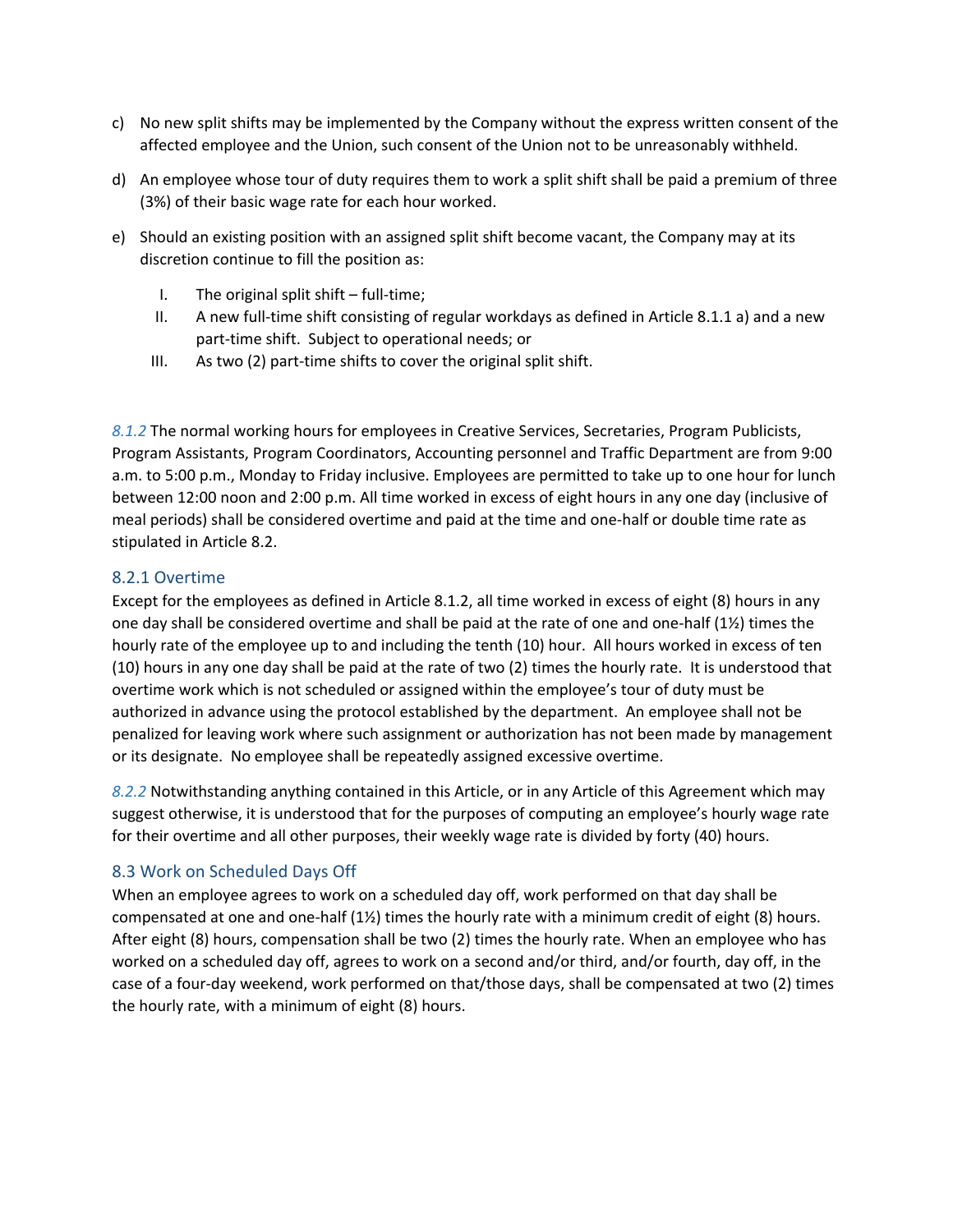c) No new split shifts may be implemented by the Company without the express written consent of the affected employee and the Union, such consent of the Union not to be unreasonably withheld.

d) An employee whose tour of duty requires them to work a split shift shall be paid a premium of three (3%) of their basic wage rate for each hour worked.

e) Should an existing position with an assigned split shift become vacant, the Company may at its discretion continue to fill the position as:

   I. The original split shift – full-time;
   II. A new full-time shift consisting of regular workdays as defined in Article 8.1.1 a) and a new part-time shift. Subject to operational needs; or
   III. As two (2) part-time shifts to cover the original split shift.

*8.1.2* The normal working hours for employees in Creative Services, Secretaries, Program Publicists, Program Assistants, Program Coordinators, Accounting personnel and Traffic Department are from 9:00 a.m. to 5:00 p.m., Monday to Friday inclusive. Employees are permitted to take up to one hour for lunch between 12:00 noon and 2:00 p.m. All time worked in excess of eight hours in any one day (inclusive of meal periods) shall be considered overtime and paid at the time and one-half or double time rate as stipulated in Article 8.2.

### 8.2.1 Overtime

Except for the employees as defined in Article 8.1.2, all time worked in excess of eight (8) hours in any one day shall be considered overtime and shall be paid at the rate of one and one-half (1½) times the hourly rate of the employee up to and including the tenth (10) hour. All hours worked in excess of ten (10) hours in any one day shall be paid at the rate of two (2) times the hourly rate. It is understood that overtime work which is not scheduled or assigned within the employee's tour of duty must be authorized in advance using the protocol established by the department. An employee shall not be penalized for leaving work where such assignment or authorization has not been made by management or its designate. No employee shall be repeatedly assigned excessive overtime.

*8.2.2* Notwithstanding anything contained in this Article, or in any Article of this Agreement which may suggest otherwise, it is understood that for the purposes of computing an employee's hourly wage rate for their overtime and all other purposes, their weekly wage rate is divided by forty (40) hours.

### 8.3 Work on Scheduled Days Off

When an employee agrees to work on a scheduled day off, work performed on that day shall be compensated at one and one-half (1½) times the hourly rate with a minimum credit of eight (8) hours. After eight (8) hours, compensation shall be two (2) times the hourly rate. When an employee who has worked on a scheduled day off, agrees to work on a second and/or third, and/or fourth, day off, in the case of a four-day weekend, work performed on that/those days, shall be compensated at two (2) times the hourly rate, with a minimum of eight (8) hours.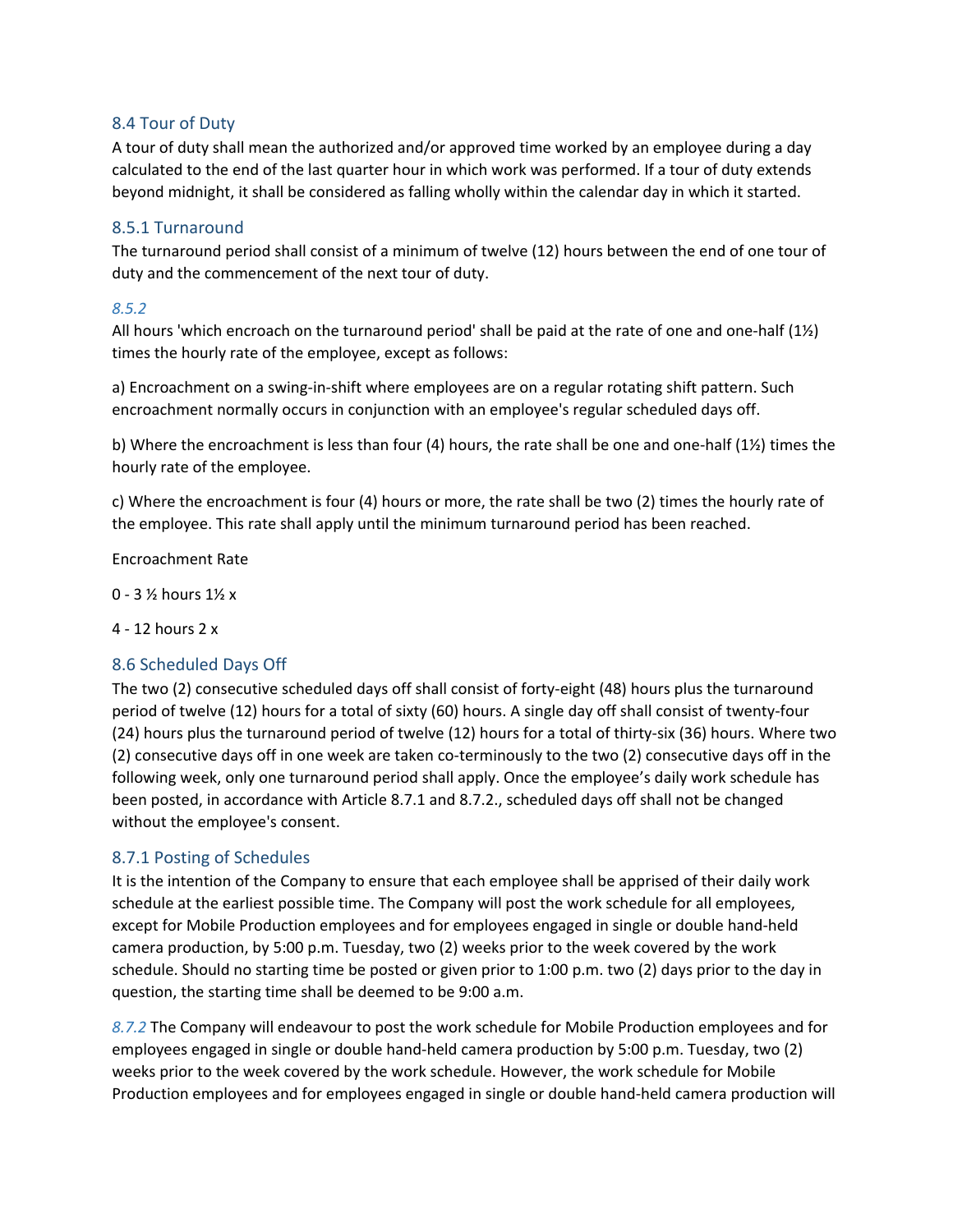### 8.4 Tour of Duty

A tour of duty shall mean the authorized and/or approved time worked by an employee during a day calculated to the end of the last quarter hour in which work was performed. If a tour of duty extends beyond midnight, it shall be considered as falling wholly within the calendar day in which it started.

### 8.5.1 Turnaround

The turnaround period shall consist of a minimum of twelve (12) hours between the end of one tour of duty and the commencement of the next tour of duty.

#### *8.5.2*

All hours 'which encroach on the turnaround period' shall be paid at the rate of one and one-half (1½) times the hourly rate of the employee, except as follows:

a) Encroachment on a swing-in-shift where employees are on a regular rotating shift pattern. Such encroachment normally occurs in conjunction with an employee's regular scheduled days off.

b) Where the encroachment is less than four (4) hours, the rate shall be one and one-half (1½) times the hourly rate of the employee.

c) Where the encroachment is four (4) hours or more, the rate shall be two (2) times the hourly rate of the employee. This rate shall apply until the minimum turnaround period has been reached.

Encroachment Rate

0 - 3 ½ hours 1½ x

4 - 12 hours 2 x

### 8.6 Scheduled Days Off

The two (2) consecutive scheduled days off shall consist of forty-eight (48) hours plus the turnaround period of twelve (12) hours for a total of sixty (60) hours. A single day off shall consist of twenty-four (24) hours plus the turnaround period of twelve (12) hours for a total of thirty-six (36) hours. Where two (2) consecutive days off in one week are taken co-terminously to the two (2) consecutive days off in the following week, only one turnaround period shall apply. Once the employee's daily work schedule has been posted, in accordance with Article 8.7.1 and 8.7.2., scheduled days off shall not be changed without the employee's consent.

### 8.7.1 Posting of Schedules

It is the intention of the Company to ensure that each employee shall be apprised of their daily work schedule at the earliest possible time. The Company will post the work schedule for all employees, except for Mobile Production employees and for employees engaged in single or double hand-held camera production, by 5:00 p.m. Tuesday, two (2) weeks prior to the week covered by the work schedule. Should no starting time be posted or given prior to 1:00 p.m. two (2) days prior to the day in question, the starting time shall be deemed to be 9:00 a.m.

*8.7.2* The Company will endeavour to post the work schedule for Mobile Production employees and for employees engaged in single or double hand-held camera production by 5:00 p.m. Tuesday, two (2) weeks prior to the week covered by the work schedule. However, the work schedule for Mobile Production employees and for employees engaged in single or double hand-held camera production will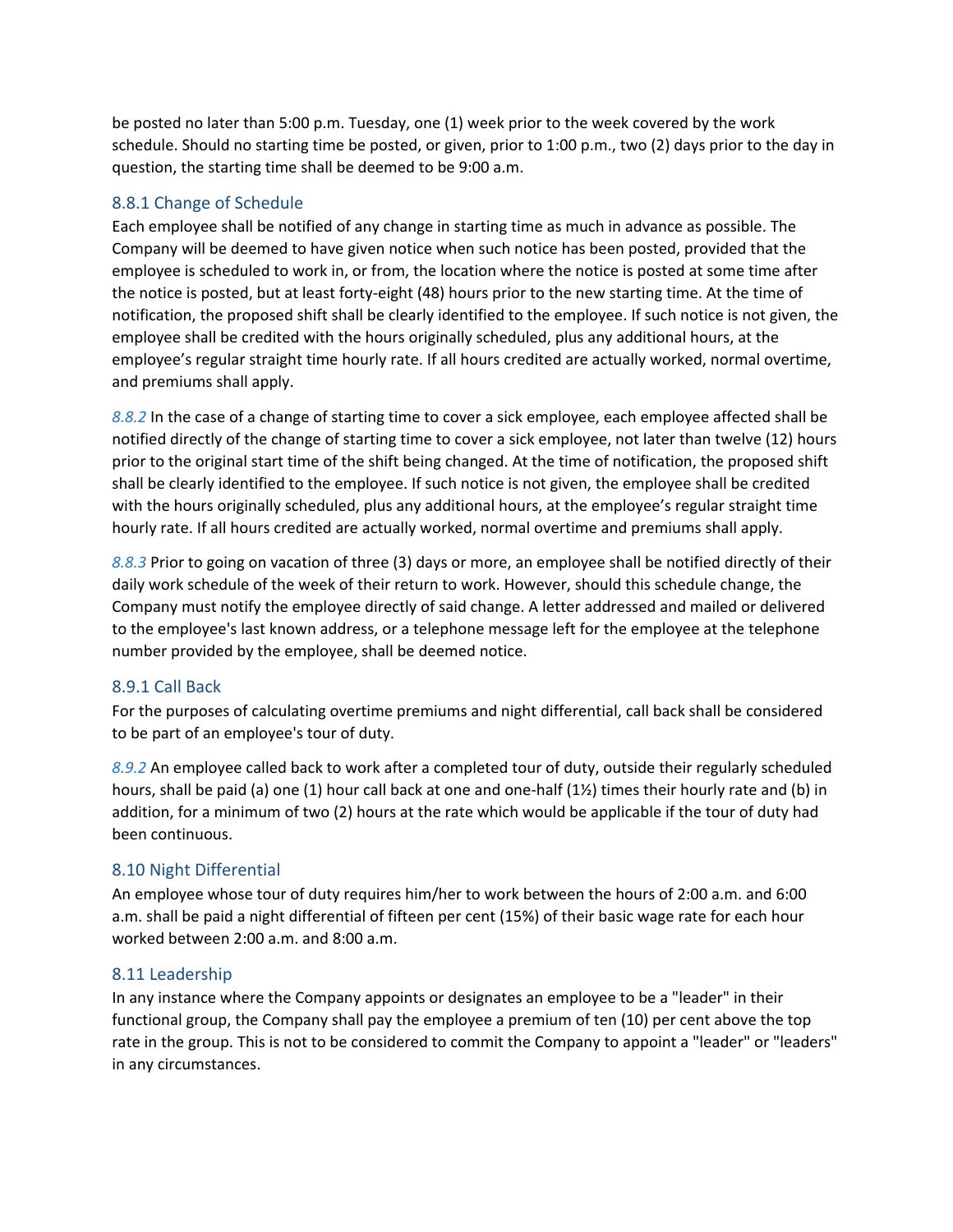be posted no later than 5:00 p.m. Tuesday, one (1) week prior to the week covered by the work schedule. Should no starting time be posted, or given, prior to 1:00 p.m., two (2) days prior to the day in question, the starting time shall be deemed to be 9:00 a.m.

### 8.8.1 Change of Schedule

Each employee shall be notified of any change in starting time as much in advance as possible. The Company will be deemed to have given notice when such notice has been posted, provided that the employee is scheduled to work in, or from, the location where the notice is posted at some time after the notice is posted, but at least forty-eight (48) hours prior to the new starting time. At the time of notification, the proposed shift shall be clearly identified to the employee. If such notice is not given, the employee shall be credited with the hours originally scheduled, plus any additional hours, at the employee's regular straight time hourly rate. If all hours credited are actually worked, normal overtime, and premiums shall apply.

*8.8.2* In the case of a change of starting time to cover a sick employee, each employee affected shall be notified directly of the change of starting time to cover a sick employee, not later than twelve (12) hours prior to the original start time of the shift being changed. At the time of notification, the proposed shift shall be clearly identified to the employee. If such notice is not given, the employee shall be credited with the hours originally scheduled, plus any additional hours, at the employee's regular straight time hourly rate. If all hours credited are actually worked, normal overtime and premiums shall apply.

*8.8.3* Prior to going on vacation of three (3) days or more, an employee shall be notified directly of their daily work schedule of the week of their return to work. However, should this schedule change, the Company must notify the employee directly of said change. A letter addressed and mailed or delivered to the employee's last known address, or a telephone message left for the employee at the telephone number provided by the employee, shall be deemed notice.

### 8.9.1 Call Back

For the purposes of calculating overtime premiums and night differential, call back shall be considered to be part of an employee's tour of duty.

*8.9.2* An employee called back to work after a completed tour of duty, outside their regularly scheduled hours, shall be paid (a) one (1) hour call back at one and one-half (1½) times their hourly rate and (b) in addition, for a minimum of two (2) hours at the rate which would be applicable if the tour of duty had been continuous.

### 8.10 Night Differential

An employee whose tour of duty requires him/her to work between the hours of 2:00 a.m. and 6:00 a.m. shall be paid a night differential of fifteen per cent (15%) of their basic wage rate for each hour worked between 2:00 a.m. and 8:00 a.m.

### 8.11 Leadership

In any instance where the Company appoints or designates an employee to be a "leader" in their functional group, the Company shall pay the employee a premium of ten (10) per cent above the top rate in the group. This is not to be considered to commit the Company to appoint a "leader" or "leaders" in any circumstances.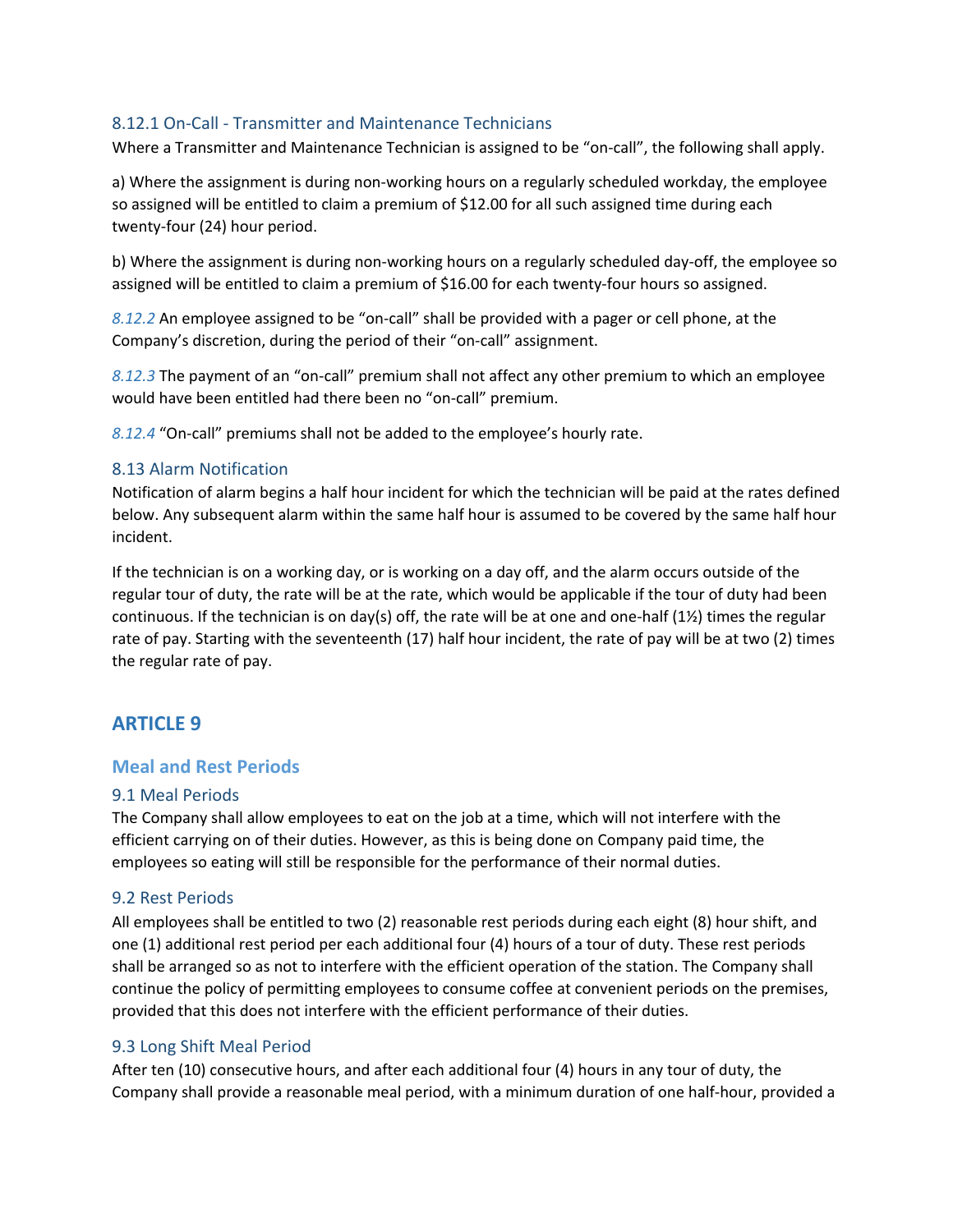### 8.12.1 On-Call - Transmitter and Maintenance Technicians

Where a Transmitter and Maintenance Technician is assigned to be "on-call", the following shall apply.

a) Where the assignment is during non-working hours on a regularly scheduled workday, the employee so assigned will be entitled to claim a premium of $12.00 for all such assigned time during each twenty-four (24) hour period.

b) Where the assignment is during non-working hours on a regularly scheduled day-off, the employee so assigned will be entitled to claim a premium of $16.00 for each twenty-four hours so assigned.

*8.12.2* An employee assigned to be "on-call" shall be provided with a pager or cell phone, at the Company's discretion, during the period of their "on-call" assignment.

*8.12.3* The payment of an "on-call" premium shall not affect any other premium to which an employee would have been entitled had there been no "on-call" premium.

*8.12.4* "On-call" premiums shall not be added to the employee's hourly rate.

### 8.13 Alarm Notification

Notification of alarm begins a half hour incident for which the technician will be paid at the rates defined below. Any subsequent alarm within the same half hour is assumed to be covered by the same half hour incident.

If the technician is on a working day, or is working on a day off, and the alarm occurs outside of the regular tour of duty, the rate will be at the rate, which would be applicable if the tour of duty had been continuous. If the technician is on day(s) off, the rate will be at one and one-half (1½) times the regular rate of pay. Starting with the seventeenth (17) half hour incident, the rate of pay will be at two (2) times the regular rate of pay.

# ARTICLE 9

## Meal and Rest Periods

### 9.1 Meal Periods

The Company shall allow employees to eat on the job at a time, which will not interfere with the efficient carrying on of their duties. However, as this is being done on Company paid time, the employees so eating will still be responsible for the performance of their normal duties.

### 9.2 Rest Periods

All employees shall be entitled to two (2) reasonable rest periods during each eight (8) hour shift, and one (1) additional rest period per each additional four (4) hours of a tour of duty. These rest periods shall be arranged so as not to interfere with the efficient operation of the station. The Company shall continue the policy of permitting employees to consume coffee at convenient periods on the premises, provided that this does not interfere with the efficient performance of their duties.

### 9.3 Long Shift Meal Period

After ten (10) consecutive hours, and after each additional four (4) hours in any tour of duty, the Company shall provide a reasonable meal period, with a minimum duration of one half-hour, provided a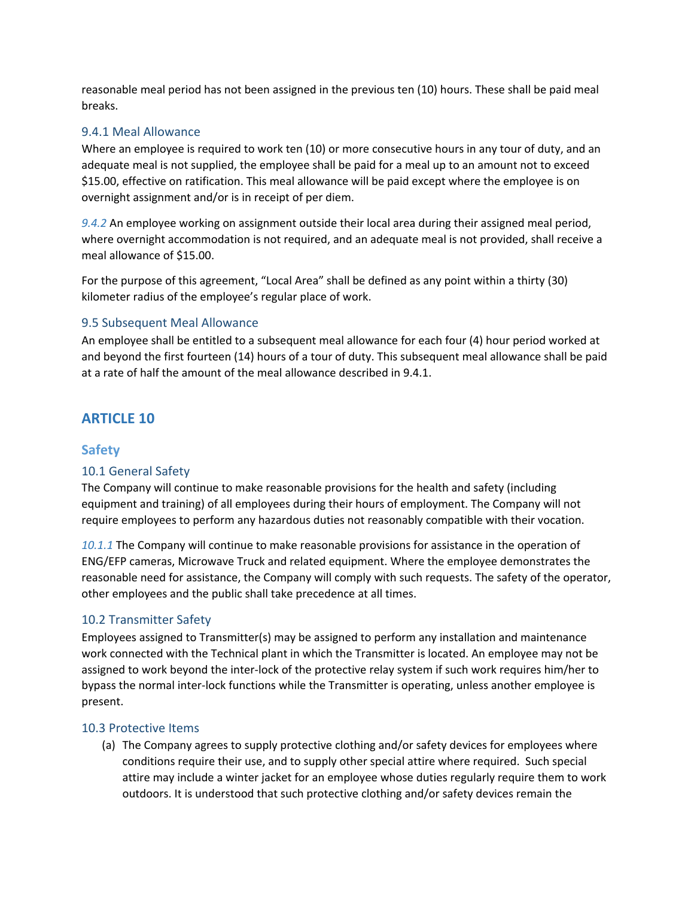reasonable meal period has not been assigned in the previous ten (10) hours. These shall be paid meal breaks.

### 9.4.1 Meal Allowance

Where an employee is required to work ten (10) or more consecutive hours in any tour of duty, and an adequate meal is not supplied, the employee shall be paid for a meal up to an amount not to exceed $15.00, effective on ratification. This meal allowance will be paid except where the employee is on overnight assignment and/or is in receipt of per diem.

*9.4.2* An employee working on assignment outside their local area during their assigned meal period, where overnight accommodation is not required, and an adequate meal is not provided, shall receive a meal allowance of $15.00.

For the purpose of this agreement, "Local Area" shall be defined as any point within a thirty (30) kilometer radius of the employee's regular place of work.

### 9.5 Subsequent Meal Allowance

An employee shall be entitled to a subsequent meal allowance for each four (4) hour period worked at and beyond the first fourteen (14) hours of a tour of duty. This subsequent meal allowance shall be paid at a rate of half the amount of the meal allowance described in 9.4.1.

# ARTICLE 10

## Safety

### 10.1 General Safety

The Company will continue to make reasonable provisions for the health and safety (including equipment and training) of all employees during their hours of employment. The Company will not require employees to perform any hazardous duties not reasonably compatible with their vocation.

*10.1.1* The Company will continue to make reasonable provisions for assistance in the operation of ENG/EFP cameras, Microwave Truck and related equipment. Where the employee demonstrates the reasonable need for assistance, the Company will comply with such requests. The safety of the operator, other employees and the public shall take precedence at all times.

### 10.2 Transmitter Safety

Employees assigned to Transmitter(s) may be assigned to perform any installation and maintenance work connected with the Technical plant in which the Transmitter is located. An employee may not be assigned to work beyond the inter-lock of the protective relay system if such work requires him/her to bypass the normal inter-lock functions while the Transmitter is operating, unless another employee is present.

### 10.3 Protective Items

(a) The Company agrees to supply protective clothing and/or safety devices for employees where conditions require their use, and to supply other special attire where required. Such special attire may include a winter jacket for an employee whose duties regularly require them to work outdoors. It is understood that such protective clothing and/or safety devices remain the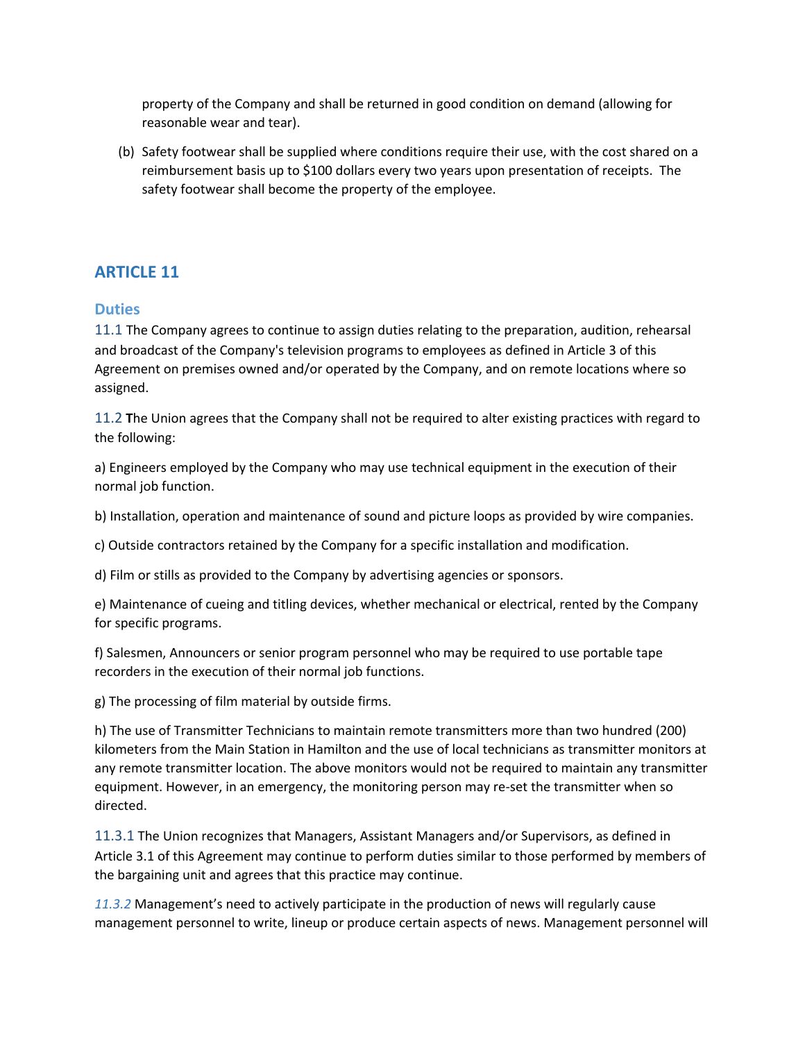property of the Company and shall be returned in good condition on demand (allowing for reasonable wear and tear).

(b) Safety footwear shall be supplied where conditions require their use, with the cost shared on a reimbursement basis up to $100 dollars every two years upon presentation of receipts. The safety footwear shall become the property of the employee.

## ARTICLE 11

### Duties

11.1 The Company agrees to continue to assign duties relating to the preparation, audition, rehearsal and broadcast of the Company's television programs to employees as defined in Article 3 of this Agreement on premises owned and/or operated by the Company, and on remote locations where so assigned.

11.2 **T**he Union agrees that the Company shall not be required to alter existing practices with regard to the following:

a) Engineers employed by the Company who may use technical equipment in the execution of their normal job function.

b) Installation, operation and maintenance of sound and picture loops as provided by wire companies.

c) Outside contractors retained by the Company for a specific installation and modification.

d) Film or stills as provided to the Company by advertising agencies or sponsors.

e) Maintenance of cueing and titling devices, whether mechanical or electrical, rented by the Company for specific programs.

f) Salesmen, Announcers or senior program personnel who may be required to use portable tape recorders in the execution of their normal job functions.

g) The processing of film material by outside firms.

h) The use of Transmitter Technicians to maintain remote transmitters more than two hundred (200) kilometers from the Main Station in Hamilton and the use of local technicians as transmitter monitors at any remote transmitter location. The above monitors would not be required to maintain any transmitter equipment. However, in an emergency, the monitoring person may re-set the transmitter when so directed.

11.3.1 The Union recognizes that Managers, Assistant Managers and/or Supervisors, as defined in Article 3.1 of this Agreement may continue to perform duties similar to those performed by members of the bargaining unit and agrees that this practice may continue.

*11.3.2* Management's need to actively participate in the production of news will regularly cause management personnel to write, lineup or produce certain aspects of news. Management personnel will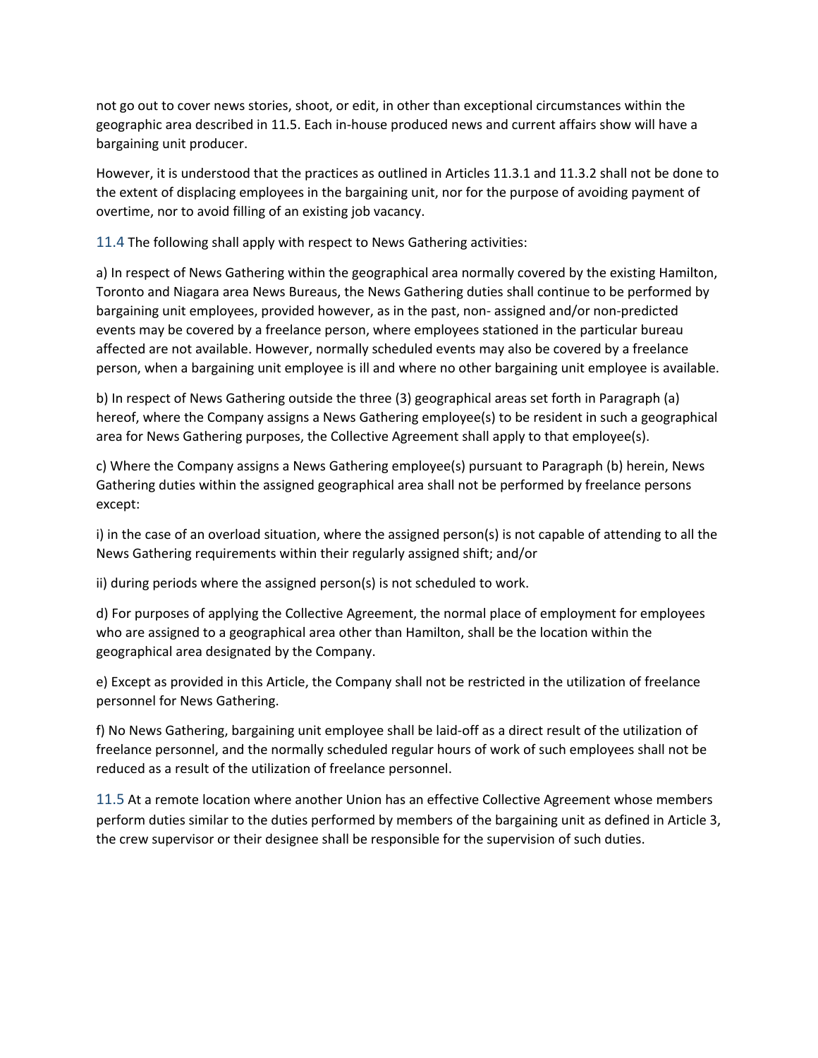not go out to cover news stories, shoot, or edit, in other than exceptional circumstances within the geographic area described in 11.5. Each in-house produced news and current affairs show will have a bargaining unit producer.

However, it is understood that the practices as outlined in Articles 11.3.1 and 11.3.2 shall not be done to the extent of displacing employees in the bargaining unit, nor for the purpose of avoiding payment of overtime, nor to avoid filling of an existing job vacancy.

11.4 The following shall apply with respect to News Gathering activities:

a) In respect of News Gathering within the geographical area normally covered by the existing Hamilton, Toronto and Niagara area News Bureaus, the News Gathering duties shall continue to be performed by bargaining unit employees, provided however, as in the past, non- assigned and/or non-predicted events may be covered by a freelance person, where employees stationed in the particular bureau affected are not available. However, normally scheduled events may also be covered by a freelance person, when a bargaining unit employee is ill and where no other bargaining unit employee is available.

b) In respect of News Gathering outside the three (3) geographical areas set forth in Paragraph (a) hereof, where the Company assigns a News Gathering employee(s) to be resident in such a geographical area for News Gathering purposes, the Collective Agreement shall apply to that employee(s).

c) Where the Company assigns a News Gathering employee(s) pursuant to Paragraph (b) herein, News Gathering duties within the assigned geographical area shall not be performed by freelance persons except:

i) in the case of an overload situation, where the assigned person(s) is not capable of attending to all the News Gathering requirements within their regularly assigned shift; and/or

ii) during periods where the assigned person(s) is not scheduled to work.

d) For purposes of applying the Collective Agreement, the normal place of employment for employees who are assigned to a geographical area other than Hamilton, shall be the location within the geographical area designated by the Company.

e) Except as provided in this Article, the Company shall not be restricted in the utilization of freelance personnel for News Gathering.

f) No News Gathering, bargaining unit employee shall be laid-off as a direct result of the utilization of freelance personnel, and the normally scheduled regular hours of work of such employees shall not be reduced as a result of the utilization of freelance personnel.

11.5 At a remote location where another Union has an effective Collective Agreement whose members perform duties similar to the duties performed by members of the bargaining unit as defined in Article 3, the crew supervisor or their designee shall be responsible for the supervision of such duties.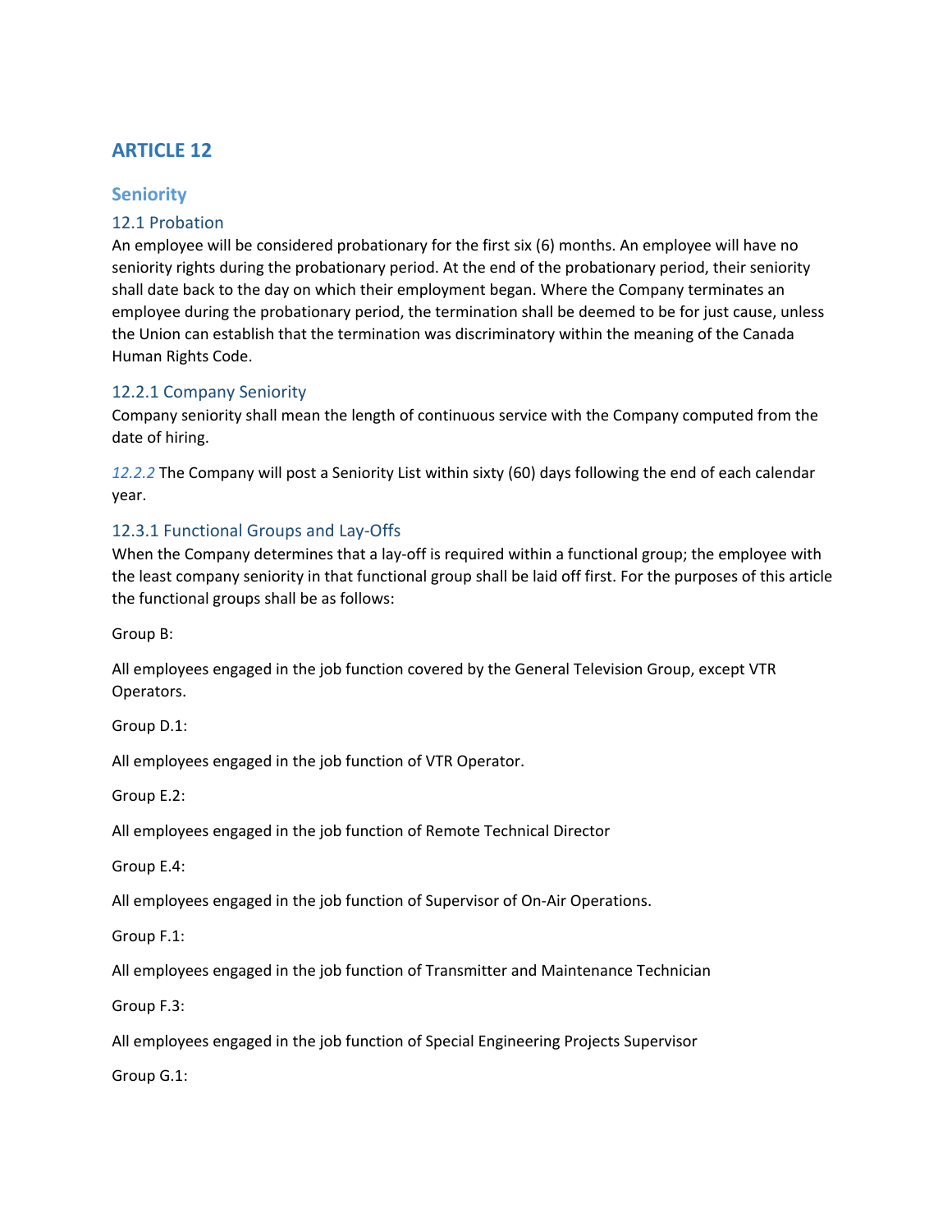# ARTICLE 12

## Seniority

### 12.1 Probation

An employee will be considered probationary for the first six (6) months. An employee will have no seniority rights during the probationary period. At the end of the probationary period, their seniority shall date back to the day on which their employment began. Where the Company terminates an employee during the probationary period, the termination shall be deemed to be for just cause, unless the Union can establish that the termination was discriminatory within the meaning of the Canada Human Rights Code.

### 12.2.1 Company Seniority

Company seniority shall mean the length of continuous service with the Company computed from the date of hiring.

*12.2.2* The Company will post a Seniority List within sixty (60) days following the end of each calendar year.

### 12.3.1 Functional Groups and Lay-Offs

When the Company determines that a lay-off is required within a functional group; the employee with the least company seniority in that functional group shall be laid off first. For the purposes of this article the functional groups shall be as follows:

Group B:

All employees engaged in the job function covered by the General Television Group, except VTR Operators.

Group D.1:

All employees engaged in the job function of VTR Operator.

Group E.2:

All employees engaged in the job function of Remote Technical Director

Group E.4:

All employees engaged in the job function of Supervisor of On-Air Operations.

Group F.1:

All employees engaged in the job function of Transmitter and Maintenance Technician

Group F.3:

All employees engaged in the job function of Special Engineering Projects Supervisor

Group G.1: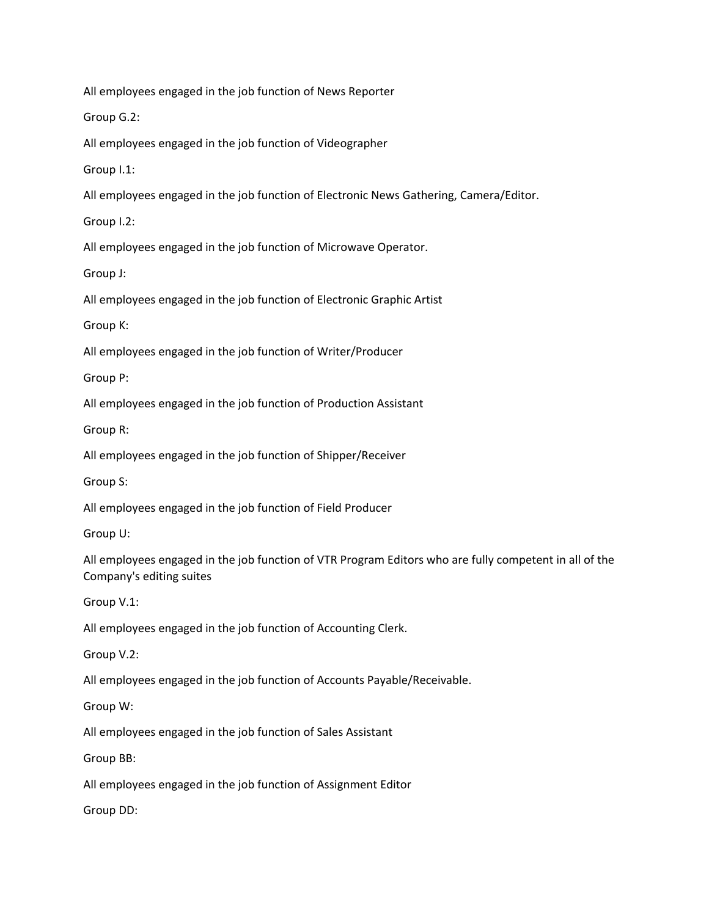All employees engaged in the job function of News Reporter

Group G.2:

All employees engaged in the job function of Videographer

Group I.1:

All employees engaged in the job function of Electronic News Gathering, Camera/Editor.

Group I.2:

All employees engaged in the job function of Microwave Operator.

Group J:

All employees engaged in the job function of Electronic Graphic Artist

Group K:

All employees engaged in the job function of Writer/Producer

Group P:

All employees engaged in the job function of Production Assistant

Group R:

All employees engaged in the job function of Shipper/Receiver

Group S:

All employees engaged in the job function of Field Producer

Group U:

All employees engaged in the job function of VTR Program Editors who are fully competent in all of the Company's editing suites

Group V.1:

All employees engaged in the job function of Accounting Clerk.

Group V.2:

All employees engaged in the job function of Accounts Payable/Receivable.

Group W:

All employees engaged in the job function of Sales Assistant

Group BB:

All employees engaged in the job function of Assignment Editor

Group DD: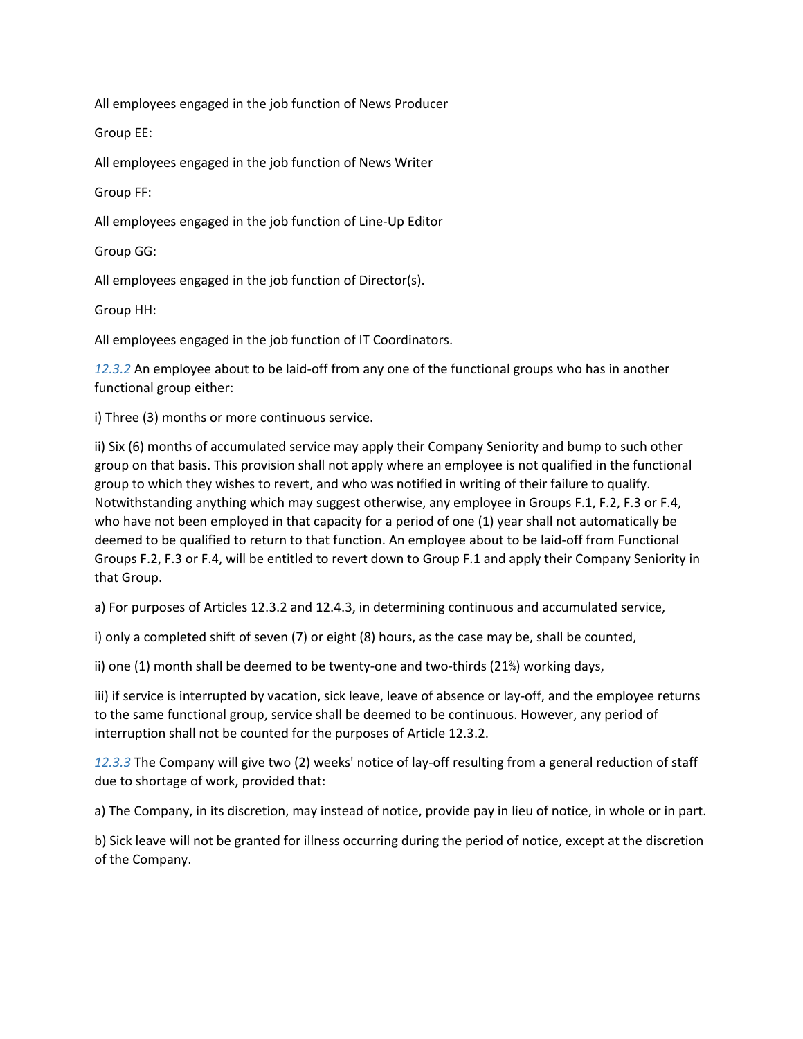All employees engaged in the job function of News Producer

Group EE:

All employees engaged in the job function of News Writer

Group FF:

All employees engaged in the job function of Line-Up Editor

Group GG:

All employees engaged in the job function of Director(s).

Group HH:

All employees engaged in the job function of IT Coordinators.

*12.3.2* An employee about to be laid-off from any one of the functional groups who has in another functional group either:

i) Three (3) months or more continuous service.

ii) Six (6) months of accumulated service may apply their Company Seniority and bump to such other group on that basis. This provision shall not apply where an employee is not qualified in the functional group to which they wishes to revert, and who was notified in writing of their failure to qualify. Notwithstanding anything which may suggest otherwise, any employee in Groups F.1, F.2, F.3 or F.4, who have not been employed in that capacity for a period of one (1) year shall not automatically be deemed to be qualified to return to that function. An employee about to be laid-off from Functional Groups F.2, F.3 or F.4, will be entitled to revert down to Group F.1 and apply their Company Seniority in that Group.

a) For purposes of Articles 12.3.2 and 12.4.3, in determining continuous and accumulated service,

i) only a completed shift of seven (7) or eight (8) hours, as the case may be, shall be counted,

ii) one (1) month shall be deemed to be twenty-one and two-thirds (21⅔) working days,

iii) if service is interrupted by vacation, sick leave, leave of absence or lay-off, and the employee returns to the same functional group, service shall be deemed to be continuous. However, any period of interruption shall not be counted for the purposes of Article 12.3.2.

*12.3.3* The Company will give two (2) weeks' notice of lay-off resulting from a general reduction of staff due to shortage of work, provided that:

a) The Company, in its discretion, may instead of notice, provide pay in lieu of notice, in whole or in part.

b) Sick leave will not be granted for illness occurring during the period of notice, except at the discretion of the Company.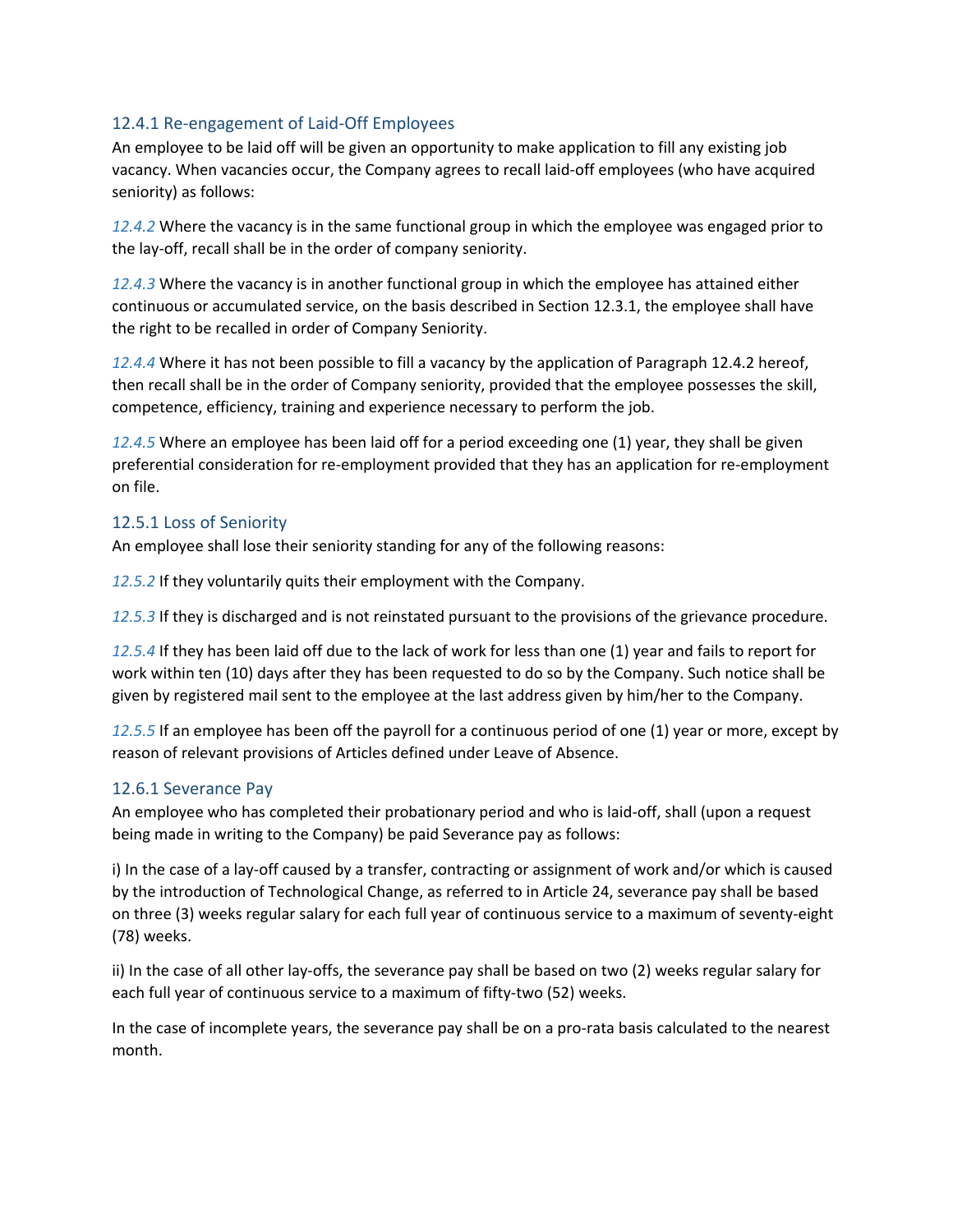### 12.4.1 Re-engagement of Laid-Off Employees

An employee to be laid off will be given an opportunity to make application to fill any existing job vacancy. When vacancies occur, the Company agrees to recall laid-off employees (who have acquired seniority) as follows:

*12.4.2* Where the vacancy is in the same functional group in which the employee was engaged prior to the lay-off, recall shall be in the order of company seniority.

*12.4.3* Where the vacancy is in another functional group in which the employee has attained either continuous or accumulated service, on the basis described in Section 12.3.1, the employee shall have the right to be recalled in order of Company Seniority.

*12.4.4* Where it has not been possible to fill a vacancy by the application of Paragraph 12.4.2 hereof, then recall shall be in the order of Company seniority, provided that the employee possesses the skill, competence, efficiency, training and experience necessary to perform the job.

*12.4.5* Where an employee has been laid off for a period exceeding one (1) year, they shall be given preferential consideration for re-employment provided that they has an application for re-employment on file.

### 12.5.1 Loss of Seniority

An employee shall lose their seniority standing for any of the following reasons:

*12.5.2* If they voluntarily quits their employment with the Company.

*12.5.3* If they is discharged and is not reinstated pursuant to the provisions of the grievance procedure.

*12.5.4* If they has been laid off due to the lack of work for less than one (1) year and fails to report for work within ten (10) days after they has been requested to do so by the Company. Such notice shall be given by registered mail sent to the employee at the last address given by him/her to the Company.

*12.5.5* If an employee has been off the payroll for a continuous period of one (1) year or more, except by reason of relevant provisions of Articles defined under Leave of Absence.

### 12.6.1 Severance Pay

An employee who has completed their probationary period and who is laid-off, shall (upon a request being made in writing to the Company) be paid Severance pay as follows:

i) In the case of a lay-off caused by a transfer, contracting or assignment of work and/or which is caused by the introduction of Technological Change, as referred to in Article 24, severance pay shall be based on three (3) weeks regular salary for each full year of continuous service to a maximum of seventy-eight (78) weeks.

ii) In the case of all other lay-offs, the severance pay shall be based on two (2) weeks regular salary for each full year of continuous service to a maximum of fifty-two (52) weeks.

In the case of incomplete years, the severance pay shall be on a pro-rata basis calculated to the nearest month.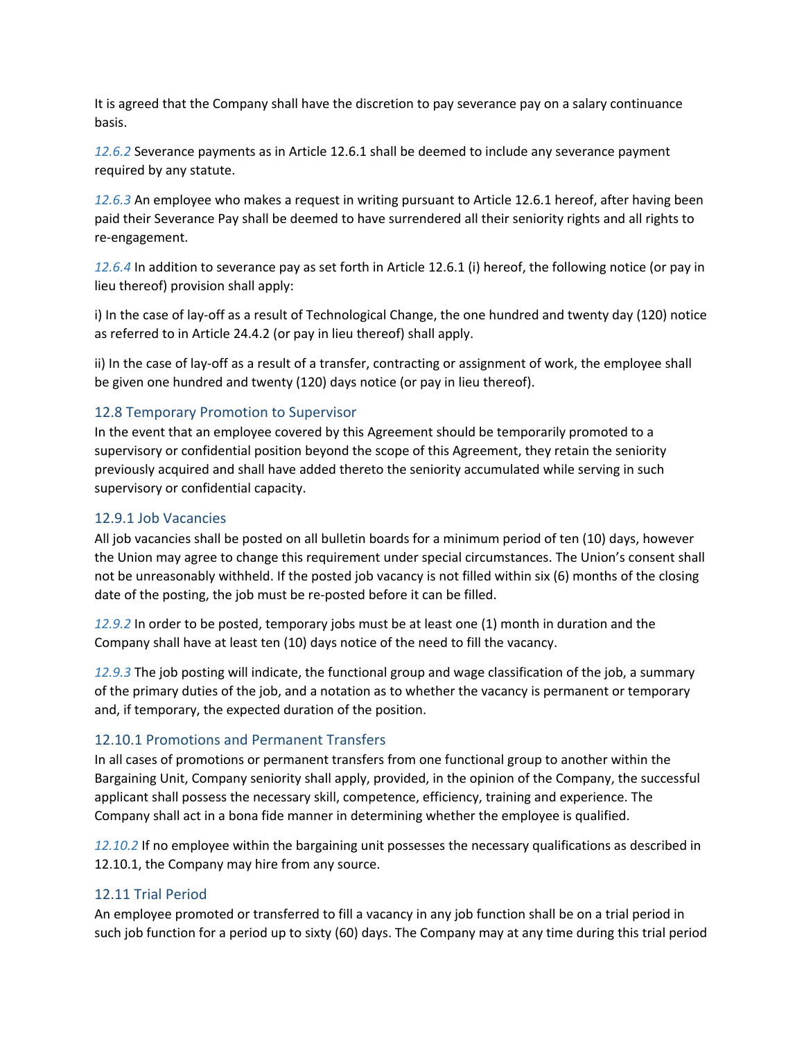It is agreed that the Company shall have the discretion to pay severance pay on a salary continuance basis.

*12.6.2* Severance payments as in Article 12.6.1 shall be deemed to include any severance payment required by any statute.

*12.6.3* An employee who makes a request in writing pursuant to Article 12.6.1 hereof, after having been paid their Severance Pay shall be deemed to have surrendered all their seniority rights and all rights to re-engagement.

*12.6.4* In addition to severance pay as set forth in Article 12.6.1 (i) hereof, the following notice (or pay in lieu thereof) provision shall apply:

i) In the case of lay-off as a result of Technological Change, the one hundred and twenty day (120) notice as referred to in Article 24.4.2 (or pay in lieu thereof) shall apply.

ii) In the case of lay-off as a result of a transfer, contracting or assignment of work, the employee shall be given one hundred and twenty (120) days notice (or pay in lieu thereof).

### 12.8 Temporary Promotion to Supervisor

In the event that an employee covered by this Agreement should be temporarily promoted to a supervisory or confidential position beyond the scope of this Agreement, they retain the seniority previously acquired and shall have added thereto the seniority accumulated while serving in such supervisory or confidential capacity.

### 12.9.1 Job Vacancies

All job vacancies shall be posted on all bulletin boards for a minimum period of ten (10) days, however the Union may agree to change this requirement under special circumstances. The Union's consent shall not be unreasonably withheld. If the posted job vacancy is not filled within six (6) months of the closing date of the posting, the job must be re-posted before it can be filled.

*12.9.2* In order to be posted, temporary jobs must be at least one (1) month in duration and the Company shall have at least ten (10) days notice of the need to fill the vacancy.

*12.9.3* The job posting will indicate, the functional group and wage classification of the job, a summary of the primary duties of the job, and a notation as to whether the vacancy is permanent or temporary and, if temporary, the expected duration of the position.

### 12.10.1 Promotions and Permanent Transfers

In all cases of promotions or permanent transfers from one functional group to another within the Bargaining Unit, Company seniority shall apply, provided, in the opinion of the Company, the successful applicant shall possess the necessary skill, competence, efficiency, training and experience. The Company shall act in a bona fide manner in determining whether the employee is qualified.

*12.10.2* If no employee within the bargaining unit possesses the necessary qualifications as described in 12.10.1, the Company may hire from any source.

### 12.11 Trial Period

An employee promoted or transferred to fill a vacancy in any job function shall be on a trial period in such job function for a period up to sixty (60) days. The Company may at any time during this trial period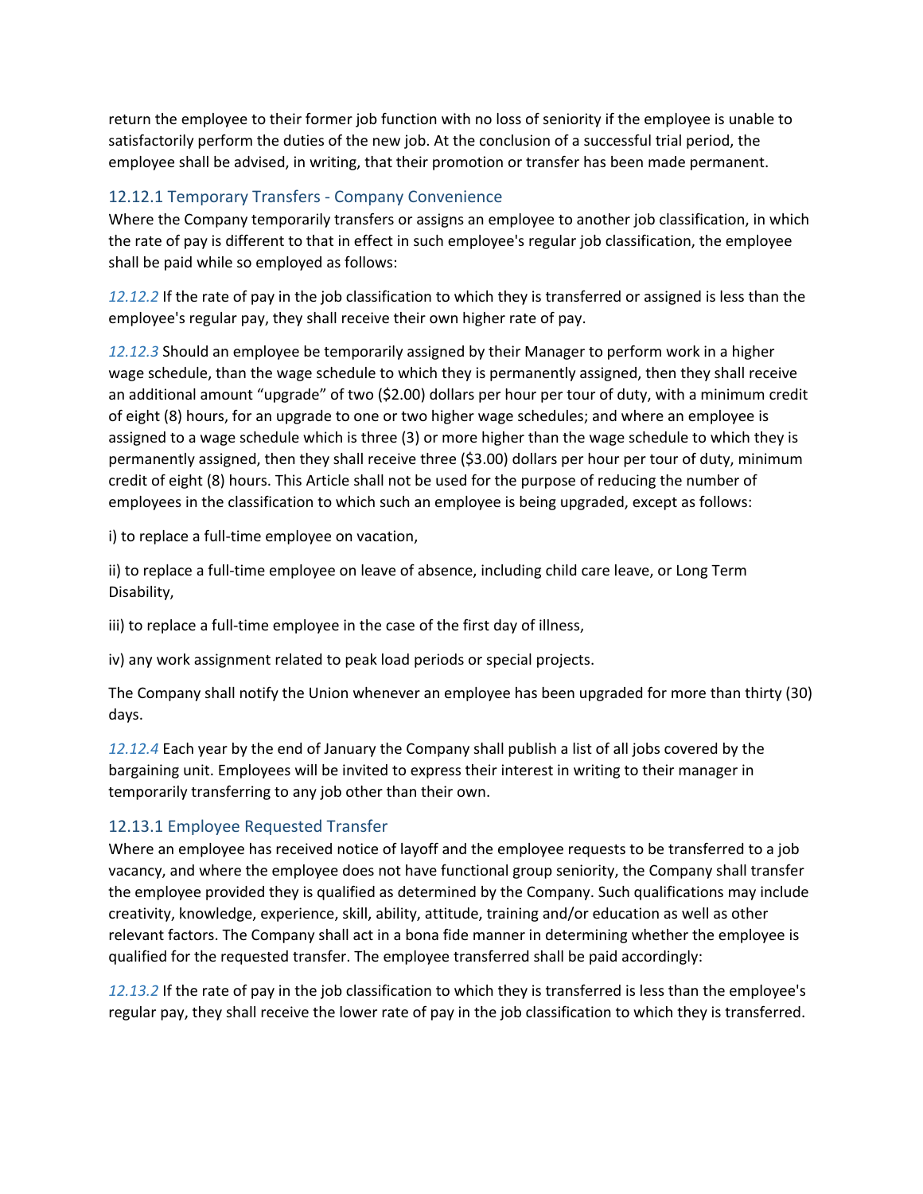return the employee to their former job function with no loss of seniority if the employee is unable to satisfactorily perform the duties of the new job. At the conclusion of a successful trial period, the employee shall be advised, in writing, that their promotion or transfer has been made permanent.

### 12.12.1 Temporary Transfers - Company Convenience

Where the Company temporarily transfers or assigns an employee to another job classification, in which the rate of pay is different to that in effect in such employee's regular job classification, the employee shall be paid while so employed as follows:

*12.12.2* If the rate of pay in the job classification to which they is transferred or assigned is less than the employee's regular pay, they shall receive their own higher rate of pay.

*12.12.3* Should an employee be temporarily assigned by their Manager to perform work in a higher wage schedule, than the wage schedule to which they is permanently assigned, then they shall receive an additional amount "upgrade" of two ($2.00) dollars per hour per tour of duty, with a minimum credit of eight (8) hours, for an upgrade to one or two higher wage schedules; and where an employee is assigned to a wage schedule which is three (3) or more higher than the wage schedule to which they is permanently assigned, then they shall receive three ($3.00) dollars per hour per tour of duty, minimum credit of eight (8) hours. This Article shall not be used for the purpose of reducing the number of employees in the classification to which such an employee is being upgraded, except as follows:

i) to replace a full-time employee on vacation,

ii) to replace a full-time employee on leave of absence, including child care leave, or Long Term Disability,

iii) to replace a full-time employee in the case of the first day of illness,

iv) any work assignment related to peak load periods or special projects.

The Company shall notify the Union whenever an employee has been upgraded for more than thirty (30) days.

*12.12.4* Each year by the end of January the Company shall publish a list of all jobs covered by the bargaining unit. Employees will be invited to express their interest in writing to their manager in temporarily transferring to any job other than their own.

### 12.13.1 Employee Requested Transfer

Where an employee has received notice of layoff and the employee requests to be transferred to a job vacancy, and where the employee does not have functional group seniority, the Company shall transfer the employee provided they is qualified as determined by the Company. Such qualifications may include creativity, knowledge, experience, skill, ability, attitude, training and/or education as well as other relevant factors. The Company shall act in a bona fide manner in determining whether the employee is qualified for the requested transfer. The employee transferred shall be paid accordingly:

*12.13.2* If the rate of pay in the job classification to which they is transferred is less than the employee's regular pay, they shall receive the lower rate of pay in the job classification to which they is transferred.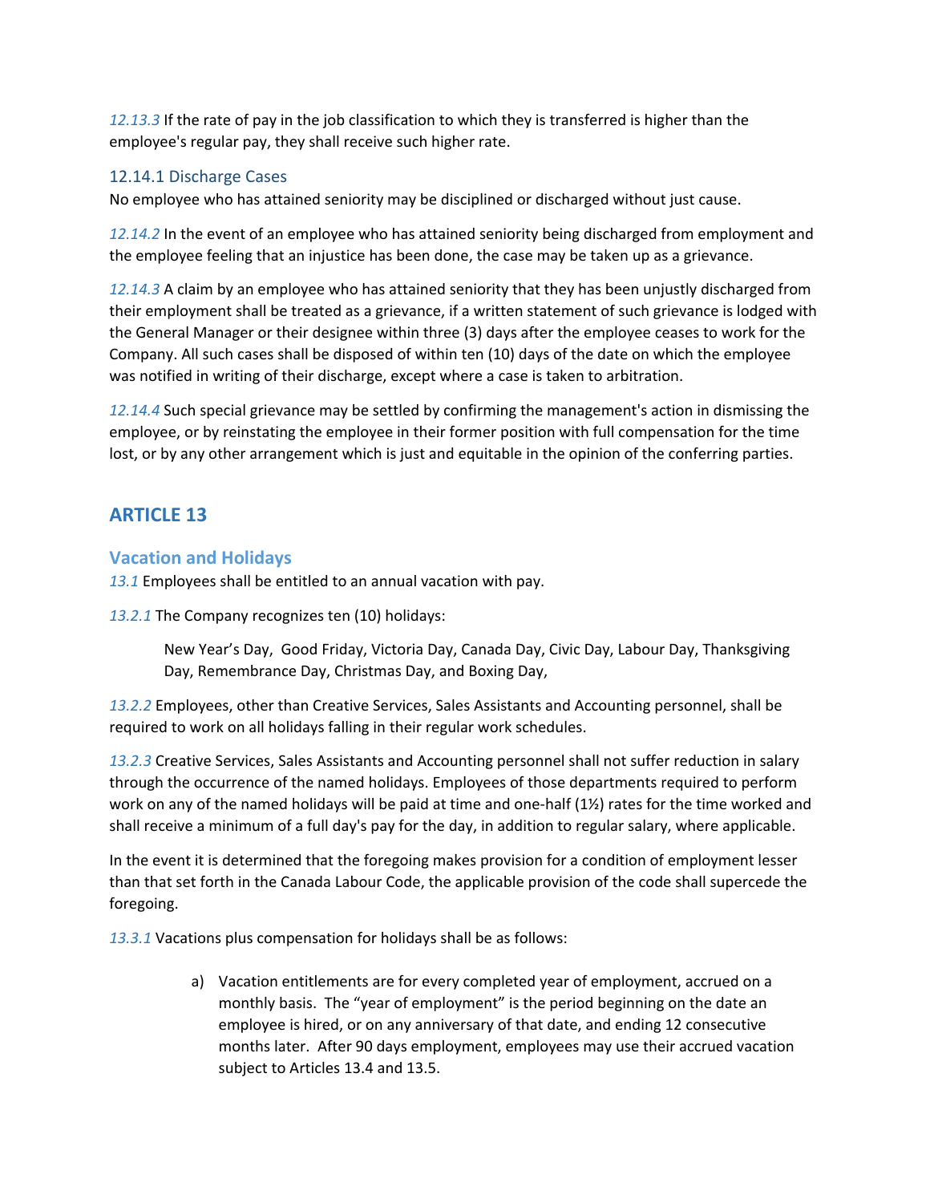*12.13.3* If the rate of pay in the job classification to which they is transferred is higher than the employee's regular pay, they shall receive such higher rate.

### 12.14.1 Discharge Cases

No employee who has attained seniority may be disciplined or discharged without just cause.

*12.14.2* In the event of an employee who has attained seniority being discharged from employment and the employee feeling that an injustice has been done, the case may be taken up as a grievance.

*12.14.3* A claim by an employee who has attained seniority that they has been unjustly discharged from their employment shall be treated as a grievance, if a written statement of such grievance is lodged with the General Manager or their designee within three (3) days after the employee ceases to work for the Company. All such cases shall be disposed of within ten (10) days of the date on which the employee was notified in writing of their discharge, except where a case is taken to arbitration.

*12.14.4* Such special grievance may be settled by confirming the management's action in dismissing the employee, or by reinstating the employee in their former position with full compensation for the time lost, or by any other arrangement which is just and equitable in the opinion of the conferring parties.

## ARTICLE 13

### Vacation and Holidays

*13.1* Employees shall be entitled to an annual vacation with pay.

*13.2.1* The Company recognizes ten (10) holidays:

> New Year's Day, Good Friday, Victoria Day, Canada Day, Civic Day, Labour Day, Thanksgiving Day, Remembrance Day, Christmas Day, and Boxing Day,

*13.2.2* Employees, other than Creative Services, Sales Assistants and Accounting personnel, shall be required to work on all holidays falling in their regular work schedules.

*13.2.3* Creative Services, Sales Assistants and Accounting personnel shall not suffer reduction in salary through the occurrence of the named holidays. Employees of those departments required to perform work on any of the named holidays will be paid at time and one-half (1½) rates for the time worked and shall receive a minimum of a full day's pay for the day, in addition to regular salary, where applicable.

In the event it is determined that the foregoing makes provision for a condition of employment lesser than that set forth in the Canada Labour Code, the applicable provision of the code shall supercede the foregoing.

*13.3.1* Vacations plus compensation for holidays shall be as follows:

a) Vacation entitlements are for every completed year of employment, accrued on a monthly basis. The "year of employment" is the period beginning on the date an employee is hired, or on any anniversary of that date, and ending 12 consecutive months later. After 90 days employment, employees may use their accrued vacation subject to Articles 13.4 and 13.5.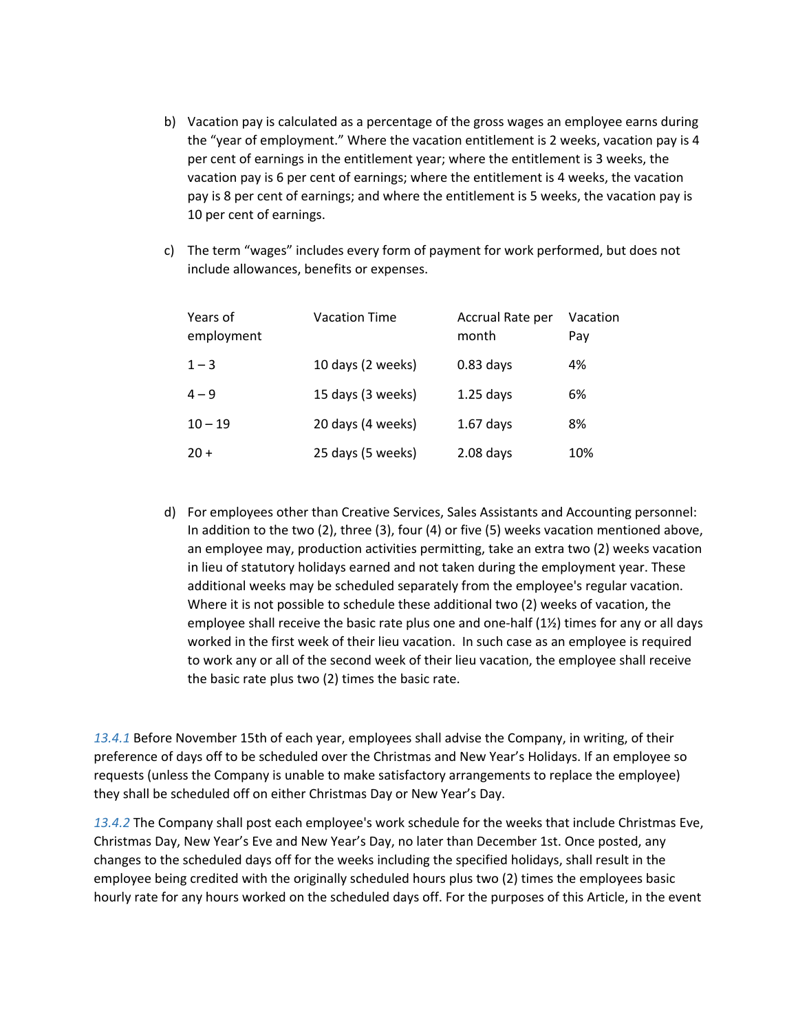b) Vacation pay is calculated as a percentage of the gross wages an employee earns during the "year of employment." Where the vacation entitlement is 2 weeks, vacation pay is 4 per cent of earnings in the entitlement year; where the entitlement is 3 weeks, the vacation pay is 6 per cent of earnings; where the entitlement is 4 weeks, the vacation pay is 8 per cent of earnings; and where the entitlement is 5 weeks, the vacation pay is 10 per cent of earnings.

c) The term "wages" includes every form of payment for work performed, but does not include allowances, benefits or expenses.

| Years of employment | Vacation Time | Accrual Rate per month | Vacation Pay |
|---|---|---|---|
| 1 – 3 | 10 days (2 weeks) | 0.83 days | 4% |
| 4 – 9 | 15 days (3 weeks) | 1.25 days | 6% |
| 10 – 19 | 20 days (4 weeks) | 1.67 days | 8% |
| 20 + | 25 days (5 weeks) | 2.08 days | 10% |

d) For employees other than Creative Services, Sales Assistants and Accounting personnel: In addition to the two (2), three (3), four (4) or five (5) weeks vacation mentioned above, an employee may, production activities permitting, take an extra two (2) weeks vacation in lieu of statutory holidays earned and not taken during the employment year. These additional weeks may be scheduled separately from the employee's regular vacation. Where it is not possible to schedule these additional two (2) weeks of vacation, the employee shall receive the basic rate plus one and one-half (1½) times for any or all days worked in the first week of their lieu vacation. In such case as an employee is required to work any or all of the second week of their lieu vacation, the employee shall receive the basic rate plus two (2) times the basic rate.

*13.4.1* Before November 15th of each year, employees shall advise the Company, in writing, of their preference of days off to be scheduled over the Christmas and New Year's Holidays. If an employee so requests (unless the Company is unable to make satisfactory arrangements to replace the employee) they shall be scheduled off on either Christmas Day or New Year's Day.

*13.4.2* The Company shall post each employee's work schedule for the weeks that include Christmas Eve, Christmas Day, New Year's Eve and New Year's Day, no later than December 1st. Once posted, any changes to the scheduled days off for the weeks including the specified holidays, shall result in the employee being credited with the originally scheduled hours plus two (2) times the employees basic hourly rate for any hours worked on the scheduled days off. For the purposes of this Article, in the event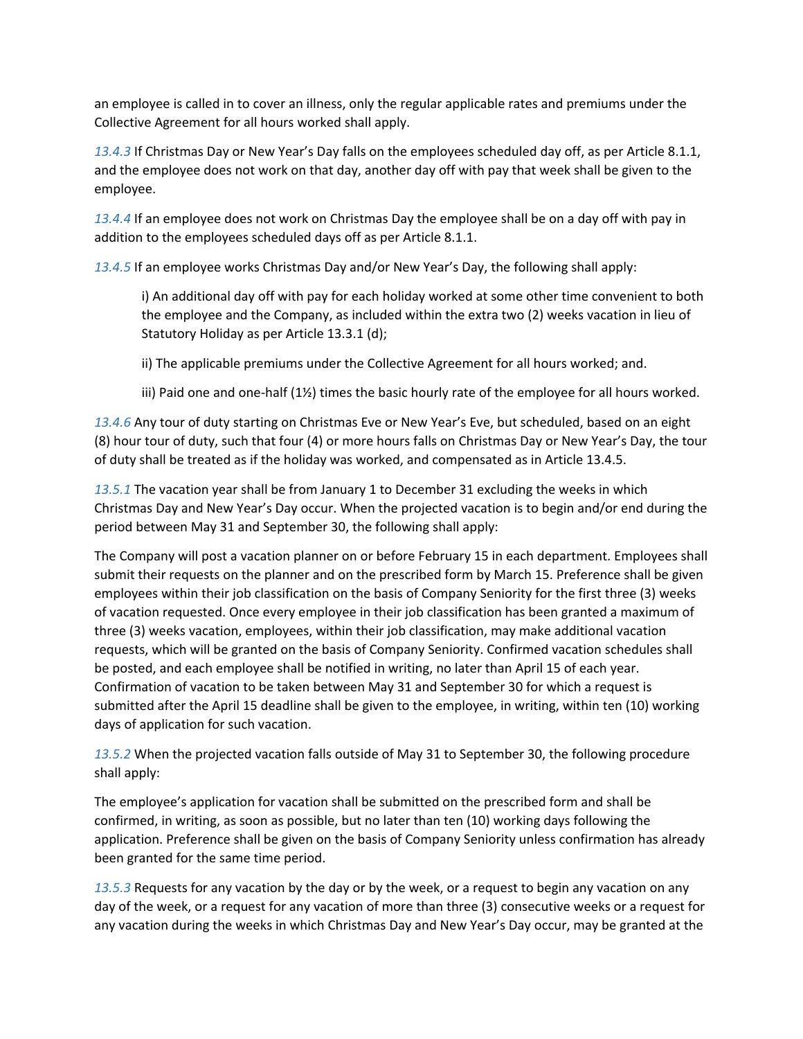an employee is called in to cover an illness, only the regular applicable rates and premiums under the Collective Agreement for all hours worked shall apply.

*13.4.3* If Christmas Day or New Year's Day falls on the employees scheduled day off, as per Article 8.1.1, and the employee does not work on that day, another day off with pay that week shall be given to the employee.

*13.4.4* If an employee does not work on Christmas Day the employee shall be on a day off with pay in addition to the employees scheduled days off as per Article 8.1.1.

*13.4.5* If an employee works Christmas Day and/or New Year's Day, the following shall apply:

> i) An additional day off with pay for each holiday worked at some other time convenient to both the employee and the Company, as included within the extra two (2) weeks vacation in lieu of Statutory Holiday as per Article 13.3.1 (d);
>
> ii) The applicable premiums under the Collective Agreement for all hours worked; and.
>
> iii) Paid one and one-half (1½) times the basic hourly rate of the employee for all hours worked.

*13.4.6* Any tour of duty starting on Christmas Eve or New Year's Eve, but scheduled, based on an eight (8) hour tour of duty, such that four (4) or more hours falls on Christmas Day or New Year's Day, the tour of duty shall be treated as if the holiday was worked, and compensated as in Article 13.4.5.

*13.5.1* The vacation year shall be from January 1 to December 31 excluding the weeks in which Christmas Day and New Year's Day occur. When the projected vacation is to begin and/or end during the period between May 31 and September 30, the following shall apply:

The Company will post a vacation planner on or before February 15 in each department. Employees shall submit their requests on the planner and on the prescribed form by March 15. Preference shall be given employees within their job classification on the basis of Company Seniority for the first three (3) weeks of vacation requested. Once every employee in their job classification has been granted a maximum of three (3) weeks vacation, employees, within their job classification, may make additional vacation requests, which will be granted on the basis of Company Seniority. Confirmed vacation schedules shall be posted, and each employee shall be notified in writing, no later than April 15 of each year. Confirmation of vacation to be taken between May 31 and September 30 for which a request is submitted after the April 15 deadline shall be given to the employee, in writing, within ten (10) working days of application for such vacation.

*13.5.2* When the projected vacation falls outside of May 31 to September 30, the following procedure shall apply:

The employee's application for vacation shall be submitted on the prescribed form and shall be confirmed, in writing, as soon as possible, but no later than ten (10) working days following the application. Preference shall be given on the basis of Company Seniority unless confirmation has already been granted for the same time period.

*13.5.3* Requests for any vacation by the day or by the week, or a request to begin any vacation on any day of the week, or a request for any vacation of more than three (3) consecutive weeks or a request for any vacation during the weeks in which Christmas Day and New Year's Day occur, may be granted at the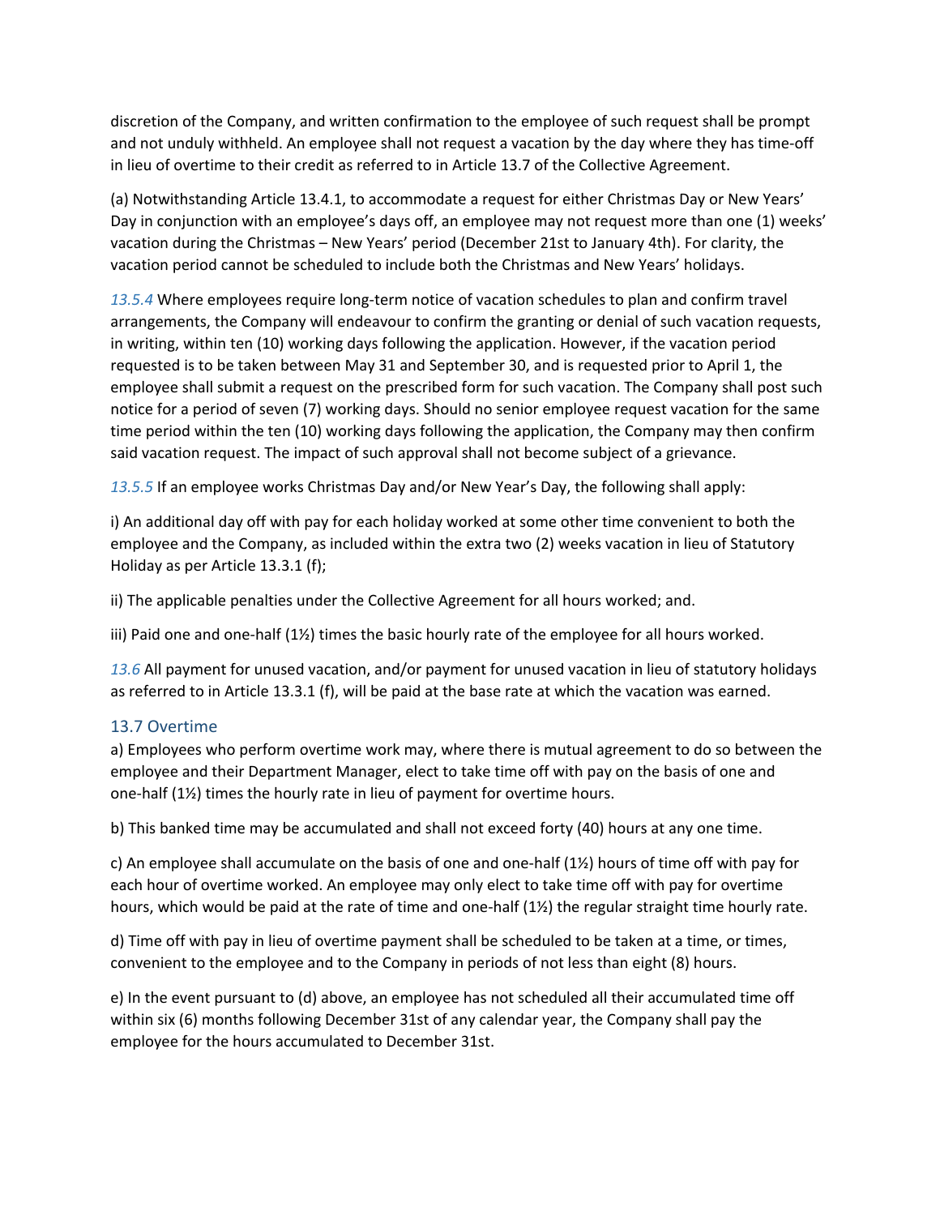discretion of the Company, and written confirmation to the employee of such request shall be prompt and not unduly withheld. An employee shall not request a vacation by the day where they has time-off in lieu of overtime to their credit as referred to in Article 13.7 of the Collective Agreement.

(a) Notwithstanding Article 13.4.1, to accommodate a request for either Christmas Day or New Years' Day in conjunction with an employee's days off, an employee may not request more than one (1) weeks' vacation during the Christmas – New Years' period (December 21st to January 4th). For clarity, the vacation period cannot be scheduled to include both the Christmas and New Years' holidays.

*13.5.4* Where employees require long-term notice of vacation schedules to plan and confirm travel arrangements, the Company will endeavour to confirm the granting or denial of such vacation requests, in writing, within ten (10) working days following the application. However, if the vacation period requested is to be taken between May 31 and September 30, and is requested prior to April 1, the employee shall submit a request on the prescribed form for such vacation. The Company shall post such notice for a period of seven (7) working days. Should no senior employee request vacation for the same time period within the ten (10) working days following the application, the Company may then confirm said vacation request. The impact of such approval shall not become subject of a grievance.

*13.5.5* If an employee works Christmas Day and/or New Year's Day, the following shall apply:

i) An additional day off with pay for each holiday worked at some other time convenient to both the employee and the Company, as included within the extra two (2) weeks vacation in lieu of Statutory Holiday as per Article 13.3.1 (f);

ii) The applicable penalties under the Collective Agreement for all hours worked; and.

iii) Paid one and one-half (1½) times the basic hourly rate of the employee for all hours worked.

*13.6* All payment for unused vacation, and/or payment for unused vacation in lieu of statutory holidays as referred to in Article 13.3.1 (f), will be paid at the base rate at which the vacation was earned.

### 13.7 Overtime

a) Employees who perform overtime work may, where there is mutual agreement to do so between the employee and their Department Manager, elect to take time off with pay on the basis of one and one-half (1½) times the hourly rate in lieu of payment for overtime hours.

b) This banked time may be accumulated and shall not exceed forty (40) hours at any one time.

c) An employee shall accumulate on the basis of one and one-half (1½) hours of time off with pay for each hour of overtime worked. An employee may only elect to take time off with pay for overtime hours, which would be paid at the rate of time and one-half (1½) the regular straight time hourly rate.

d) Time off with pay in lieu of overtime payment shall be scheduled to be taken at a time, or times, convenient to the employee and to the Company in periods of not less than eight (8) hours.

e) In the event pursuant to (d) above, an employee has not scheduled all their accumulated time off within six (6) months following December 31st of any calendar year, the Company shall pay the employee for the hours accumulated to December 31st.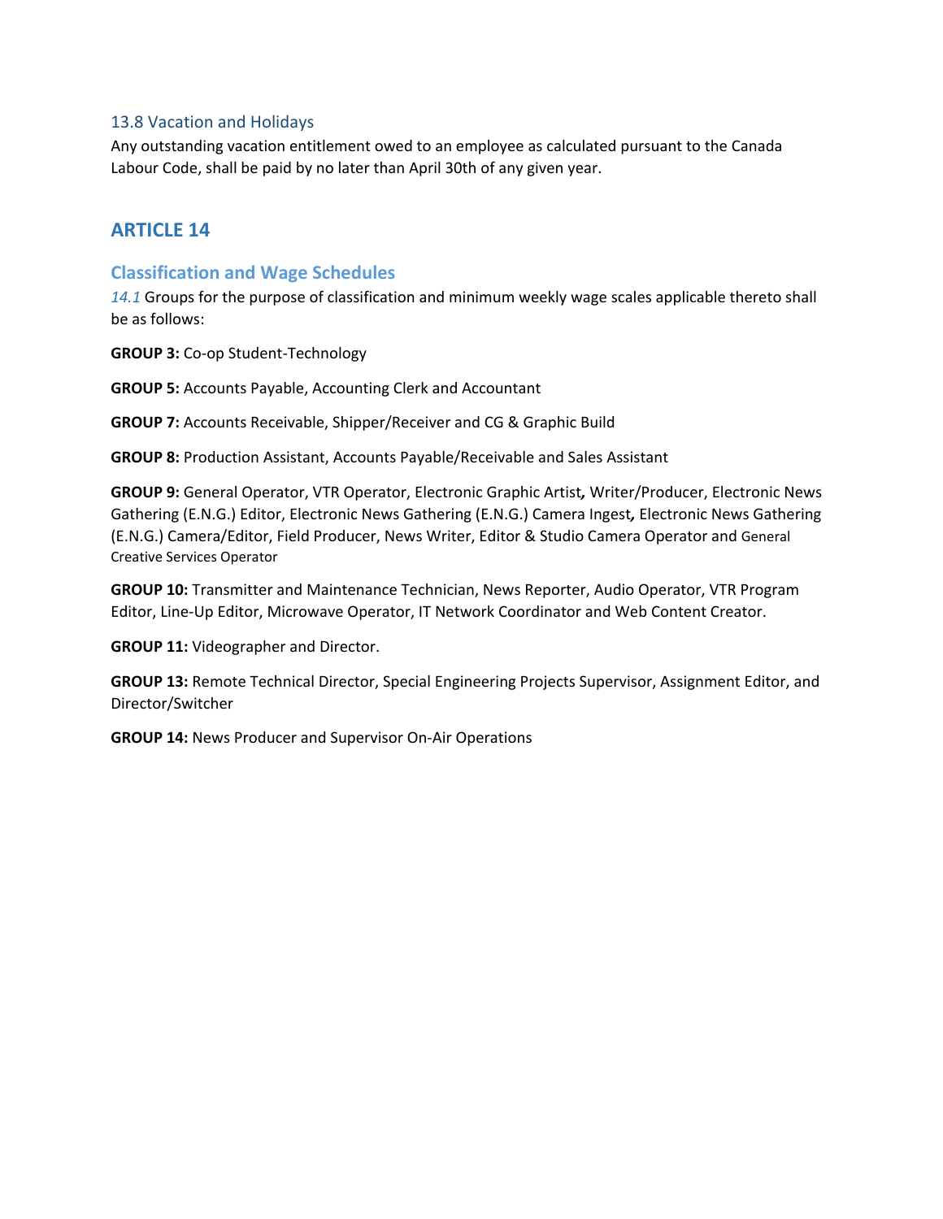### 13.8 Vacation and Holidays

Any outstanding vacation entitlement owed to an employee as calculated pursuant to the Canada Labour Code, shall be paid by no later than April 30th of any given year.

## ARTICLE 14

### Classification and Wage Schedules

*14.1* Groups for the purpose of classification and minimum weekly wage scales applicable thereto shall be as follows:

**GROUP 3:** Co-op Student-Technology

**GROUP 5:** Accounts Payable, Accounting Clerk and Accountant

**GROUP 7:** Accounts Receivable, Shipper/Receiver and CG & Graphic Build

**GROUP 8:** Production Assistant, Accounts Payable/Receivable and Sales Assistant

**GROUP 9:** General Operator, VTR Operator, Electronic Graphic Artist*,* Writer/Producer, Electronic News Gathering (E.N.G.) Editor, Electronic News Gathering (E.N.G.) Camera Ingest*,* Electronic News Gathering (E.N.G.) Camera/Editor, Field Producer, News Writer, Editor & Studio Camera Operator and General Creative Services Operator

**GROUP 10:** Transmitter and Maintenance Technician, News Reporter, Audio Operator, VTR Program Editor, Line-Up Editor, Microwave Operator, IT Network Coordinator and Web Content Creator.

**GROUP 11:** Videographer and Director.

**GROUP 13:** Remote Technical Director, Special Engineering Projects Supervisor, Assignment Editor, and Director/Switcher

**GROUP 14:** News Producer and Supervisor On-Air Operations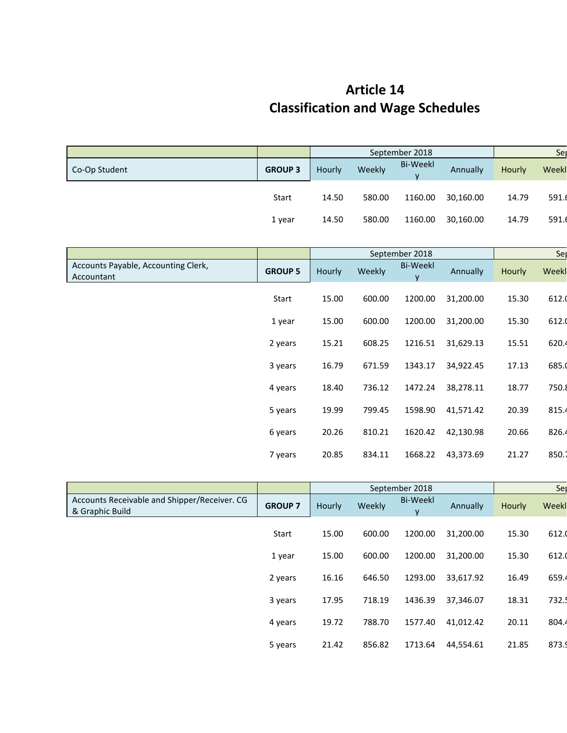# Article 14
# Classification and Wage Schedules

| | | September 2018 | | | | Sep |
|---|---|---|---|---|---|---|
| Co-Op Student | GROUP 3 | Hourly | Weekly | Bi-Weekly | Annually | Hourly | Weekl |
| | Start | 14.50 | 580.00 | 1160.00 | 30,160.00 | 14.79 | 591.6 |
| | 1 year | 14.50 | 580.00 | 1160.00 | 30,160.00 | 14.79 | 591.6 |

| | | September 2018 | | | | Sep | |
|---|---|---|---|---|---|---|---|
| Accounts Payable, Accounting Clerk, Accountant | GROUP 5 | Hourly | Weekly | Bi-Weekly | Annually | Hourly | Weekl |
| | Start | 15.00 | 600.00 | 1200.00 | 31,200.00 | 15.30 | 612.0 |
| | 1 year | 15.00 | 600.00 | 1200.00 | 31,200.00 | 15.30 | 612.0 |
| | 2 years | 15.21 | 608.25 | 1216.51 | 31,629.13 | 15.51 | 620.4 |
| | 3 years | 16.79 | 671.59 | 1343.17 | 34,922.45 | 17.13 | 685.0 |
| | 4 years | 18.40 | 736.12 | 1472.24 | 38,278.11 | 18.77 | 750.8 |
| | 5 years | 19.99 | 799.45 | 1598.90 | 41,571.42 | 20.39 | 815.4 |
| | 6 years | 20.26 | 810.21 | 1620.42 | 42,130.98 | 20.66 | 826.4 |
| | 7 years | 20.85 | 834.11 | 1668.22 | 43,373.69 | 21.27 | 850.7 |

| | | September 2018 | | | | Sep | |
|---|---|---|---|---|---|---|---|
| Accounts Receivable and Shipper/Receiver. CG & Graphic Build | GROUP 7 | Hourly | Weekly | Bi-Weekly | Annually | Hourly | Weekl |
| | Start | 15.00 | 600.00 | 1200.00 | 31,200.00 | 15.30 | 612.0 |
| | 1 year | 15.00 | 600.00 | 1200.00 | 31,200.00 | 15.30 | 612.0 |
| | 2 years | 16.16 | 646.50 | 1293.00 | 33,617.92 | 16.49 | 659.4 |
| | 3 years | 17.95 | 718.19 | 1436.39 | 37,346.07 | 18.31 | 732.5 |
| | 4 years | 19.72 | 788.70 | 1577.40 | 41,012.42 | 20.11 | 804.4 |
| | 5 years | 21.42 | 856.82 | 1713.64 | 44,554.61 | 21.85 | 873.9 |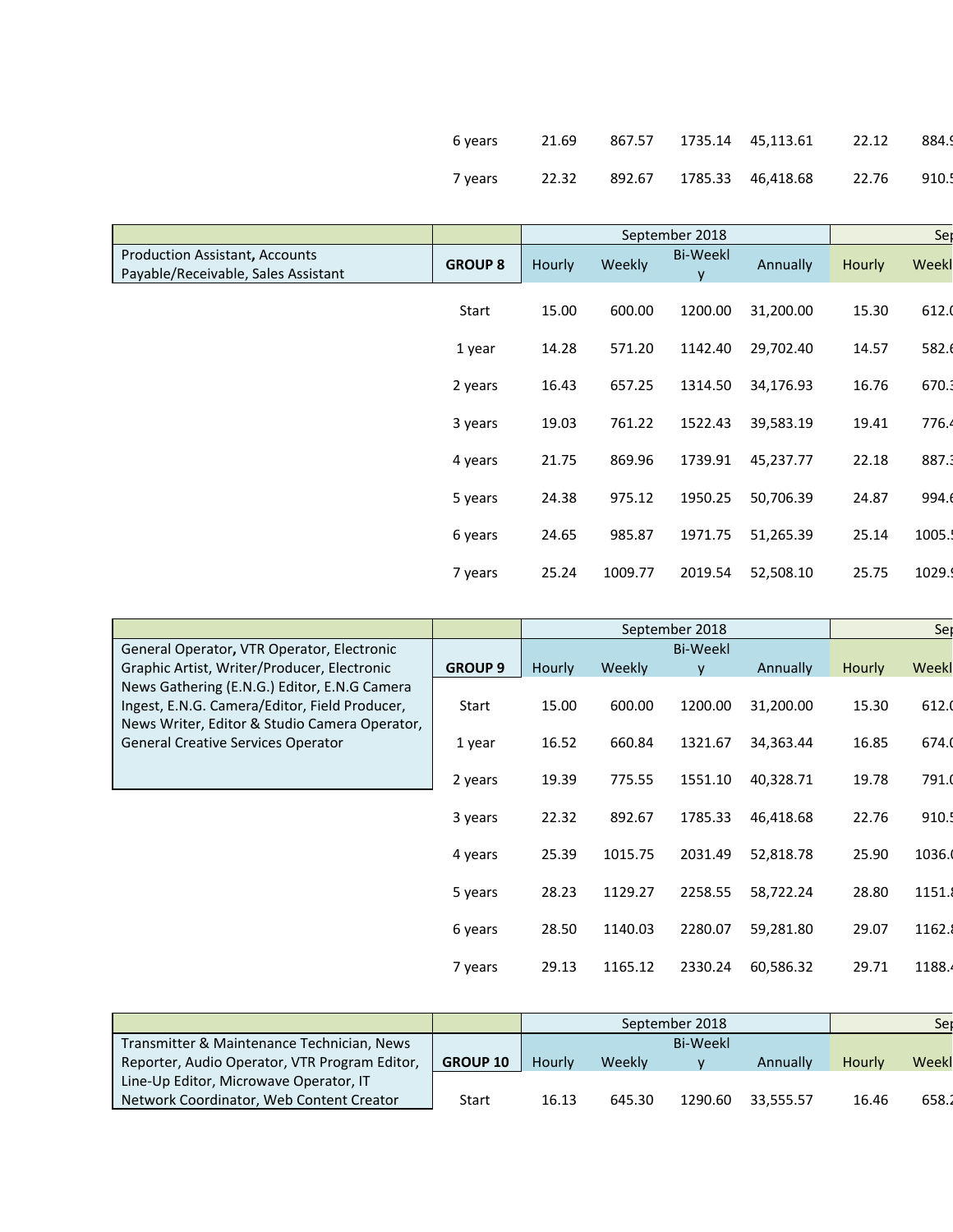| | | | | | | | |
|---|---|---|---|---|---|---|---|
| | 6 years | 21.69 | 867.57 | 1735.14 | 45,113.61 | 22.12 | 884.9 |
| | 7 years | 22.32 | 892.67 | 1785.33 | 46,418.68 | 22.76 | 910.5 |

| | | September 2018 | | | | Sep | |
|---|---|---|---|---|---|---|---|
| Production Assistant, Accounts Payable/Receivable, Sales Assistant | GROUP 8 | Hourly | Weekly | Bi-Weekly | Annually | Hourly | Weekl |
| | Start | 15.00 | 600.00 | 1200.00 | 31,200.00 | 15.30 | 612.0 |
| | 1 year | 14.28 | 571.20 | 1142.40 | 29,702.40 | 14.57 | 582.6 |
| | 2 years | 16.43 | 657.25 | 1314.50 | 34,176.93 | 16.76 | 670.3 |
| | 3 years | 19.03 | 761.22 | 1522.43 | 39,583.19 | 19.41 | 776.4 |
| | 4 years | 21.75 | 869.96 | 1739.91 | 45,237.77 | 22.18 | 887.3 |
| | 5 years | 24.38 | 975.12 | 1950.25 | 50,706.39 | 24.87 | 994.6 |
| | 6 years | 24.65 | 985.87 | 1971.75 | 51,265.39 | 25.14 | 1005.5 |
| | 7 years | 25.24 | 1009.77 | 2019.54 | 52,508.10 | 25.75 | 1029.9 |

| | | September 2018 | | | | Sep | |
|---|---|---|---|---|---|---|---|
| General Operator, VTR Operator, Electronic Graphic Artist, Writer/Producer, Electronic News Gathering (E.N.G.) Editor, E.N.G Camera Ingest, E.N.G. Camera/Editor, Field Producer, News Writer, Editor & Studio Camera Operator, General Creative Services Operator | GROUP 9 | Hourly | Weekly | Bi-Weekly | Annually | Hourly | Weekl |
| | Start | 15.00 | 600.00 | 1200.00 | 31,200.00 | 15.30 | 612.0 |
| | 1 year | 16.52 | 660.84 | 1321.67 | 34,363.44 | 16.85 | 674.0 |
| | 2 years | 19.39 | 775.55 | 1551.10 | 40,328.71 | 19.78 | 791.0 |
| | 3 years | 22.32 | 892.67 | 1785.33 | 46,418.68 | 22.76 | 910.5 |
| | 4 years | 25.39 | 1015.75 | 2031.49 | 52,818.78 | 25.90 | 1036.0 |
| | 5 years | 28.23 | 1129.27 | 2258.55 | 58,722.24 | 28.80 | 1151.8 |
| | 6 years | 28.50 | 1140.03 | 2280.07 | 59,281.80 | 29.07 | 1162.8 |
| | 7 years | 29.13 | 1165.12 | 2330.24 | 60,586.32 | 29.71 | 1188.4 |

| | | September 2018 | | | | Sep | |
|---|---|---|---|---|---|---|---|
| Transmitter & Maintenance Technician, News Reporter, Audio Operator, VTR Program Editor, Line-Up Editor, Microwave Operator, IT Network Coordinator, Web Content Creator | GROUP 10 | Hourly | Weekly | Bi-Weekly | Annually | Hourly | Weekl |
| | Start | 16.13 | 645.30 | 1290.60 | 33,555.57 | 16.46 | 658.2 |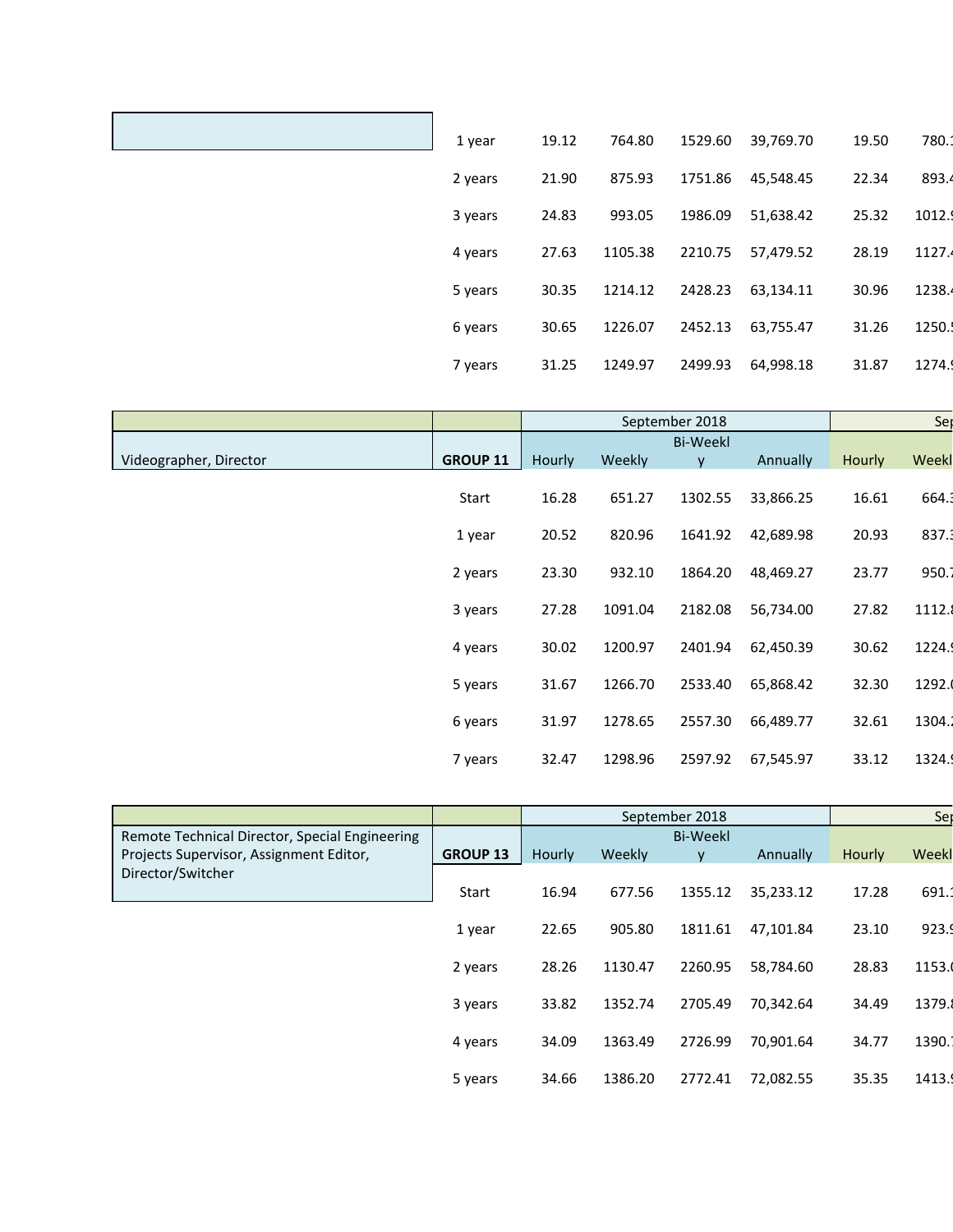| | | | | | | | |
|---|---|---|---|---|---|---|---|
| | 1 year | 19.12 | 764.80 | 1529.60 | 39,769.70 | 19.50 | 780.1 |
| | 2 years | 21.90 | 875.93 | 1751.86 | 45,548.45 | 22.34 | 893.4 |
| | 3 years | 24.83 | 993.05 | 1986.09 | 51,638.42 | 25.32 | 1012.9 |
| | 4 years | 27.63 | 1105.38 | 2210.75 | 57,479.52 | 28.19 | 1127.4 |
| | 5 years | 30.35 | 1214.12 | 2428.23 | 63,134.11 | 30.96 | 1238.4 |
| | 6 years | 30.65 | 1226.07 | 2452.13 | 63,755.47 | 31.26 | 1250.5 |
| | 7 years | 31.25 | 1249.97 | 2499.93 | 64,998.18 | 31.87 | 1274.9 |

| | | September 2018 | | | | Sep | |
|---|---|---|---|---|---|---|---|
| Videographer, Director | GROUP 11 | Hourly | Weekly | Bi-Weekly | Annually | Hourly | Weekl |
| | Start | 16.28 | 651.27 | 1302.55 | 33,866.25 | 16.61 | 664.3 |
| | 1 year | 20.52 | 820.96 | 1641.92 | 42,689.98 | 20.93 | 837.3 |
| | 2 years | 23.30 | 932.10 | 1864.20 | 48,469.27 | 23.77 | 950.7 |
| | 3 years | 27.28 | 1091.04 | 2182.08 | 56,734.00 | 27.82 | 1112.8 |
| | 4 years | 30.02 | 1200.97 | 2401.94 | 62,450.39 | 30.62 | 1224.9 |
| | 5 years | 31.67 | 1266.70 | 2533.40 | 65,868.42 | 32.30 | 1292.0 |
| | 6 years | 31.97 | 1278.65 | 2557.30 | 66,489.77 | 32.61 | 1304.2 |
| | 7 years | 32.47 | 1298.96 | 2597.92 | 67,545.97 | 33.12 | 1324.9 |

| | | September 2018 | | | | Sep | |
|---|---|---|---|---|---|---|---|
| Remote Technical Director, Special Engineering Projects Supervisor, Assignment Editor, Director/Switcher | GROUP 13 | Hourly | Weekly | Bi-Weekly | Annually | Hourly | Weekl |
| | Start | 16.94 | 677.56 | 1355.12 | 35,233.12 | 17.28 | 691.1 |
| | 1 year | 22.65 | 905.80 | 1811.61 | 47,101.84 | 23.10 | 923.9 |
| | 2 years | 28.26 | 1130.47 | 2260.95 | 58,784.60 | 28.83 | 1153.0 |
| | 3 years | 33.82 | 1352.74 | 2705.49 | 70,342.64 | 34.49 | 1379.8 |
| | 4 years | 34.09 | 1363.49 | 2726.99 | 70,901.64 | 34.77 | 1390.7 |
| | 5 years | 34.66 | 1386.20 | 2772.41 | 72,082.55 | 35.35 | 1413.9 |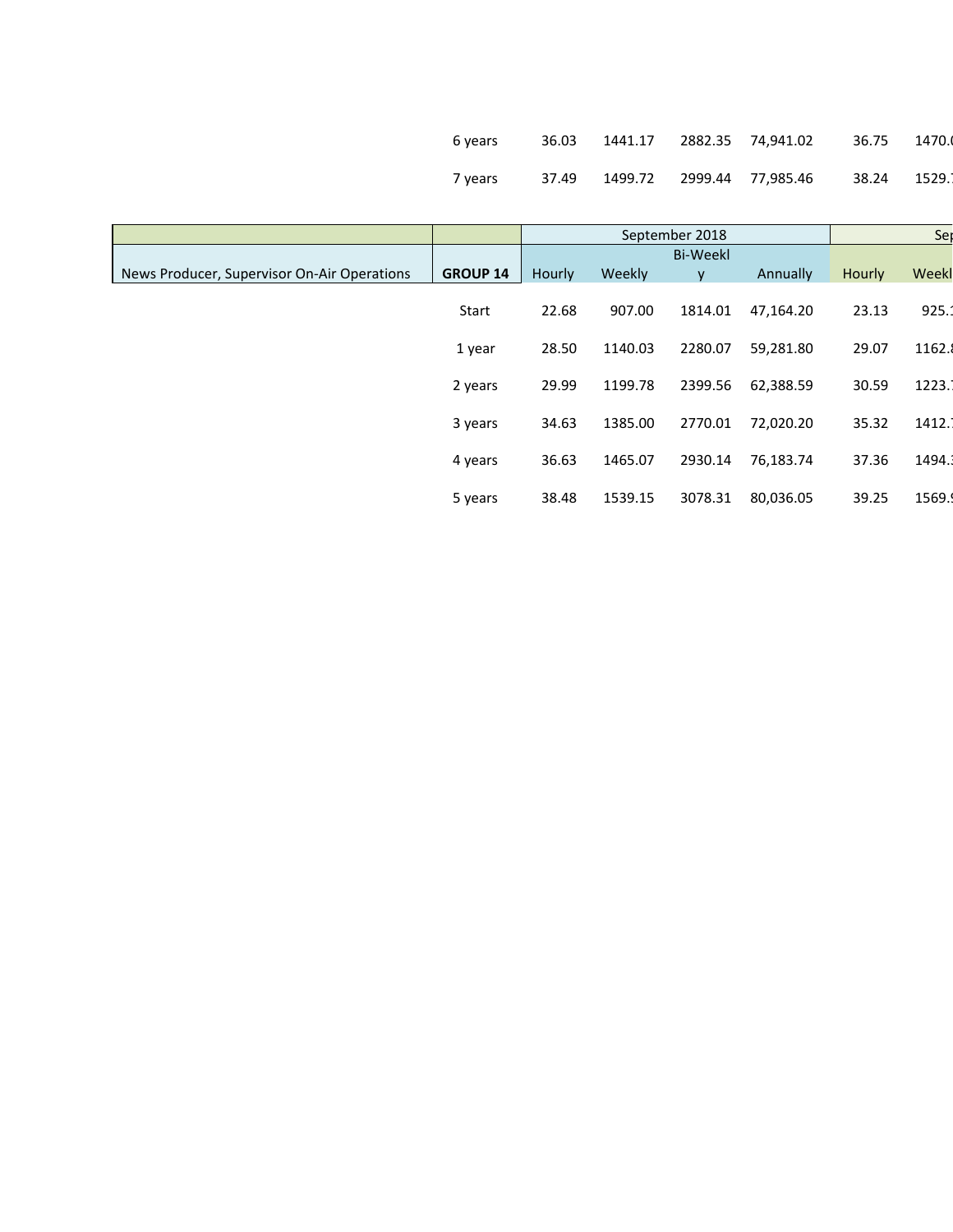| | | | | | | | |
|---|---|---|---|---|---|---|---|
| 6 years | 36.03 | 1441.17 | 2882.35 | 74,941.02 | 36.75 | 1470.( |
| 7 years | 37.49 | 1499.72 | 2999.44 | 77,985.46 | 38.24 | 1529.7 |

| | | September 2018 | | | | Sep | |
|---|---|---|---|---|---|---|---|
| News Producer, Supervisor On-Air Operations | **GROUP 14** | Hourly | Weekly | Bi-Weekly | Annually | Hourly | Weekl |
| | Start | 22.68 | 907.00 | 1814.01 | 47,164.20 | 23.13 | 925.1 |
| | 1 year | 28.50 | 1140.03 | 2280.07 | 59,281.80 | 29.07 | 1162.8 |
| | 2 years | 29.99 | 1199.78 | 2399.56 | 62,388.59 | 30.59 | 1223.7 |
| | 3 years | 34.63 | 1385.00 | 2770.01 | 72,020.20 | 35.32 | 1412.7 |
| | 4 years | 36.63 | 1465.07 | 2930.14 | 76,183.74 | 37.36 | 1494.3 |
| | 5 years | 38.48 | 1539.15 | 3078.31 | 80,036.05 | 39.25 | 1569.9 |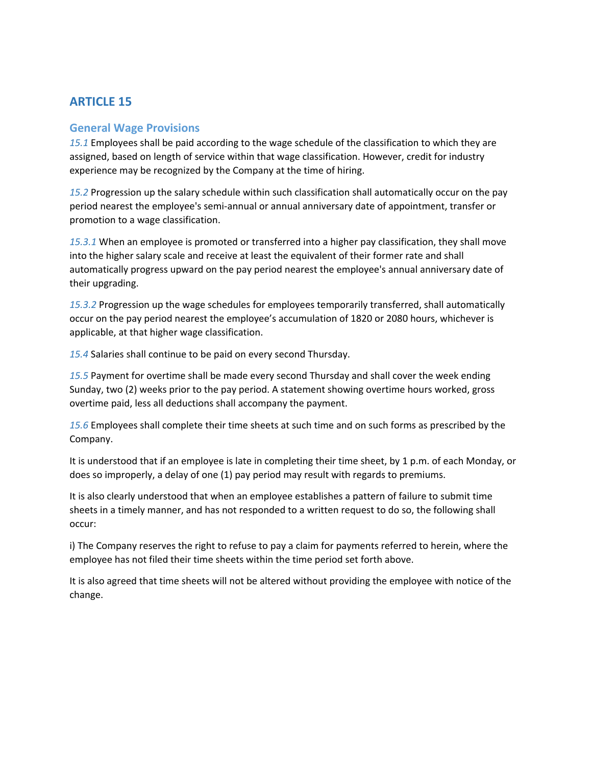## ARTICLE 15

### General Wage Provisions

*15.1* Employees shall be paid according to the wage schedule of the classification to which they are assigned, based on length of service within that wage classification. However, credit for industry experience may be recognized by the Company at the time of hiring.

*15.2* Progression up the salary schedule within such classification shall automatically occur on the pay period nearest the employee's semi-annual or annual anniversary date of appointment, transfer or promotion to a wage classification.

*15.3.1* When an employee is promoted or transferred into a higher pay classification, they shall move into the higher salary scale and receive at least the equivalent of their former rate and shall automatically progress upward on the pay period nearest the employee's annual anniversary date of their upgrading.

*15.3.2* Progression up the wage schedules for employees temporarily transferred, shall automatically occur on the pay period nearest the employee's accumulation of 1820 or 2080 hours, whichever is applicable, at that higher wage classification.

*15.4* Salaries shall continue to be paid on every second Thursday.

*15.5* Payment for overtime shall be made every second Thursday and shall cover the week ending Sunday, two (2) weeks prior to the pay period. A statement showing overtime hours worked, gross overtime paid, less all deductions shall accompany the payment.

*15.6* Employees shall complete their time sheets at such time and on such forms as prescribed by the Company.

It is understood that if an employee is late in completing their time sheet, by 1 p.m. of each Monday, or does so improperly, a delay of one (1) pay period may result with regards to premiums.

It is also clearly understood that when an employee establishes a pattern of failure to submit time sheets in a timely manner, and has not responded to a written request to do so, the following shall occur:

i) The Company reserves the right to refuse to pay a claim for payments referred to herein, where the employee has not filed their time sheets within the time period set forth above.

It is also agreed that time sheets will not be altered without providing the employee with notice of the change.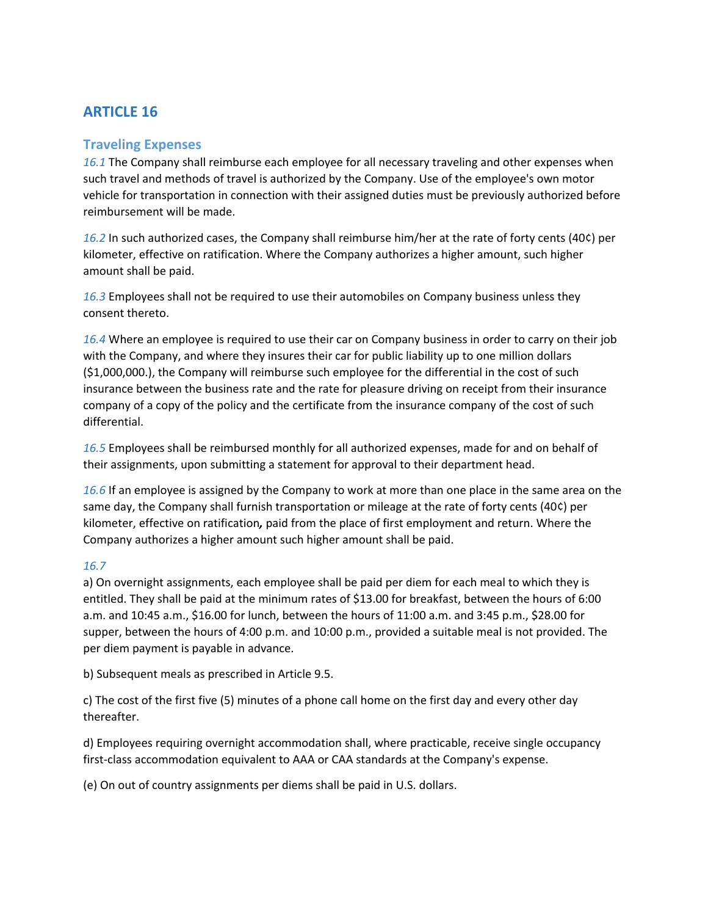## ARTICLE 16

### Traveling Expenses

*16.1* The Company shall reimburse each employee for all necessary traveling and other expenses when such travel and methods of travel is authorized by the Company. Use of the employee's own motor vehicle for transportation in connection with their assigned duties must be previously authorized before reimbursement will be made.

*16.2* In such authorized cases, the Company shall reimburse him/her at the rate of forty cents (40¢) per kilometer, effective on ratification. Where the Company authorizes a higher amount, such higher amount shall be paid.

*16.3* Employees shall not be required to use their automobiles on Company business unless they consent thereto.

*16.4* Where an employee is required to use their car on Company business in order to carry on their job with the Company, and where they insures their car for public liability up to one million dollars ($1,000,000.), the Company will reimburse such employee for the differential in the cost of such insurance between the business rate and the rate for pleasure driving on receipt from their insurance company of a copy of the policy and the certificate from the insurance company of the cost of such differential.

*16.5* Employees shall be reimbursed monthly for all authorized expenses, made for and on behalf of their assignments, upon submitting a statement for approval to their department head.

*16.6* If an employee is assigned by the Company to work at more than one place in the same area on the same day, the Company shall furnish transportation or mileage at the rate of forty cents (40¢) per kilometer, effective on ratification**,** paid from the place of first employment and return. Where the Company authorizes a higher amount such higher amount shall be paid.

*16.7*

a) On overnight assignments, each employee shall be paid per diem for each meal to which they is entitled. They shall be paid at the minimum rates of $13.00 for breakfast, between the hours of 6:00 a.m. and 10:45 a.m., $16.00 for lunch, between the hours of 11:00 a.m. and 3:45 p.m., $28.00 for supper, between the hours of 4:00 p.m. and 10:00 p.m., provided a suitable meal is not provided. The per diem payment is payable in advance.

b) Subsequent meals as prescribed in Article 9.5.

c) The cost of the first five (5) minutes of a phone call home on the first day and every other day thereafter.

d) Employees requiring overnight accommodation shall, where practicable, receive single occupancy first-class accommodation equivalent to AAA or CAA standards at the Company's expense.

(e) On out of country assignments per diems shall be paid in U.S. dollars.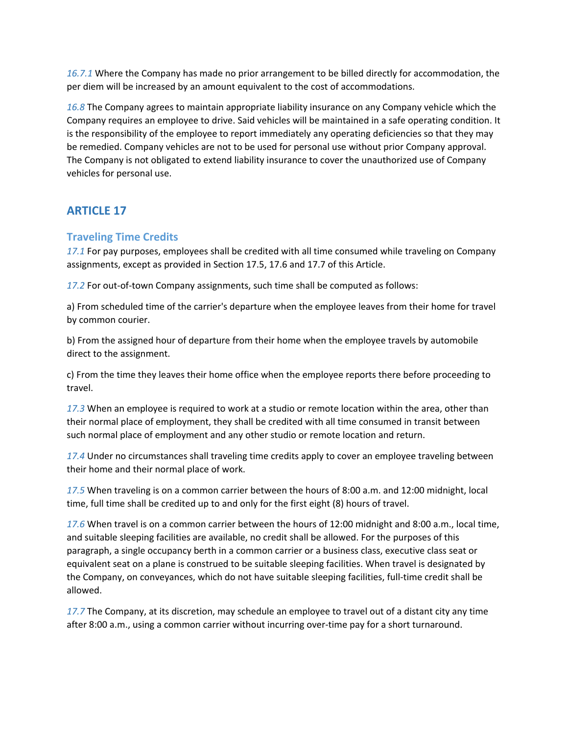*16.7.1* Where the Company has made no prior arrangement to be billed directly for accommodation, the per diem will be increased by an amount equivalent to the cost of accommodations.

*16.8* The Company agrees to maintain appropriate liability insurance on any Company vehicle which the Company requires an employee to drive. Said vehicles will be maintained in a safe operating condition. It is the responsibility of the employee to report immediately any operating deficiencies so that they may be remedied. Company vehicles are not to be used for personal use without prior Company approval. The Company is not obligated to extend liability insurance to cover the unauthorized use of Company vehicles for personal use.

## ARTICLE 17

### Traveling Time Credits

*17.1* For pay purposes, employees shall be credited with all time consumed while traveling on Company assignments, except as provided in Section 17.5, 17.6 and 17.7 of this Article.

*17.2* For out-of-town Company assignments, such time shall be computed as follows:

a) From scheduled time of the carrier's departure when the employee leaves from their home for travel by common courier.

b) From the assigned hour of departure from their home when the employee travels by automobile direct to the assignment.

c) From the time they leaves their home office when the employee reports there before proceeding to travel.

*17.3* When an employee is required to work at a studio or remote location within the area, other than their normal place of employment, they shall be credited with all time consumed in transit between such normal place of employment and any other studio or remote location and return.

*17.4* Under no circumstances shall traveling time credits apply to cover an employee traveling between their home and their normal place of work.

*17.5* When traveling is on a common carrier between the hours of 8:00 a.m. and 12:00 midnight, local time, full time shall be credited up to and only for the first eight (8) hours of travel.

*17.6* When travel is on a common carrier between the hours of 12:00 midnight and 8:00 a.m., local time, and suitable sleeping facilities are available, no credit shall be allowed. For the purposes of this paragraph, a single occupancy berth in a common carrier or a business class, executive class seat or equivalent seat on a plane is construed to be suitable sleeping facilities. When travel is designated by the Company, on conveyances, which do not have suitable sleeping facilities, full-time credit shall be allowed.

*17.7* The Company, at its discretion, may schedule an employee to travel out of a distant city any time after 8:00 a.m., using a common carrier without incurring over-time pay for a short turnaround.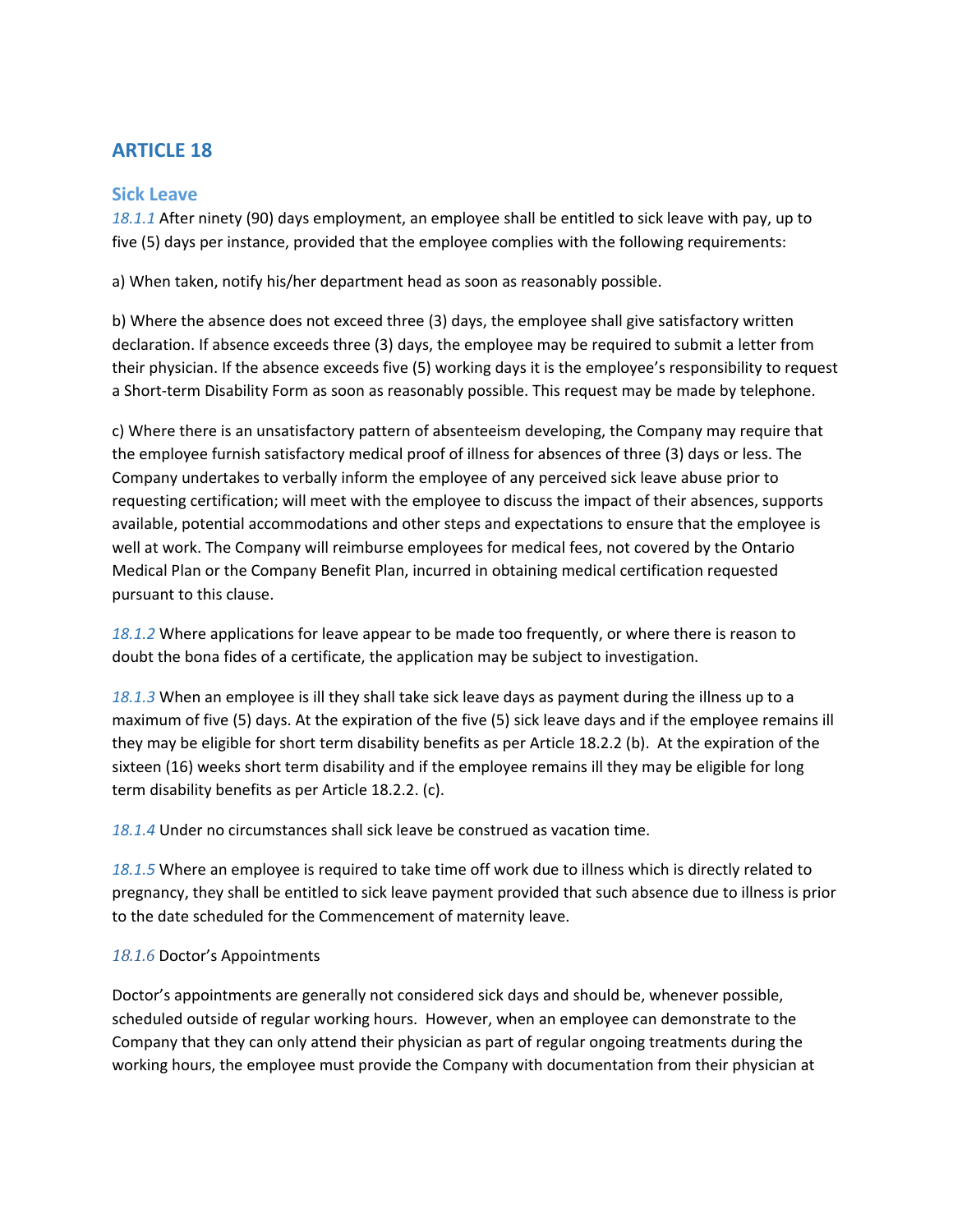## ARTICLE 18

### Sick Leave

*18.1.1* After ninety (90) days employment, an employee shall be entitled to sick leave with pay, up to five (5) days per instance, provided that the employee complies with the following requirements:

a) When taken, notify his/her department head as soon as reasonably possible.

b) Where the absence does not exceed three (3) days, the employee shall give satisfactory written declaration. If absence exceeds three (3) days, the employee may be required to submit a letter from their physician. If the absence exceeds five (5) working days it is the employee's responsibility to request a Short-term Disability Form as soon as reasonably possible. This request may be made by telephone.

c) Where there is an unsatisfactory pattern of absenteeism developing, the Company may require that the employee furnish satisfactory medical proof of illness for absences of three (3) days or less. The Company undertakes to verbally inform the employee of any perceived sick leave abuse prior to requesting certification; will meet with the employee to discuss the impact of their absences, supports available, potential accommodations and other steps and expectations to ensure that the employee is well at work. The Company will reimburse employees for medical fees, not covered by the Ontario Medical Plan or the Company Benefit Plan, incurred in obtaining medical certification requested pursuant to this clause.

*18.1.2* Where applications for leave appear to be made too frequently, or where there is reason to doubt the bona fides of a certificate, the application may be subject to investigation.

*18.1.3* When an employee is ill they shall take sick leave days as payment during the illness up to a maximum of five (5) days. At the expiration of the five (5) sick leave days and if the employee remains ill they may be eligible for short term disability benefits as per Article 18.2.2 (b). At the expiration of the sixteen (16) weeks short term disability and if the employee remains ill they may be eligible for long term disability benefits as per Article 18.2.2. (c).

*18.1.4* Under no circumstances shall sick leave be construed as vacation time.

*18.1.5* Where an employee is required to take time off work due to illness which is directly related to pregnancy, they shall be entitled to sick leave payment provided that such absence due to illness is prior to the date scheduled for the Commencement of maternity leave.

*18.1.6* Doctor's Appointments

Doctor's appointments are generally not considered sick days and should be, whenever possible, scheduled outside of regular working hours. However, when an employee can demonstrate to the Company that they can only attend their physician as part of regular ongoing treatments during the working hours, the employee must provide the Company with documentation from their physician at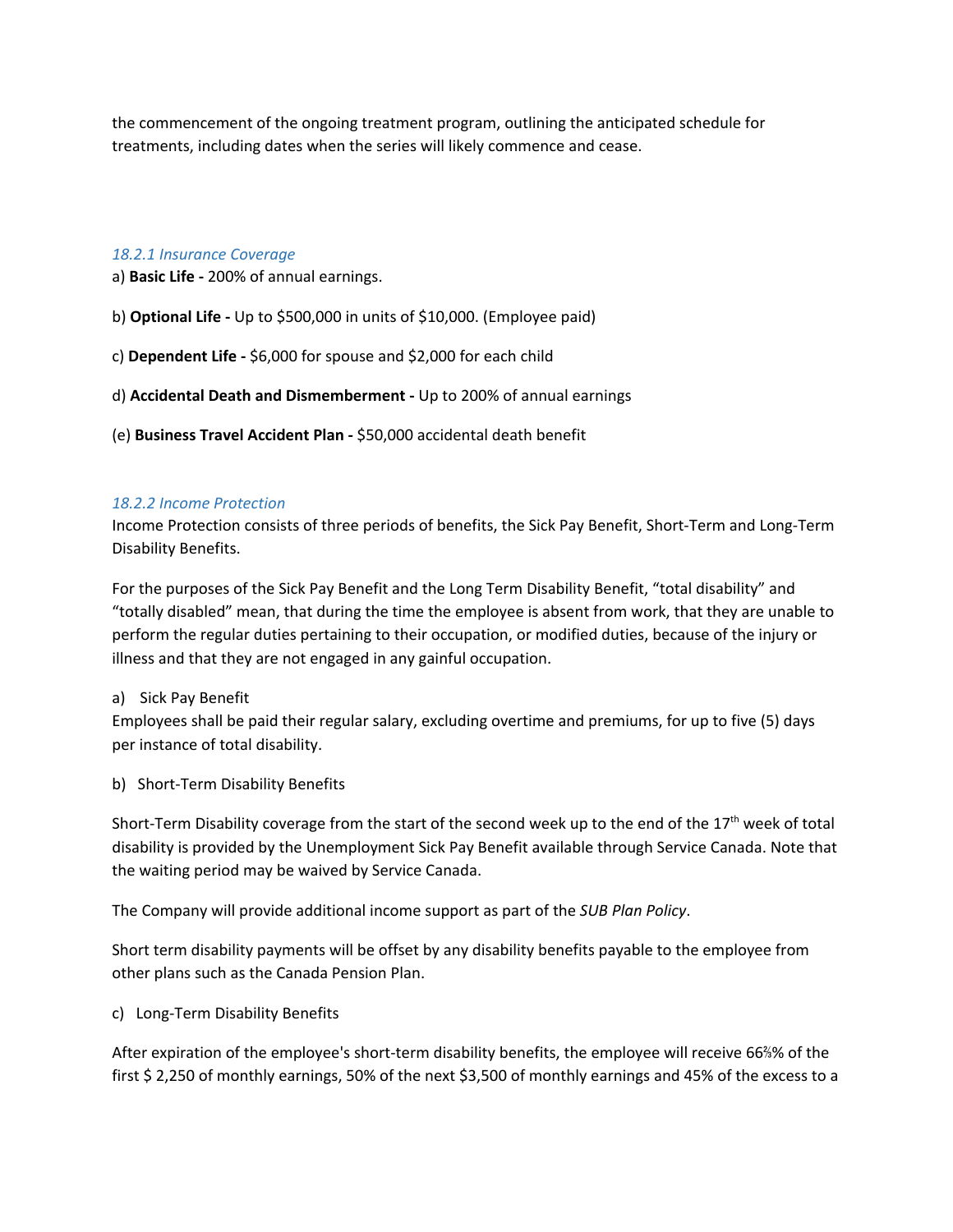the commencement of the ongoing treatment program, outlining the anticipated schedule for treatments, including dates when the series will likely commence and cease.

### *18.2.1 Insurance Coverage*

a) **Basic Life -** 200% of annual earnings.

b) **Optional Life -** Up to $500,000 in units of $10,000. (Employee paid)

c) **Dependent Life -** $6,000 for spouse and $2,000 for each child

d) **Accidental Death and Dismemberment -** Up to 200% of annual earnings

(e) **Business Travel Accident Plan -** $50,000 accidental death benefit

### *18.2.2 Income Protection*

Income Protection consists of three periods of benefits, the Sick Pay Benefit, Short-Term and Long-Term Disability Benefits.

For the purposes of the Sick Pay Benefit and the Long Term Disability Benefit, "total disability" and "totally disabled" mean, that during the time the employee is absent from work, that they are unable to perform the regular duties pertaining to their occupation, or modified duties, because of the injury or illness and that they are not engaged in any gainful occupation.

a) Sick Pay Benefit

Employees shall be paid their regular salary, excluding overtime and premiums, for up to five (5) days per instance of total disability.

b) Short-Term Disability Benefits

Short-Term Disability coverage from the start of the second week up to the end of the 17th week of total disability is provided by the Unemployment Sick Pay Benefit available through Service Canada. Note that the waiting period may be waived by Service Canada.

The Company will provide additional income support as part of the *SUB Plan Policy*.

Short term disability payments will be offset by any disability benefits payable to the employee from other plans such as the Canada Pension Plan.

c) Long-Term Disability Benefits

After expiration of the employee's short-term disability benefits, the employee will receive 66⅔% of the first $ 2,250 of monthly earnings, 50% of the next $3,500 of monthly earnings and 45% of the excess to a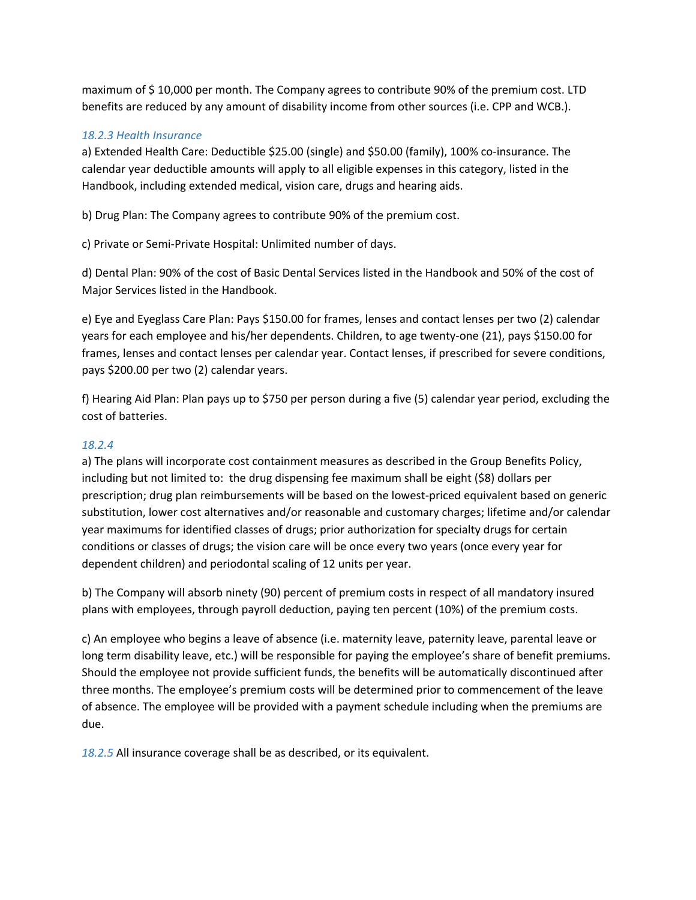maximum of $ 10,000 per month. The Company agrees to contribute 90% of the premium cost. LTD benefits are reduced by any amount of disability income from other sources (i.e. CPP and WCB.).

#### *18.2.3 Health Insurance*

a) Extended Health Care: Deductible $25.00 (single) and $50.00 (family), 100% co-insurance. The calendar year deductible amounts will apply to all eligible expenses in this category, listed in the Handbook, including extended medical, vision care, drugs and hearing aids.

b) Drug Plan: The Company agrees to contribute 90% of the premium cost.

c) Private or Semi-Private Hospital: Unlimited number of days.

d) Dental Plan: 90% of the cost of Basic Dental Services listed in the Handbook and 50% of the cost of Major Services listed in the Handbook.

e) Eye and Eyeglass Care Plan: Pays $150.00 for frames, lenses and contact lenses per two (2) calendar years for each employee and his/her dependents. Children, to age twenty-one (21), pays $150.00 for frames, lenses and contact lenses per calendar year. Contact lenses, if prescribed for severe conditions, pays $200.00 per two (2) calendar years.

f) Hearing Aid Plan: Plan pays up to $750 per person during a five (5) calendar year period, excluding the cost of batteries.

#### *18.2.4*

a) The plans will incorporate cost containment measures as described in the Group Benefits Policy, including but not limited to: the drug dispensing fee maximum shall be eight ($8) dollars per prescription; drug plan reimbursements will be based on the lowest-priced equivalent based on generic substitution, lower cost alternatives and/or reasonable and customary charges; lifetime and/or calendar year maximums for identified classes of drugs; prior authorization for specialty drugs for certain conditions or classes of drugs; the vision care will be once every two years (once every year for dependent children) and periodontal scaling of 12 units per year.

b) The Company will absorb ninety (90) percent of premium costs in respect of all mandatory insured plans with employees, through payroll deduction, paying ten percent (10%) of the premium costs.

c) An employee who begins a leave of absence (i.e. maternity leave, paternity leave, parental leave or long term disability leave, etc.) will be responsible for paying the employee's share of benefit premiums. Should the employee not provide sufficient funds, the benefits will be automatically discontinued after three months. The employee's premium costs will be determined prior to commencement of the leave of absence. The employee will be provided with a payment schedule including when the premiums are due.

*18.2.5* All insurance coverage shall be as described, or its equivalent.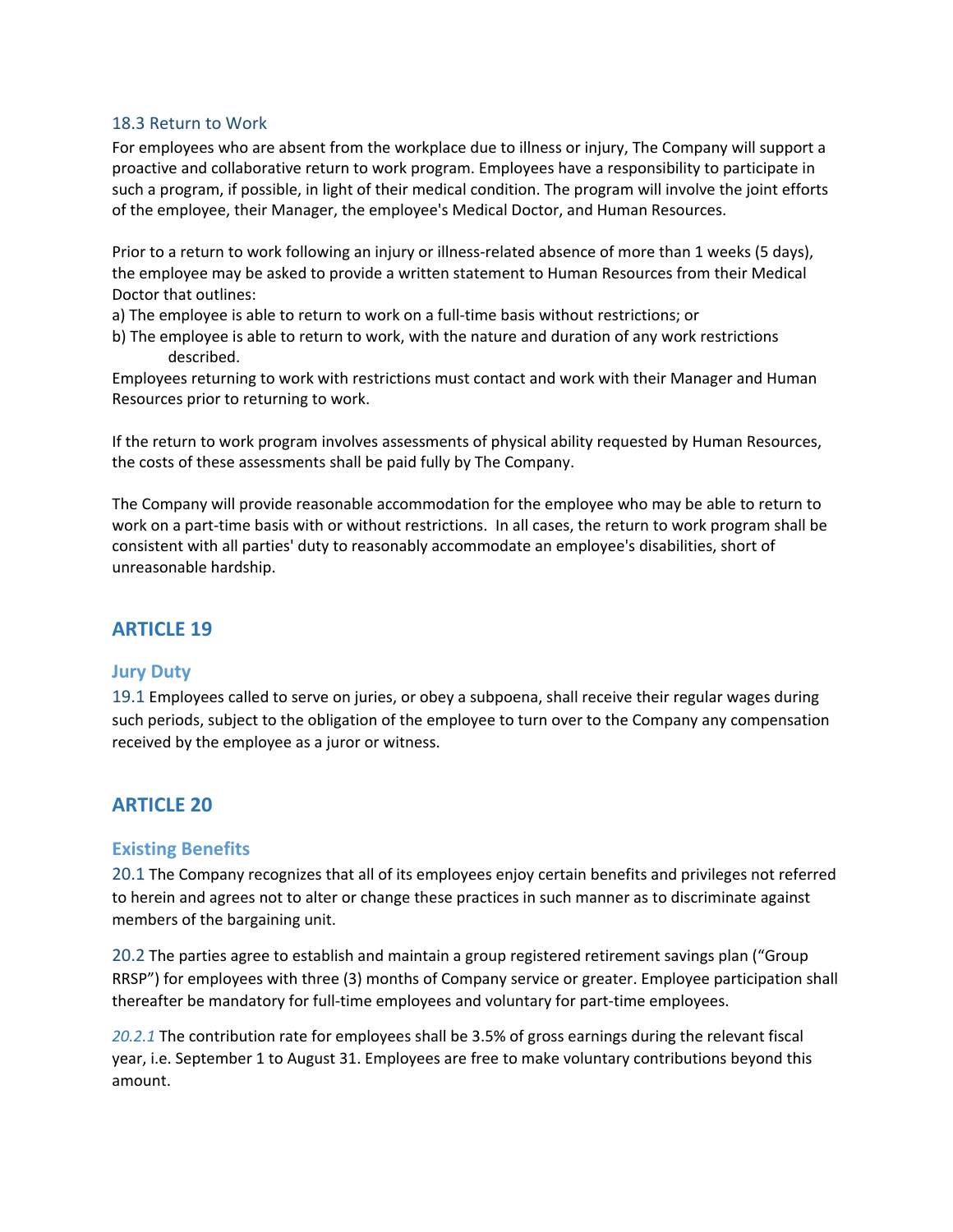### 18.3 Return to Work

For employees who are absent from the workplace due to illness or injury, The Company will support a proactive and collaborative return to work program. Employees have a responsibility to participate in such a program, if possible, in light of their medical condition. The program will involve the joint efforts of the employee, their Manager, the employee's Medical Doctor, and Human Resources.

Prior to a return to work following an injury or illness-related absence of more than 1 weeks (5 days), the employee may be asked to provide a written statement to Human Resources from their Medical Doctor that outlines:

a) The employee is able to return to work on a full-time basis without restrictions; or

b) The employee is able to return to work, with the nature and duration of any work restrictions described.

Employees returning to work with restrictions must contact and work with their Manager and Human Resources prior to returning to work.

If the return to work program involves assessments of physical ability requested by Human Resources, the costs of these assessments shall be paid fully by The Company.

The Company will provide reasonable accommodation for the employee who may be able to return to work on a part-time basis with or without restrictions. In all cases, the return to work program shall be consistent with all parties' duty to reasonably accommodate an employee's disabilities, short of unreasonable hardship.

## ARTICLE 19

### Jury Duty

19.1 Employees called to serve on juries, or obey a subpoena, shall receive their regular wages during such periods, subject to the obligation of the employee to turn over to the Company any compensation received by the employee as a juror or witness.

## ARTICLE 20

### Existing Benefits

20.1 The Company recognizes that all of its employees enjoy certain benefits and privileges not referred to herein and agrees not to alter or change these practices in such manner as to discriminate against members of the bargaining unit.

20.2 The parties agree to establish and maintain a group registered retirement savings plan ("Group RRSP") for employees with three (3) months of Company service or greater. Employee participation shall thereafter be mandatory for full-time employees and voluntary for part-time employees.

*20.2.1* The contribution rate for employees shall be 3.5% of gross earnings during the relevant fiscal year, i.e. September 1 to August 31. Employees are free to make voluntary contributions beyond this amount.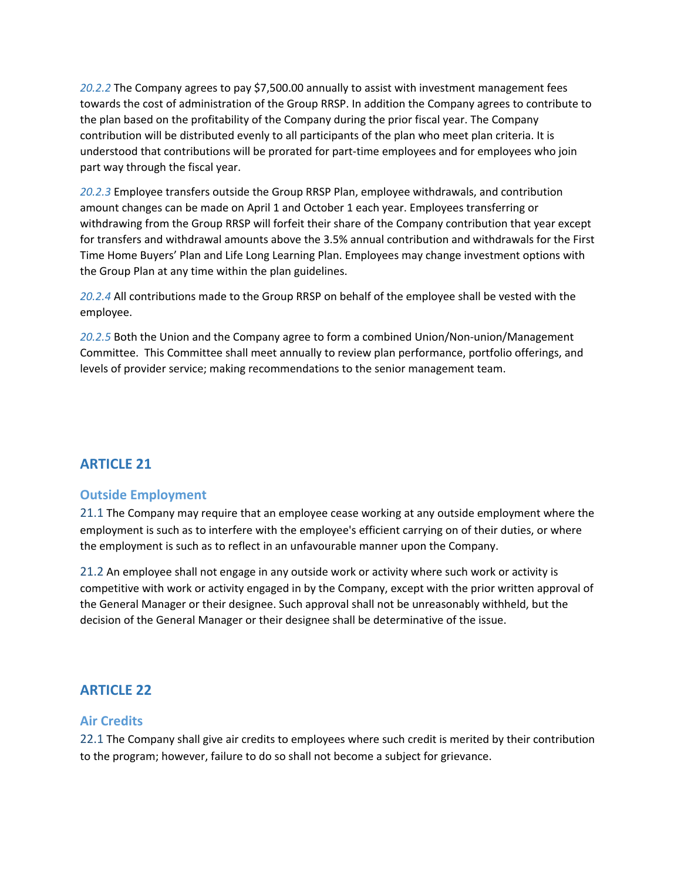*20.2.2* The Company agrees to pay $7,500.00 annually to assist with investment management fees towards the cost of administration of the Group RRSP. In addition the Company agrees to contribute to the plan based on the profitability of the Company during the prior fiscal year. The Company contribution will be distributed evenly to all participants of the plan who meet plan criteria. It is understood that contributions will be prorated for part-time employees and for employees who join part way through the fiscal year.

*20.2.3* Employee transfers outside the Group RRSP Plan, employee withdrawals, and contribution amount changes can be made on April 1 and October 1 each year. Employees transferring or withdrawing from the Group RRSP will forfeit their share of the Company contribution that year except for transfers and withdrawal amounts above the 3.5% annual contribution and withdrawals for the First Time Home Buyers' Plan and Life Long Learning Plan. Employees may change investment options with the Group Plan at any time within the plan guidelines.

*20.2.4* All contributions made to the Group RRSP on behalf of the employee shall be vested with the employee.

*20.2.5* Both the Union and the Company agree to form a combined Union/Non-union/Management Committee. This Committee shall meet annually to review plan performance, portfolio offerings, and levels of provider service; making recommendations to the senior management team.

## ARTICLE 21

### Outside Employment

21.1 The Company may require that an employee cease working at any outside employment where the employment is such as to interfere with the employee's efficient carrying on of their duties, or where the employment is such as to reflect in an unfavourable manner upon the Company.

21.2 An employee shall not engage in any outside work or activity where such work or activity is competitive with work or activity engaged in by the Company, except with the prior written approval of the General Manager or their designee. Such approval shall not be unreasonably withheld, but the decision of the General Manager or their designee shall be determinative of the issue.

## ARTICLE 22

### Air Credits

22.1 The Company shall give air credits to employees where such credit is merited by their contribution to the program; however, failure to do so shall not become a subject for grievance.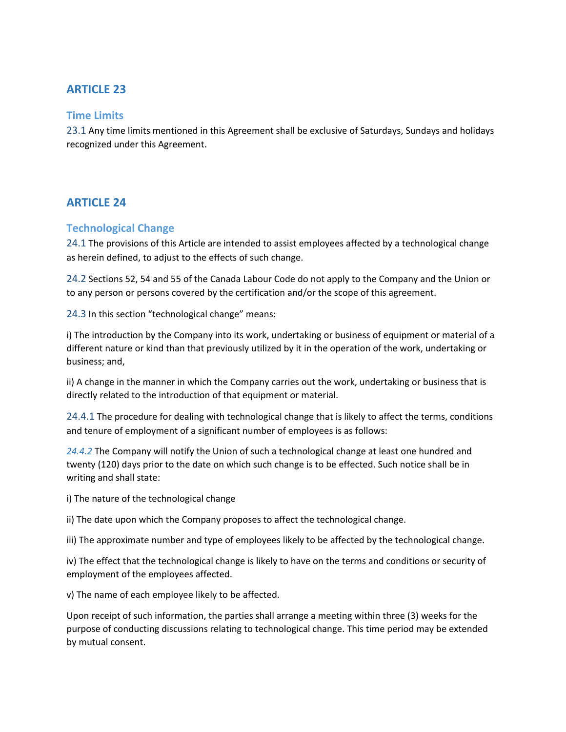## ARTICLE 23

### Time Limits

23.1 Any time limits mentioned in this Agreement shall be exclusive of Saturdays, Sundays and holidays recognized under this Agreement.

## ARTICLE 24

### Technological Change

24.1 The provisions of this Article are intended to assist employees affected by a technological change as herein defined, to adjust to the effects of such change.

24.2 Sections 52, 54 and 55 of the Canada Labour Code do not apply to the Company and the Union or to any person or persons covered by the certification and/or the scope of this agreement.

24.3 In this section "technological change" means:

i) The introduction by the Company into its work, undertaking or business of equipment or material of a different nature or kind than that previously utilized by it in the operation of the work, undertaking or business; and,

ii) A change in the manner in which the Company carries out the work, undertaking or business that is directly related to the introduction of that equipment or material.

24.4.1 The procedure for dealing with technological change that is likely to affect the terms, conditions and tenure of employment of a significant number of employees is as follows:

*24.4.2* The Company will notify the Union of such a technological change at least one hundred and twenty (120) days prior to the date on which such change is to be effected. Such notice shall be in writing and shall state:

i) The nature of the technological change

ii) The date upon which the Company proposes to affect the technological change.

iii) The approximate number and type of employees likely to be affected by the technological change.

iv) The effect that the technological change is likely to have on the terms and conditions or security of employment of the employees affected.

v) The name of each employee likely to be affected.

Upon receipt of such information, the parties shall arrange a meeting within three (3) weeks for the purpose of conducting discussions relating to technological change. This time period may be extended by mutual consent.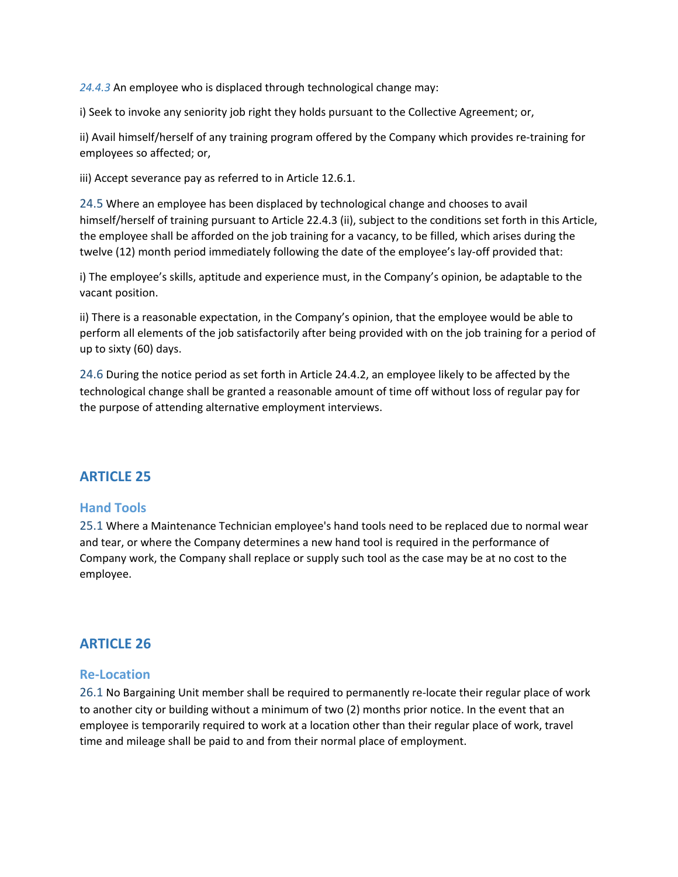*24.4.3* An employee who is displaced through technological change may:

i) Seek to invoke any seniority job right they holds pursuant to the Collective Agreement; or,

ii) Avail himself/herself of any training program offered by the Company which provides re-training for employees so affected; or,

iii) Accept severance pay as referred to in Article 12.6.1.

24.5 Where an employee has been displaced by technological change and chooses to avail himself/herself of training pursuant to Article 22.4.3 (ii), subject to the conditions set forth in this Article, the employee shall be afforded on the job training for a vacancy, to be filled, which arises during the twelve (12) month period immediately following the date of the employee's lay-off provided that:

i) The employee's skills, aptitude and experience must, in the Company's opinion, be adaptable to the vacant position.

ii) There is a reasonable expectation, in the Company's opinion, that the employee would be able to perform all elements of the job satisfactorily after being provided with on the job training for a period of up to sixty (60) days.

24.6 During the notice period as set forth in Article 24.4.2, an employee likely to be affected by the technological change shall be granted a reasonable amount of time off without loss of regular pay for the purpose of attending alternative employment interviews.

## ARTICLE 25

### Hand Tools

25.1 Where a Maintenance Technician employee's hand tools need to be replaced due to normal wear and tear, or where the Company determines a new hand tool is required in the performance of Company work, the Company shall replace or supply such tool as the case may be at no cost to the employee.

## ARTICLE 26

### Re-Location

26.1 No Bargaining Unit member shall be required to permanently re-locate their regular place of work to another city or building without a minimum of two (2) months prior notice. In the event that an employee is temporarily required to work at a location other than their regular place of work, travel time and mileage shall be paid to and from their normal place of employment.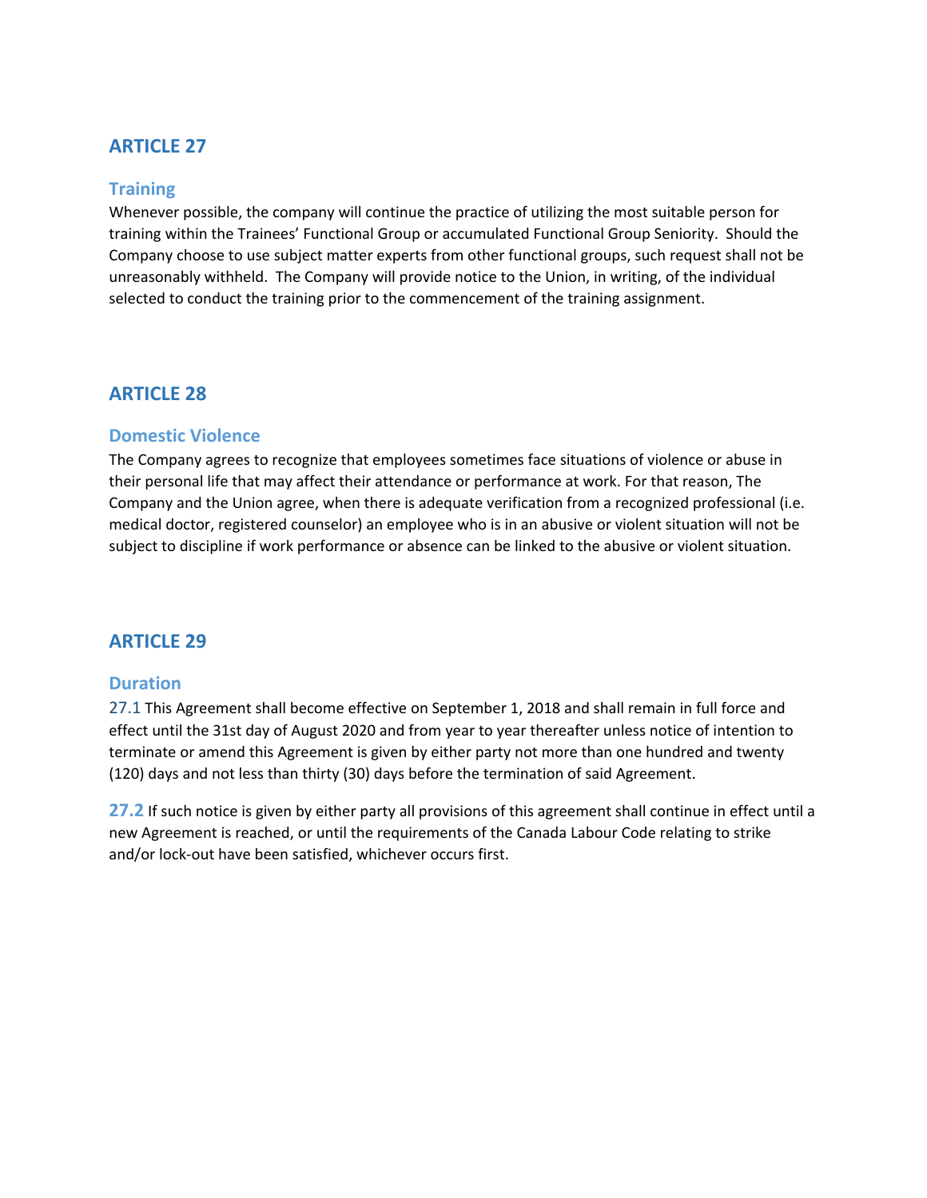## ARTICLE 27

### Training

Whenever possible, the company will continue the practice of utilizing the most suitable person for training within the Trainees' Functional Group or accumulated Functional Group Seniority. Should the Company choose to use subject matter experts from other functional groups, such request shall not be unreasonably withheld. The Company will provide notice to the Union, in writing, of the individual selected to conduct the training prior to the commencement of the training assignment.

## ARTICLE 28

### Domestic Violence

The Company agrees to recognize that employees sometimes face situations of violence or abuse in their personal life that may affect their attendance or performance at work. For that reason, The Company and the Union agree, when there is adequate verification from a recognized professional (i.e. medical doctor, registered counselor) an employee who is in an abusive or violent situation will not be subject to discipline if work performance or absence can be linked to the abusive or violent situation.

## ARTICLE 29

### Duration

**27.1** This Agreement shall become effective on September 1, 2018 and shall remain in full force and effect until the 31st day of August 2020 and from year to year thereafter unless notice of intention to terminate or amend this Agreement is given by either party not more than one hundred and twenty (120) days and not less than thirty (30) days before the termination of said Agreement.

**27.2** If such notice is given by either party all provisions of this agreement shall continue in effect until a new Agreement is reached, or until the requirements of the Canada Labour Code relating to strike and/or lock-out have been satisfied, whichever occurs first.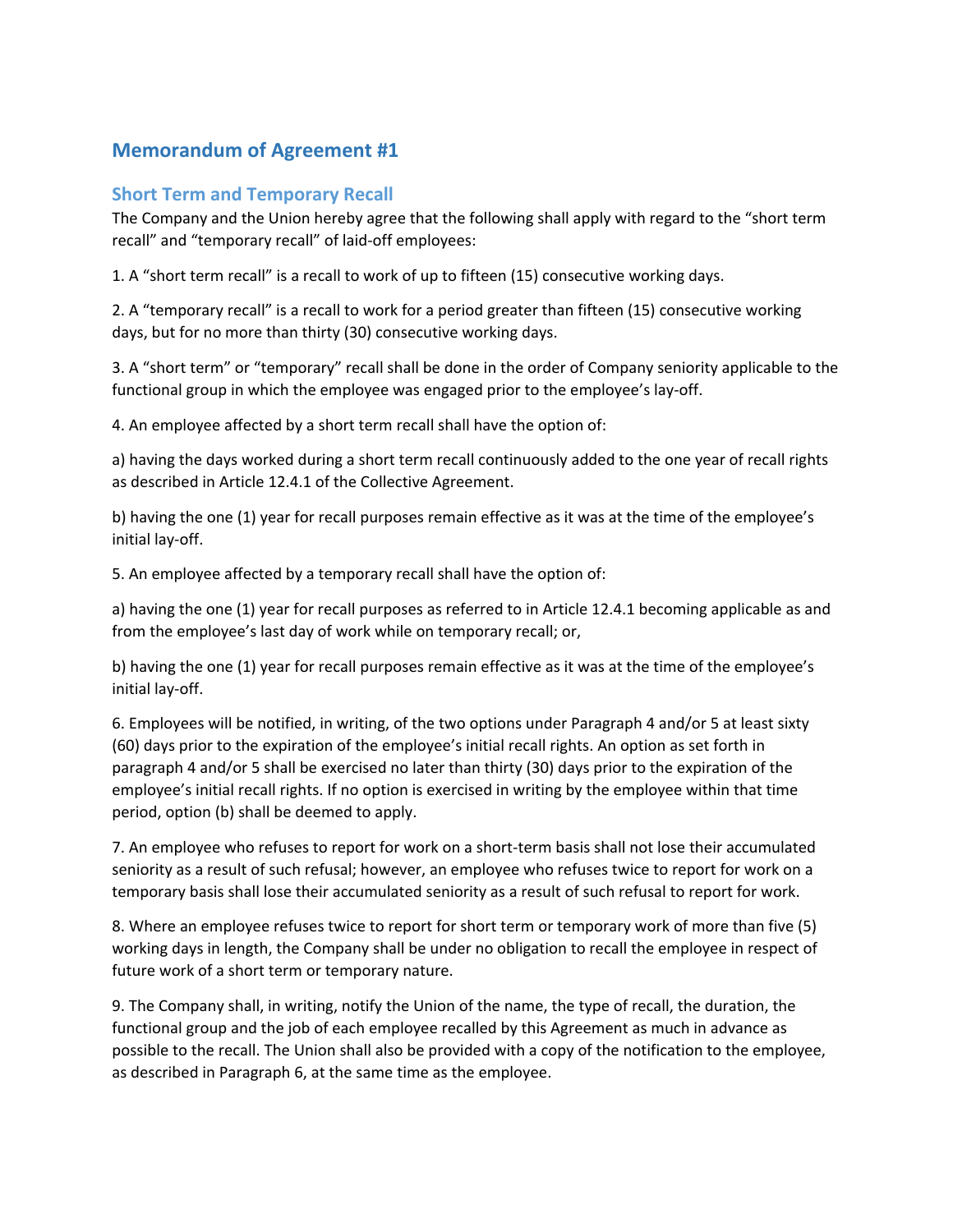## Memorandum of Agreement #1

### Short Term and Temporary Recall

The Company and the Union hereby agree that the following shall apply with regard to the "short term recall" and "temporary recall" of laid-off employees:

1. A "short term recall" is a recall to work of up to fifteen (15) consecutive working days.

2. A "temporary recall" is a recall to work for a period greater than fifteen (15) consecutive working days, but for no more than thirty (30) consecutive working days.

3. A "short term" or "temporary" recall shall be done in the order of Company seniority applicable to the functional group in which the employee was engaged prior to the employee's lay-off.

4. An employee affected by a short term recall shall have the option of:

a) having the days worked during a short term recall continuously added to the one year of recall rights as described in Article 12.4.1 of the Collective Agreement.

b) having the one (1) year for recall purposes remain effective as it was at the time of the employee's initial lay-off.

5. An employee affected by a temporary recall shall have the option of:

a) having the one (1) year for recall purposes as referred to in Article 12.4.1 becoming applicable as and from the employee's last day of work while on temporary recall; or,

b) having the one (1) year for recall purposes remain effective as it was at the time of the employee's initial lay-off.

6. Employees will be notified, in writing, of the two options under Paragraph 4 and/or 5 at least sixty (60) days prior to the expiration of the employee's initial recall rights. An option as set forth in paragraph 4 and/or 5 shall be exercised no later than thirty (30) days prior to the expiration of the employee's initial recall rights. If no option is exercised in writing by the employee within that time period, option (b) shall be deemed to apply.

7. An employee who refuses to report for work on a short-term basis shall not lose their accumulated seniority as a result of such refusal; however, an employee who refuses twice to report for work on a temporary basis shall lose their accumulated seniority as a result of such refusal to report for work.

8. Where an employee refuses twice to report for short term or temporary work of more than five (5) working days in length, the Company shall be under no obligation to recall the employee in respect of future work of a short term or temporary nature.

9. The Company shall, in writing, notify the Union of the name, the type of recall, the duration, the functional group and the job of each employee recalled by this Agreement as much in advance as possible to the recall. The Union shall also be provided with a copy of the notification to the employee, as described in Paragraph 6, at the same time as the employee.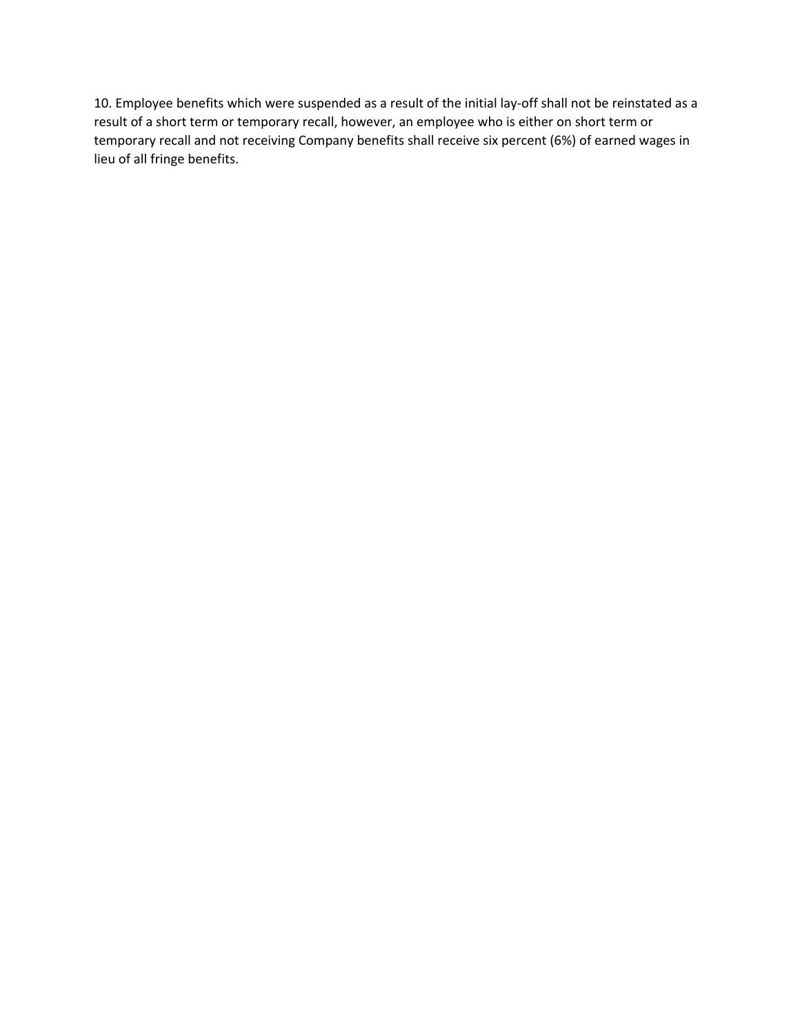10. Employee benefits which were suspended as a result of the initial lay-off shall not be reinstated as a result of a short term or temporary recall, however, an employee who is either on short term or temporary recall and not receiving Company benefits shall receive six percent (6%) of earned wages in lieu of all fringe benefits.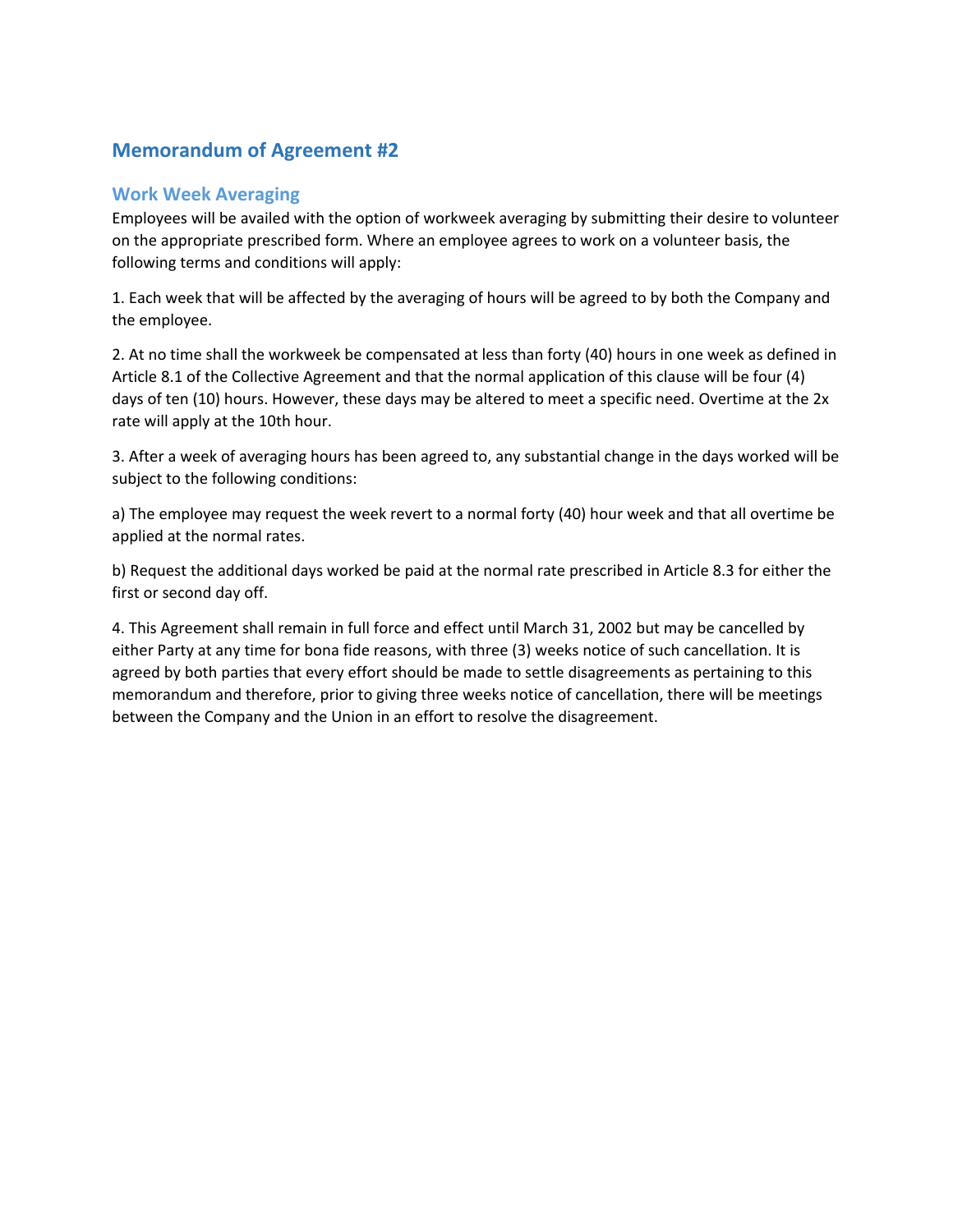## Memorandum of Agreement #2

### Work Week Averaging

Employees will be availed with the option of workweek averaging by submitting their desire to volunteer on the appropriate prescribed form. Where an employee agrees to work on a volunteer basis, the following terms and conditions will apply:

1. Each week that will be affected by the averaging of hours will be agreed to by both the Company and the employee.

2. At no time shall the workweek be compensated at less than forty (40) hours in one week as defined in Article 8.1 of the Collective Agreement and that the normal application of this clause will be four (4) days of ten (10) hours. However, these days may be altered to meet a specific need. Overtime at the 2x rate will apply at the 10th hour.

3. After a week of averaging hours has been agreed to, any substantial change in the days worked will be subject to the following conditions:

a) The employee may request the week revert to a normal forty (40) hour week and that all overtime be applied at the normal rates.

b) Request the additional days worked be paid at the normal rate prescribed in Article 8.3 for either the first or second day off.

4. This Agreement shall remain in full force and effect until March 31, 2002 but may be cancelled by either Party at any time for bona fide reasons, with three (3) weeks notice of such cancellation. It is agreed by both parties that every effort should be made to settle disagreements as pertaining to this memorandum and therefore, prior to giving three weeks notice of cancellation, there will be meetings between the Company and the Union in an effort to resolve the disagreement.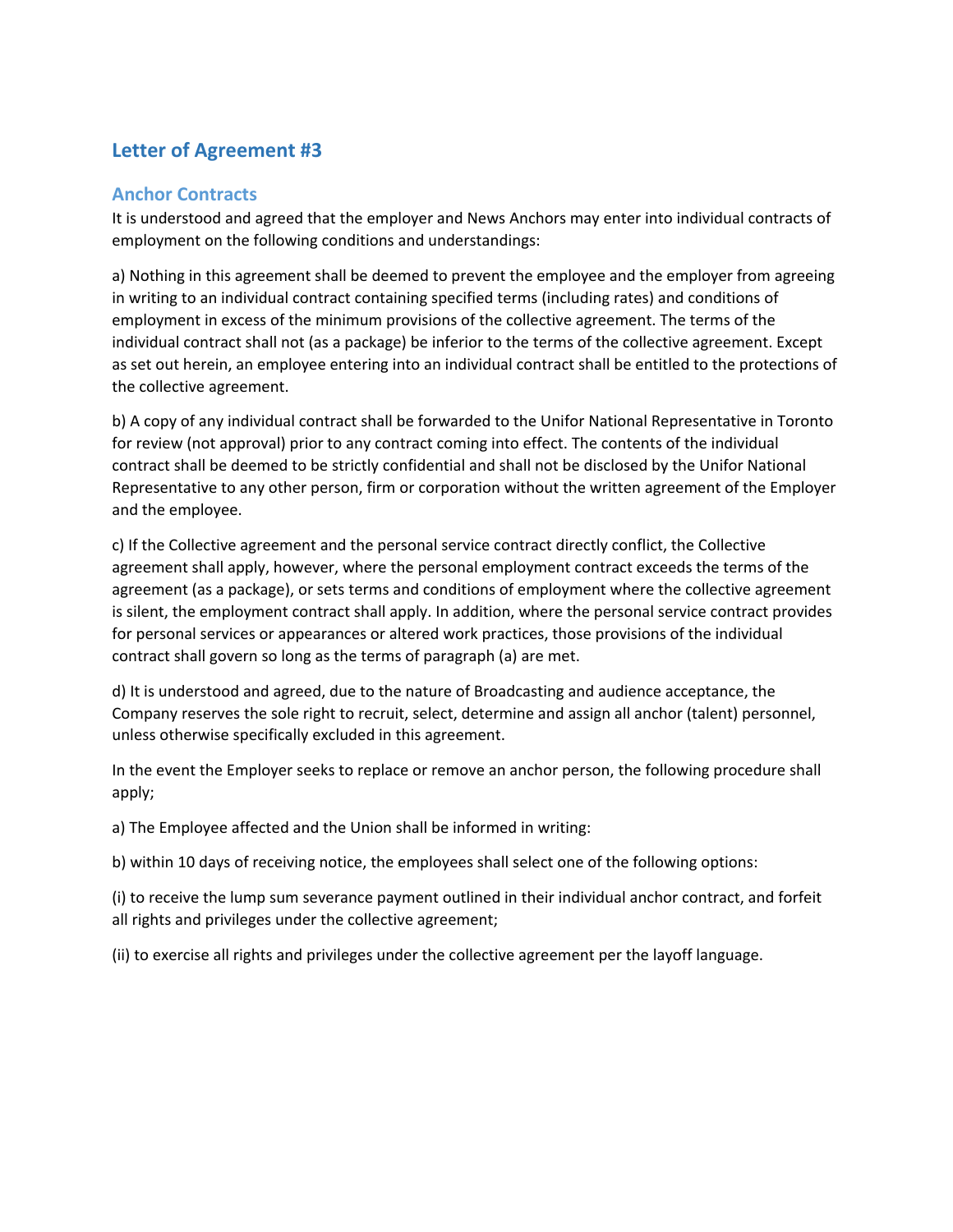## Letter of Agreement #3

### Anchor Contracts

It is understood and agreed that the employer and News Anchors may enter into individual contracts of employment on the following conditions and understandings:

a) Nothing in this agreement shall be deemed to prevent the employee and the employer from agreeing in writing to an individual contract containing specified terms (including rates) and conditions of employment in excess of the minimum provisions of the collective agreement. The terms of the individual contract shall not (as a package) be inferior to the terms of the collective agreement. Except as set out herein, an employee entering into an individual contract shall be entitled to the protections of the collective agreement.

b) A copy of any individual contract shall be forwarded to the Unifor National Representative in Toronto for review (not approval) prior to any contract coming into effect. The contents of the individual contract shall be deemed to be strictly confidential and shall not be disclosed by the Unifor National Representative to any other person, firm or corporation without the written agreement of the Employer and the employee.

c) If the Collective agreement and the personal service contract directly conflict, the Collective agreement shall apply, however, where the personal employment contract exceeds the terms of the agreement (as a package), or sets terms and conditions of employment where the collective agreement is silent, the employment contract shall apply. In addition, where the personal service contract provides for personal services or appearances or altered work practices, those provisions of the individual contract shall govern so long as the terms of paragraph (a) are met.

d) It is understood and agreed, due to the nature of Broadcasting and audience acceptance, the Company reserves the sole right to recruit, select, determine and assign all anchor (talent) personnel, unless otherwise specifically excluded in this agreement.

In the event the Employer seeks to replace or remove an anchor person, the following procedure shall apply;

a) The Employee affected and the Union shall be informed in writing:

b) within 10 days of receiving notice, the employees shall select one of the following options:

(i) to receive the lump sum severance payment outlined in their individual anchor contract, and forfeit all rights and privileges under the collective agreement;

(ii) to exercise all rights and privileges under the collective agreement per the layoff language.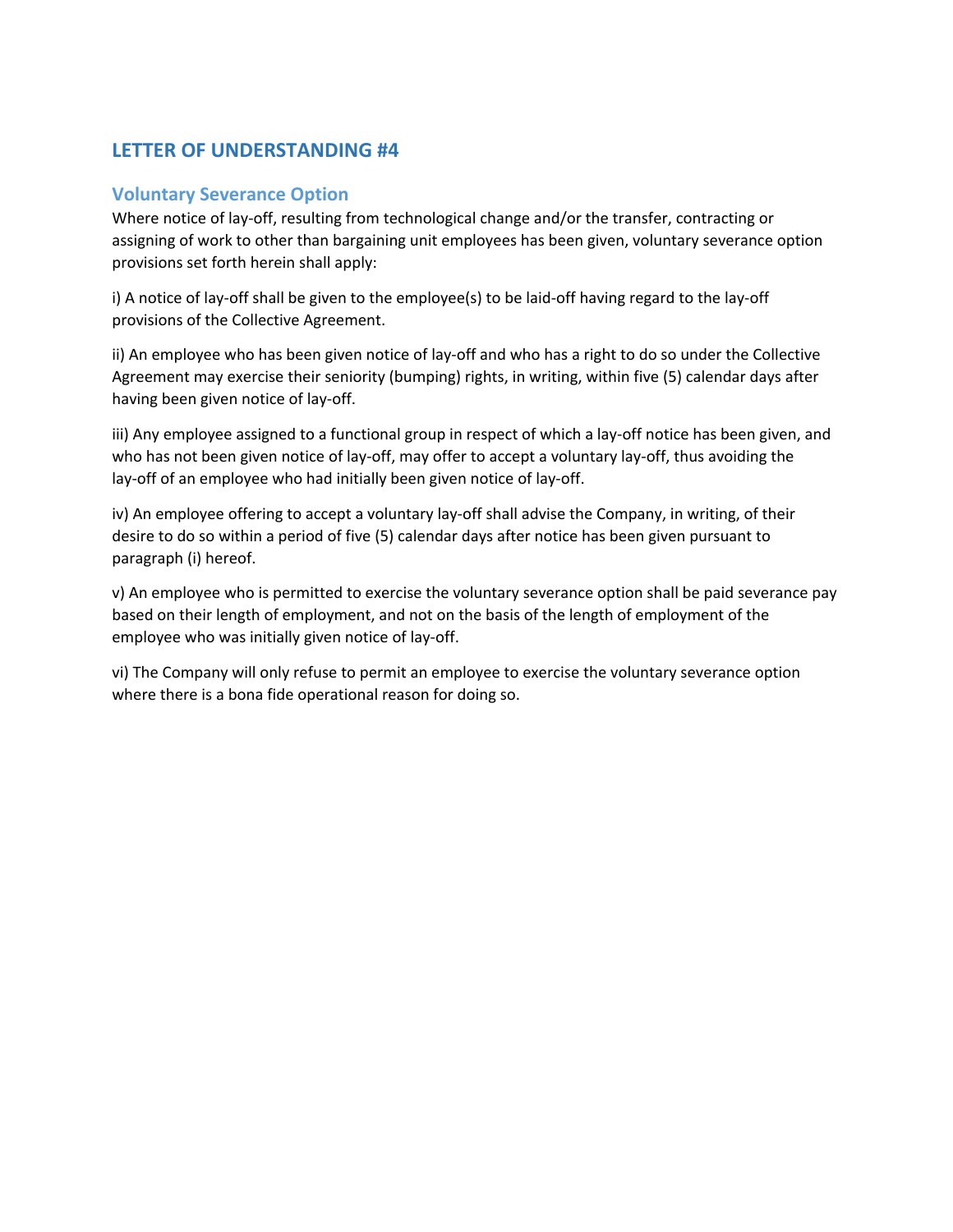## LETTER OF UNDERSTANDING #4

### Voluntary Severance Option

Where notice of lay-off, resulting from technological change and/or the transfer, contracting or assigning of work to other than bargaining unit employees has been given, voluntary severance option provisions set forth herein shall apply:

i) A notice of lay-off shall be given to the employee(s) to be laid-off having regard to the lay-off provisions of the Collective Agreement.

ii) An employee who has been given notice of lay-off and who has a right to do so under the Collective Agreement may exercise their seniority (bumping) rights, in writing, within five (5) calendar days after having been given notice of lay-off.

iii) Any employee assigned to a functional group in respect of which a lay-off notice has been given, and who has not been given notice of lay-off, may offer to accept a voluntary lay-off, thus avoiding the lay-off of an employee who had initially been given notice of lay-off.

iv) An employee offering to accept a voluntary lay-off shall advise the Company, in writing, of their desire to do so within a period of five (5) calendar days after notice has been given pursuant to paragraph (i) hereof.

v) An employee who is permitted to exercise the voluntary severance option shall be paid severance pay based on their length of employment, and not on the basis of the length of employment of the employee who was initially given notice of lay-off.

vi) The Company will only refuse to permit an employee to exercise the voluntary severance option where there is a bona fide operational reason for doing so.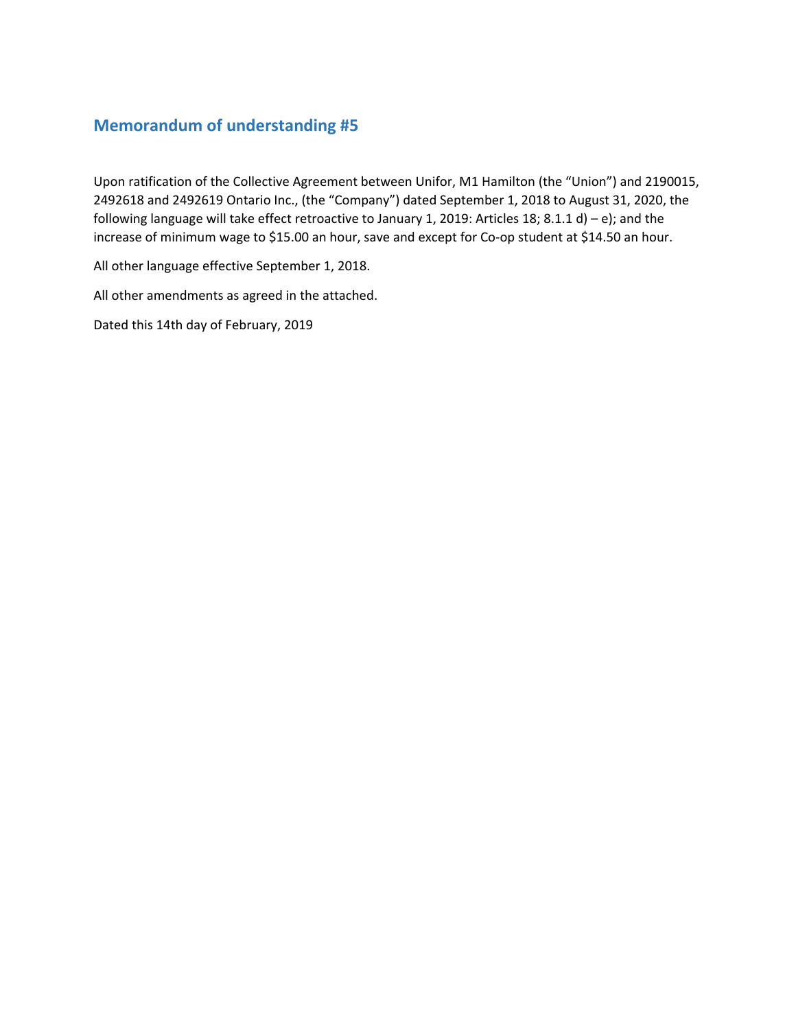## Memorandum of understanding #5

Upon ratification of the Collective Agreement between Unifor, M1 Hamilton (the "Union") and 2190015, 2492618 and 2492619 Ontario Inc., (the "Company") dated September 1, 2018 to August 31, 2020, the following language will take effect retroactive to January 1, 2019: Articles 18; 8.1.1 d) – e); and the increase of minimum wage to $15.00 an hour, save and except for Co-op student at $14.50 an hour.

All other language effective September 1, 2018.

All other amendments as agreed in the attached.

Dated this 14th day of February, 2019